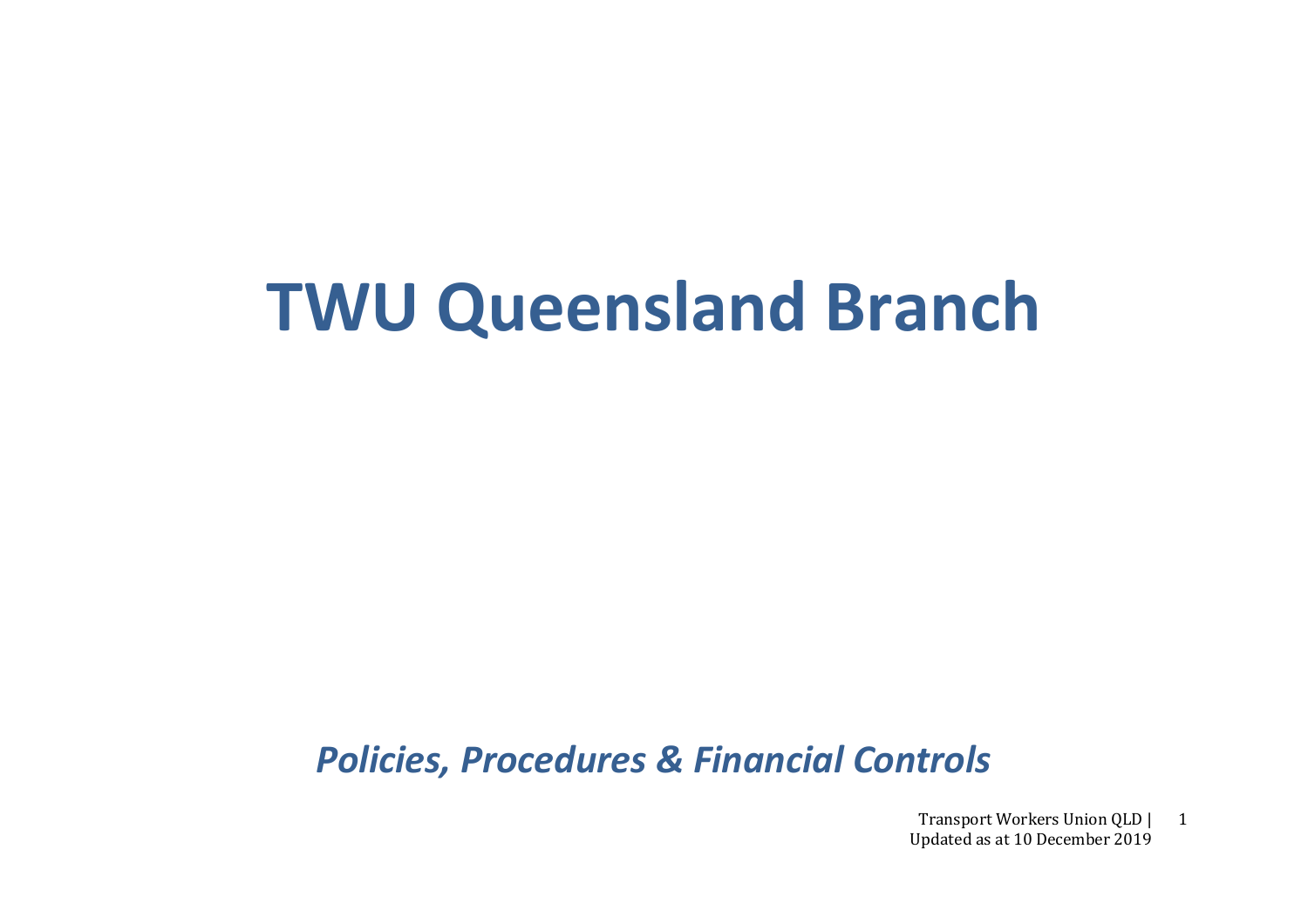# TWU Queensland Branch

## *Policies, Procedures & Financial Controls*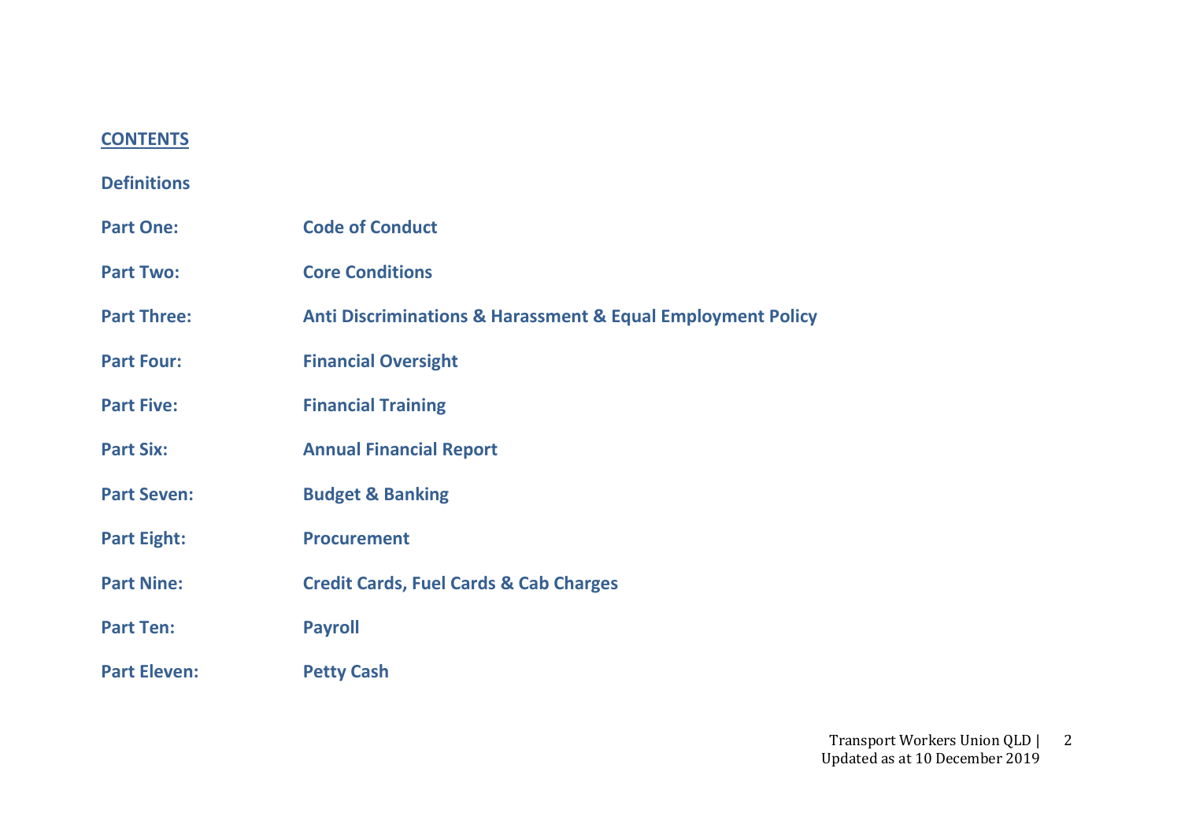## CONTENTS

**Definitions**

| | |
|---|---|
| **Part One:** | **Code of Conduct** |
| **Part Two:** | **Core Conditions** |
| **Part Three:** | **Anti Discriminations & Harassment & Equal Employment Policy** |
| **Part Four:** | **Financial Oversight** |
| **Part Five:** | **Financial Training** |
| **Part Six:** | **Annual Financial Report** |
| **Part Seven:** | **Budget & Banking** |
| **Part Eight:** | **Procurement** |
| **Part Nine:** | **Credit Cards, Fuel Cards & Cab Charges** |
| **Part Ten:** | **Payroll** |
| **Part Eleven:** | **Petty Cash** |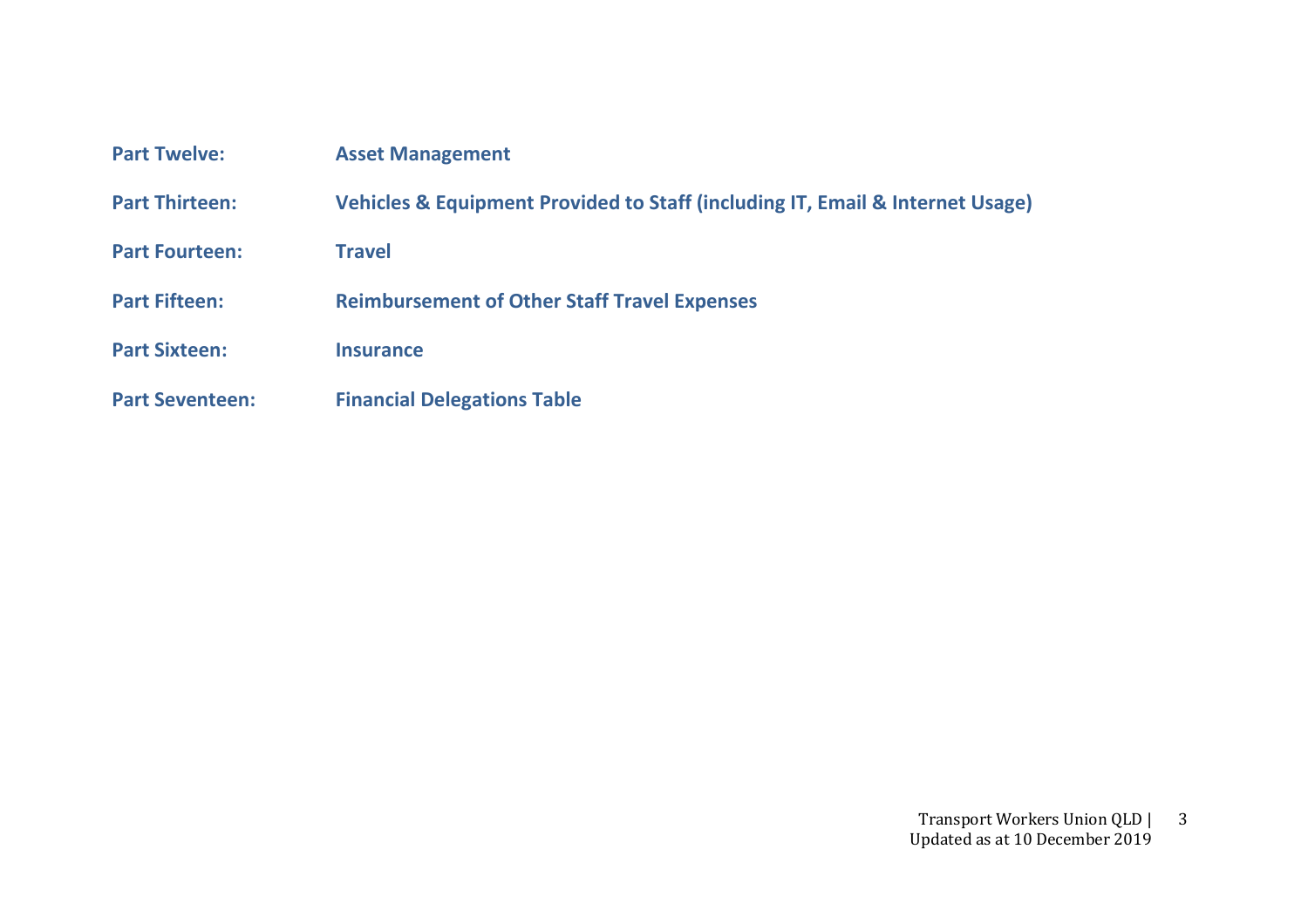| | |
|---|---|
| **Part Twelve:** | **Asset Management** |
| **Part Thirteen:** | **Vehicles & Equipment Provided to Staff (including IT, Email & Internet Usage)** |
| **Part Fourteen:** | **Travel** |
| **Part Fifteen:** | **Reimbursement of Other Staff Travel Expenses** |
| **Part Sixteen:** | **Insurance** |
| **Part Seventeen:** | **Financial Delegations Table** |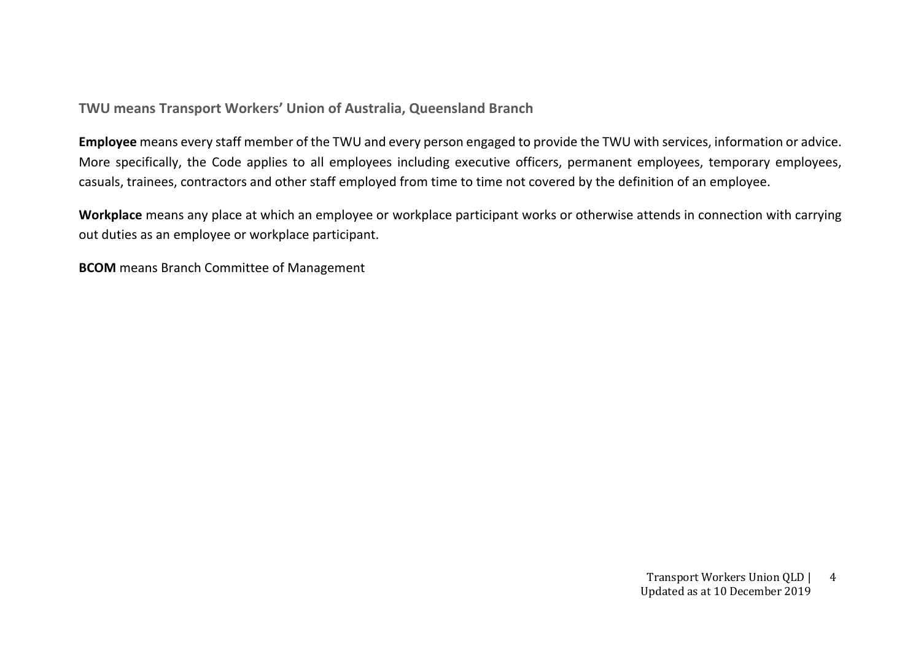**TWU means Transport Workers' Union of Australia, Queensland Branch**

**Employee** means every staff member of the TWU and every person engaged to provide the TWU with services, information or advice. More specifically, the Code applies to all employees including executive officers, permanent employees, temporary employees, casuals, trainees, contractors and other staff employed from time to time not covered by the definition of an employee.

**Workplace** means any place at which an employee or workplace participant works or otherwise attends in connection with carrying out duties as an employee or workplace participant.

**BCOM** means Branch Committee of Management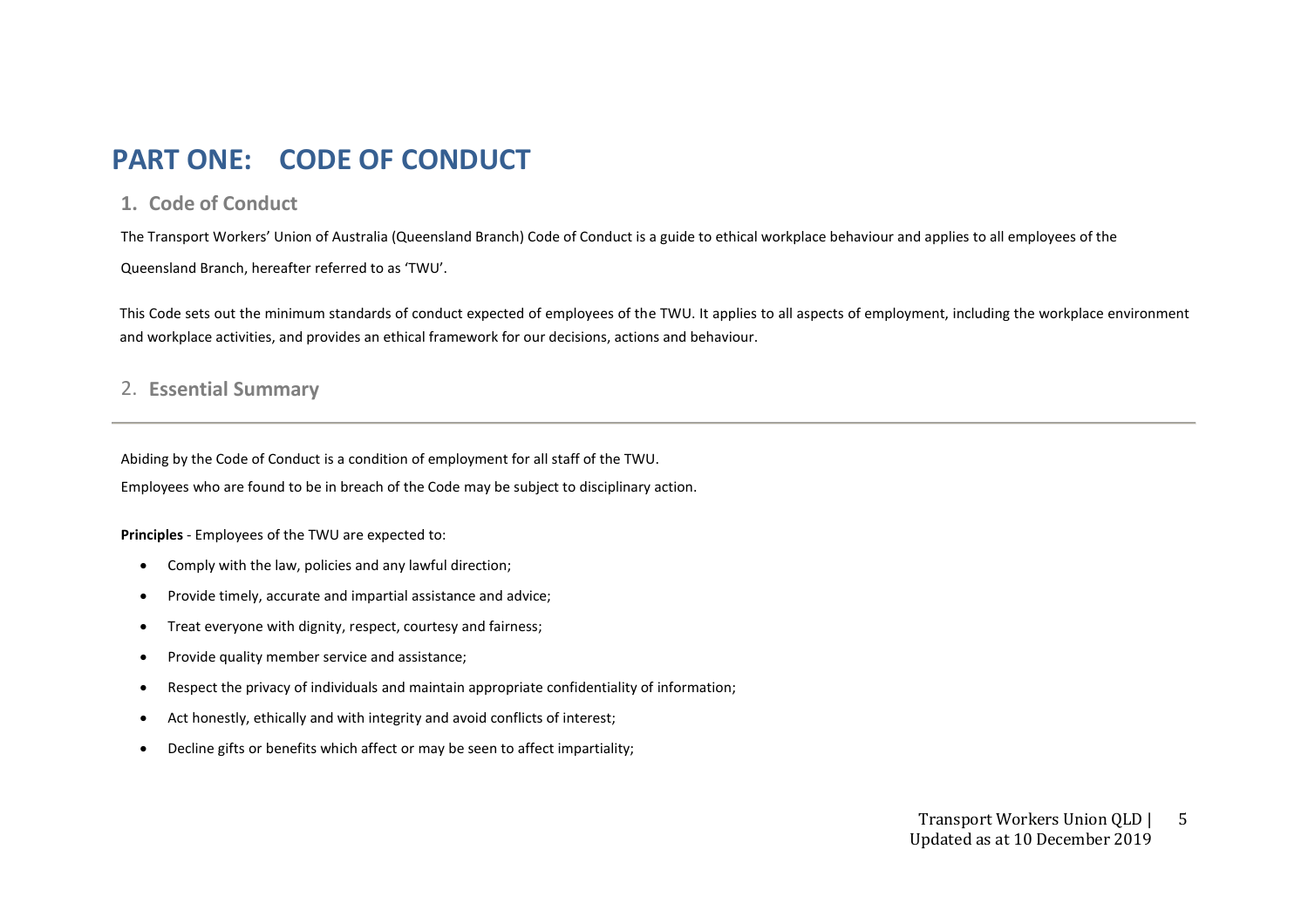# PART ONE: CODE OF CONDUCT

## 1. Code of Conduct

The Transport Workers' Union of Australia (Queensland Branch) Code of Conduct is a guide to ethical workplace behaviour and applies to all employees of the Queensland Branch, hereafter referred to as 'TWU'.

This Code sets out the minimum standards of conduct expected of employees of the TWU. It applies to all aspects of employment, including the workplace environment and workplace activities, and provides an ethical framework for our decisions, actions and behaviour.

## 2. Essential Summary

Abiding by the Code of Conduct is a condition of employment for all staff of the TWU.

Employees who are found to be in breach of the Code may be subject to disciplinary action.

**Principles** - Employees of the TWU are expected to:

- Comply with the law, policies and any lawful direction;
- Provide timely, accurate and impartial assistance and advice;
- Treat everyone with dignity, respect, courtesy and fairness;
- Provide quality member service and assistance;
- Respect the privacy of individuals and maintain appropriate confidentiality of information;
- Act honestly, ethically and with integrity and avoid conflicts of interest;
- Decline gifts or benefits which affect or may be seen to affect impartiality;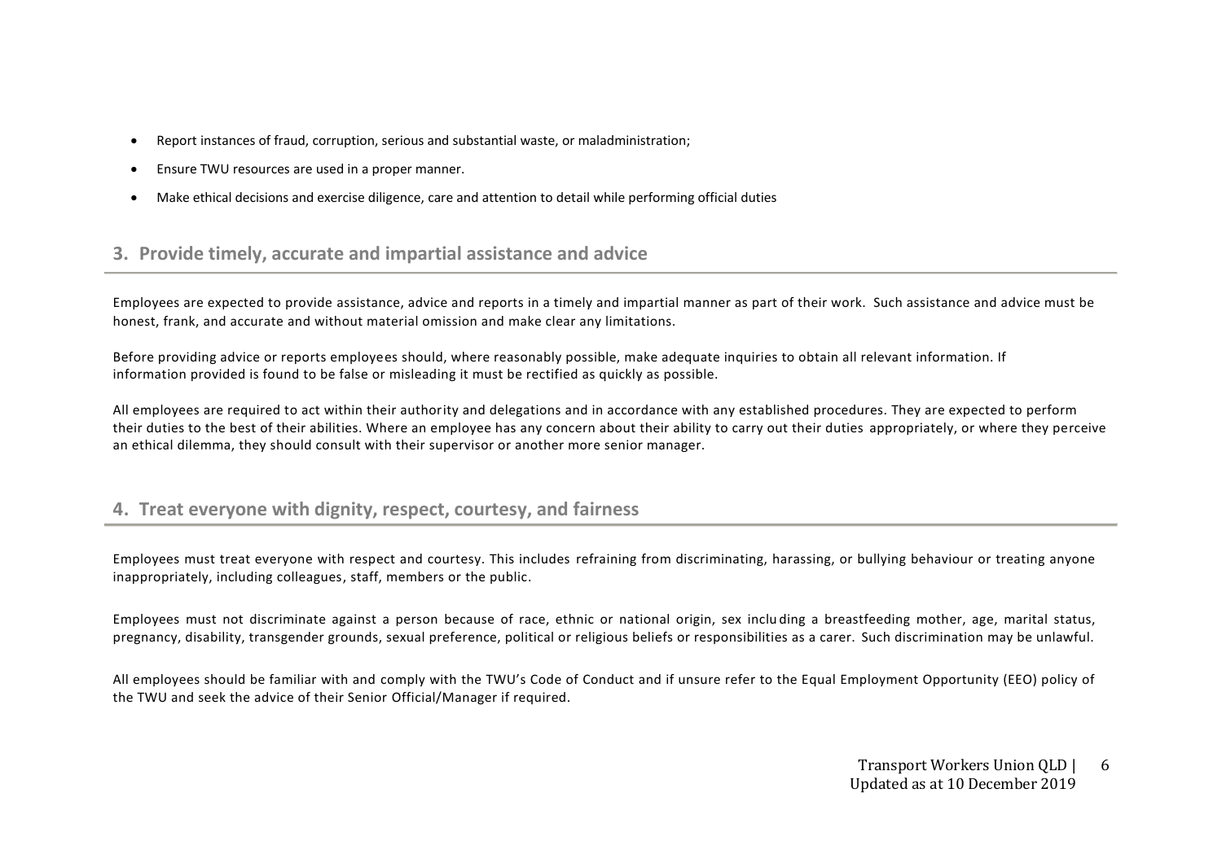- Report instances of fraud, corruption, serious and substantial waste, or maladministration;
- Ensure TWU resources are used in a proper manner.
- Make ethical decisions and exercise diligence, care and attention to detail while performing official duties

## 3. Provide timely, accurate and impartial assistance and advice

Employees are expected to provide assistance, advice and reports in a timely and impartial manner as part of their work. Such assistance and advice must be honest, frank, and accurate and without material omission and make clear any limitations.

Before providing advice or reports employees should, where reasonably possible, make adequate inquiries to obtain all relevant information. If information provided is found to be false or misleading it must be rectified as quickly as possible.

All employees are required to act within their authority and delegations and in accordance with any established procedures. They are expected to perform their duties to the best of their abilities. Where an employee has any concern about their ability to carry out their duties appropriately, or where they perceive an ethical dilemma, they should consult with their supervisor or another more senior manager.

## 4. Treat everyone with dignity, respect, courtesy, and fairness

Employees must treat everyone with respect and courtesy. This includes refraining from discriminating, harassing, or bullying behaviour or treating anyone inappropriately, including colleagues, staff, members or the public.

Employees must not discriminate against a person because of race, ethnic or national origin, sex including a breastfeeding mother, age, marital status, pregnancy, disability, transgender grounds, sexual preference, political or religious beliefs or responsibilities as a carer. Such discrimination may be unlawful.

All employees should be familiar with and comply with the TWU's Code of Conduct and if unsure refer to the Equal Employment Opportunity (EEO) policy of the TWU and seek the advice of their Senior Official/Manager if required.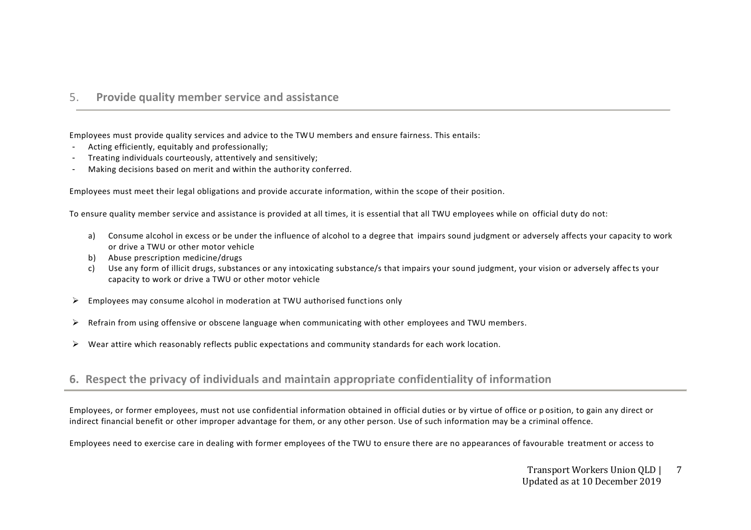## 5. **Provide quality member service and assistance**

Employees must provide quality services and advice to the TWU members and ensure fairness. This entails:

- Acting efficiently, equitably and professionally;
- Treating individuals courteously, attentively and sensitively;
- Making decisions based on merit and within the authority conferred.

Employees must meet their legal obligations and provide accurate information, within the scope of their position.

To ensure quality member service and assistance is provided at all times, it is essential that all TWU employees while on official duty do not:

a) Consume alcohol in excess or be under the influence of alcohol to a degree that impairs sound judgment or adversely affects your capacity to work or drive a TWU or other motor vehicle
b) Abuse prescription medicine/drugs
c) Use any form of illicit drugs, substances or any intoxicating substance/s that impairs your sound judgment, your vision or adversely affects your capacity to work or drive a TWU or other motor vehicle

- Employees may consume alcohol in moderation at TWU authorised functions only
- Refrain from using offensive or obscene language when communicating with other employees and TWU members.
- Wear attire which reasonably reflects public expectations and community standards for each work location.

## 6. Respect the privacy of individuals and maintain appropriate confidentiality of information

Employees, or former employees, must not use confidential information obtained in official duties or by virtue of office or position, to gain any direct or indirect financial benefit or other improper advantage for them, or any other person. Use of such information may be a criminal offence.

Employees need to exercise care in dealing with former employees of the TWU to ensure there are no appearances of favourable treatment or access to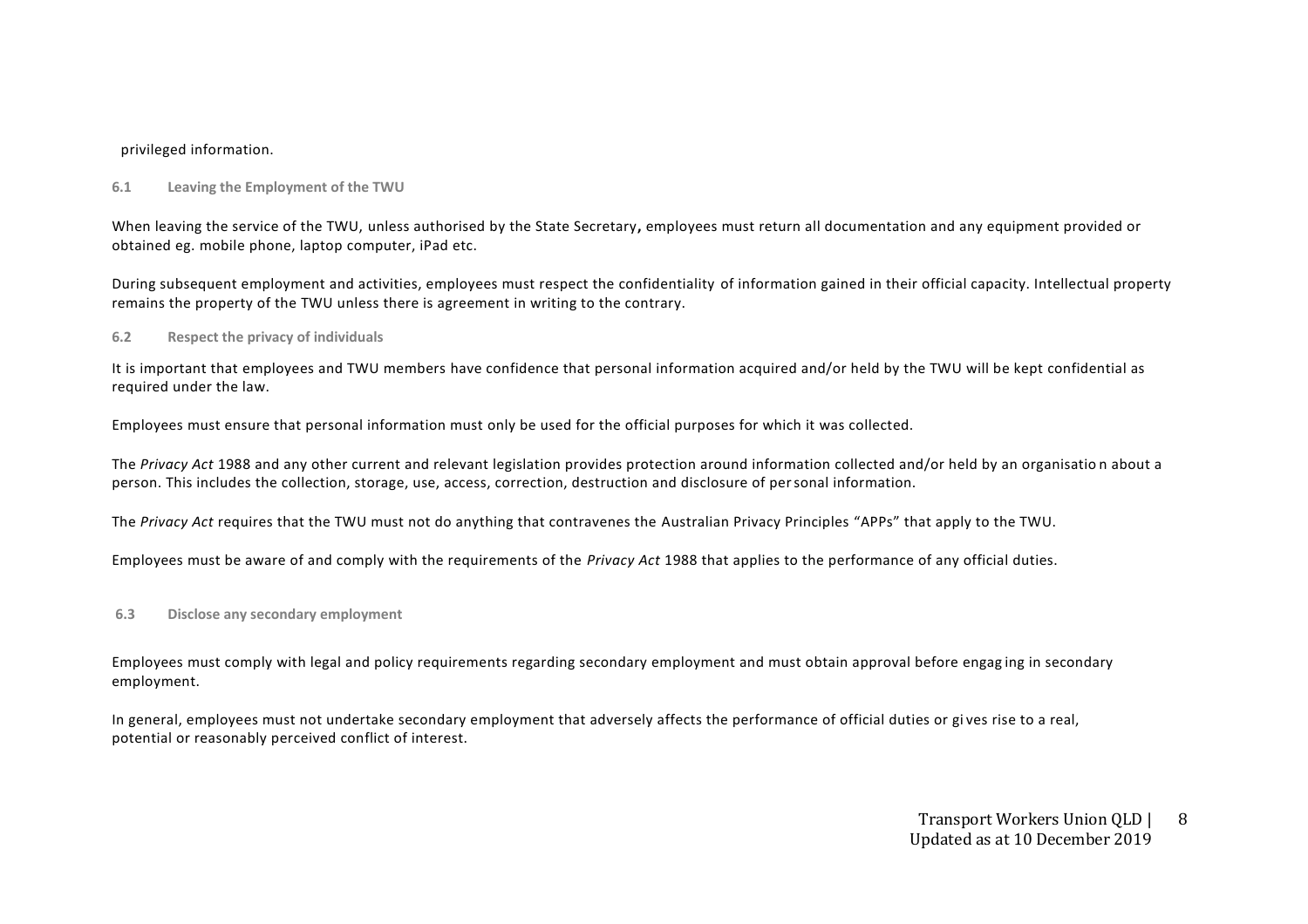privileged information.

### 6.1 Leaving the Employment of the TWU

When leaving the service of the TWU, unless authorised by the State Secretary**,** employees must return all documentation and any equipment provided or obtained eg. mobile phone, laptop computer, iPad etc.

During subsequent employment and activities, employees must respect the confidentiality of information gained in their official capacity. Intellectual property remains the property of the TWU unless there is agreement in writing to the contrary.

### 6.2 Respect the privacy of individuals

It is important that employees and TWU members have confidence that personal information acquired and/or held by the TWU will be kept confidential as required under the law.

Employees must ensure that personal information must only be used for the official purposes for which it was collected.

The *Privacy Act* 1988 and any other current and relevant legislation provides protection around information collected and/or held by an organisation about a person. This includes the collection, storage, use, access, correction, destruction and disclosure of personal information.

The *Privacy Act* requires that the TWU must not do anything that contravenes the Australian Privacy Principles "APPs" that apply to the TWU.

Employees must be aware of and comply with the requirements of the *Privacy Act* 1988 that applies to the performance of any official duties.

### 6.3 Disclose any secondary employment

Employees must comply with legal and policy requirements regarding secondary employment and must obtain approval before engaging in secondary employment.

In general, employees must not undertake secondary employment that adversely affects the performance of official duties or gives rise to a real, potential or reasonably perceived conflict of interest.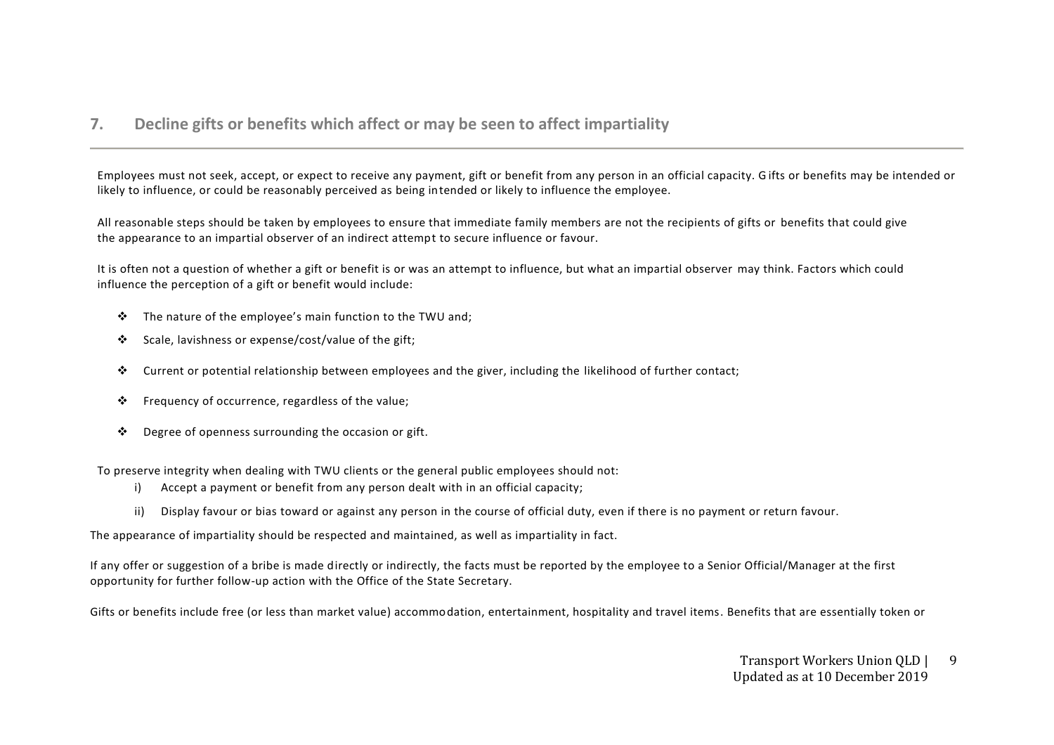## 7. Decline gifts or benefits which affect or may be seen to affect impartiality

Employees must not seek, accept, or expect to receive any payment, gift or benefit from any person in an official capacity. Gifts or benefits may be intended or likely to influence, or could be reasonably perceived as being intended or likely to influence the employee.

All reasonable steps should be taken by employees to ensure that immediate family members are not the recipients of gifts or benefits that could give the appearance to an impartial observer of an indirect attempt to secure influence or favour.

It is often not a question of whether a gift or benefit is or was an attempt to influence, but what an impartial observer may think. Factors which could influence the perception of a gift or benefit would include:

- The nature of the employee's main function to the TWU and;
- Scale, lavishness or expense/cost/value of the gift;
- Current or potential relationship between employees and the giver, including the likelihood of further contact;
- Frequency of occurrence, regardless of the value;
- Degree of openness surrounding the occasion or gift.

To preserve integrity when dealing with TWU clients or the general public employees should not:

i) Accept a payment or benefit from any person dealt with in an official capacity;

ii) Display favour or bias toward or against any person in the course of official duty, even if there is no payment or return favour.

The appearance of impartiality should be respected and maintained, as well as impartiality in fact.

If any offer or suggestion of a bribe is made directly or indirectly, the facts must be reported by the employee to a Senior Official/Manager at the first opportunity for further follow-up action with the Office of the State Secretary.

Gifts or benefits include free (or less than market value) accommodation, entertainment, hospitality and travel items. Benefits that are essentially token or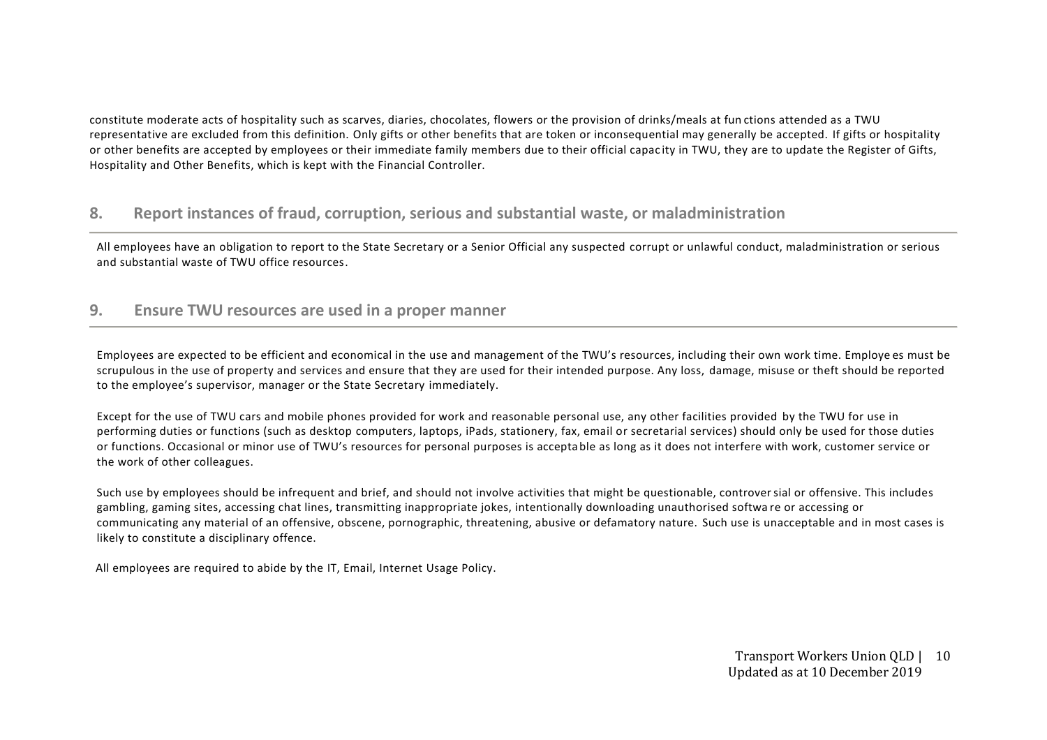constitute moderate acts of hospitality such as scarves, diaries, chocolates, flowers or the provision of drinks/meals at functions attended as a TWU representative are excluded from this definition. Only gifts or other benefits that are token or inconsequential may generally be accepted. If gifts or hospitality or other benefits are accepted by employees or their immediate family members due to their official capacity in TWU, they are to update the Register of Gifts, Hospitality and Other Benefits, which is kept with the Financial Controller.

## 8. Report instances of fraud, corruption, serious and substantial waste, or maladministration

All employees have an obligation to report to the State Secretary or a Senior Official any suspected corrupt or unlawful conduct, maladministration or serious and substantial waste of TWU office resources.

## 9. Ensure TWU resources are used in a proper manner

Employees are expected to be efficient and economical in the use and management of the TWU's resources, including their own work time. Employees must be scrupulous in the use of property and services and ensure that they are used for their intended purpose. Any loss, damage, misuse or theft should be reported to the employee's supervisor, manager or the State Secretary immediately.

Except for the use of TWU cars and mobile phones provided for work and reasonable personal use, any other facilities provided by the TWU for use in performing duties or functions (such as desktop computers, laptops, iPads, stationery, fax, email or secretarial services) should only be used for those duties or functions. Occasional or minor use of TWU's resources for personal purposes is acceptable as long as it does not interfere with work, customer service or the work of other colleagues.

Such use by employees should be infrequent and brief, and should not involve activities that might be questionable, controversial or offensive. This includes gambling, gaming sites, accessing chat lines, transmitting inappropriate jokes, intentionally downloading unauthorised software or accessing or communicating any material of an offensive, obscene, pornographic, threatening, abusive or defamatory nature. Such use is unacceptable and in most cases is likely to constitute a disciplinary offence.

All employees are required to abide by the IT, Email, Internet Usage Policy.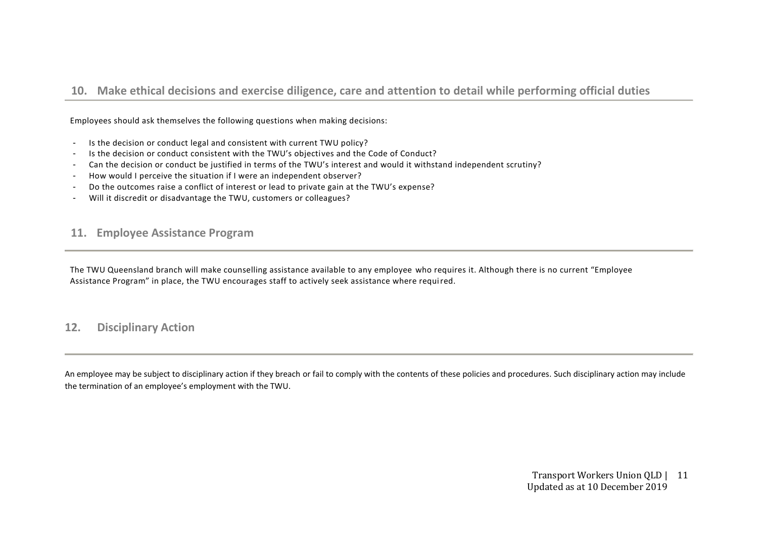## 10. Make ethical decisions and exercise diligence, care and attention to detail while performing official duties

Employees should ask themselves the following questions when making decisions:

- Is the decision or conduct legal and consistent with current TWU policy?
- Is the decision or conduct consistent with the TWU's objectives and the Code of Conduct?
- Can the decision or conduct be justified in terms of the TWU's interest and would it withstand independent scrutiny?
- How would I perceive the situation if I were an independent observer?
- Do the outcomes raise a conflict of interest or lead to private gain at the TWU's expense?
- Will it discredit or disadvantage the TWU, customers or colleagues?

## 11. Employee Assistance Program

The TWU Queensland branch will make counselling assistance available to any employee who requires it. Although there is no current "Employee Assistance Program" in place, the TWU encourages staff to actively seek assistance where required.

## 12. Disciplinary Action

An employee may be subject to disciplinary action if they breach or fail to comply with the contents of these policies and procedures. Such disciplinary action may include the termination of an employee's employment with the TWU.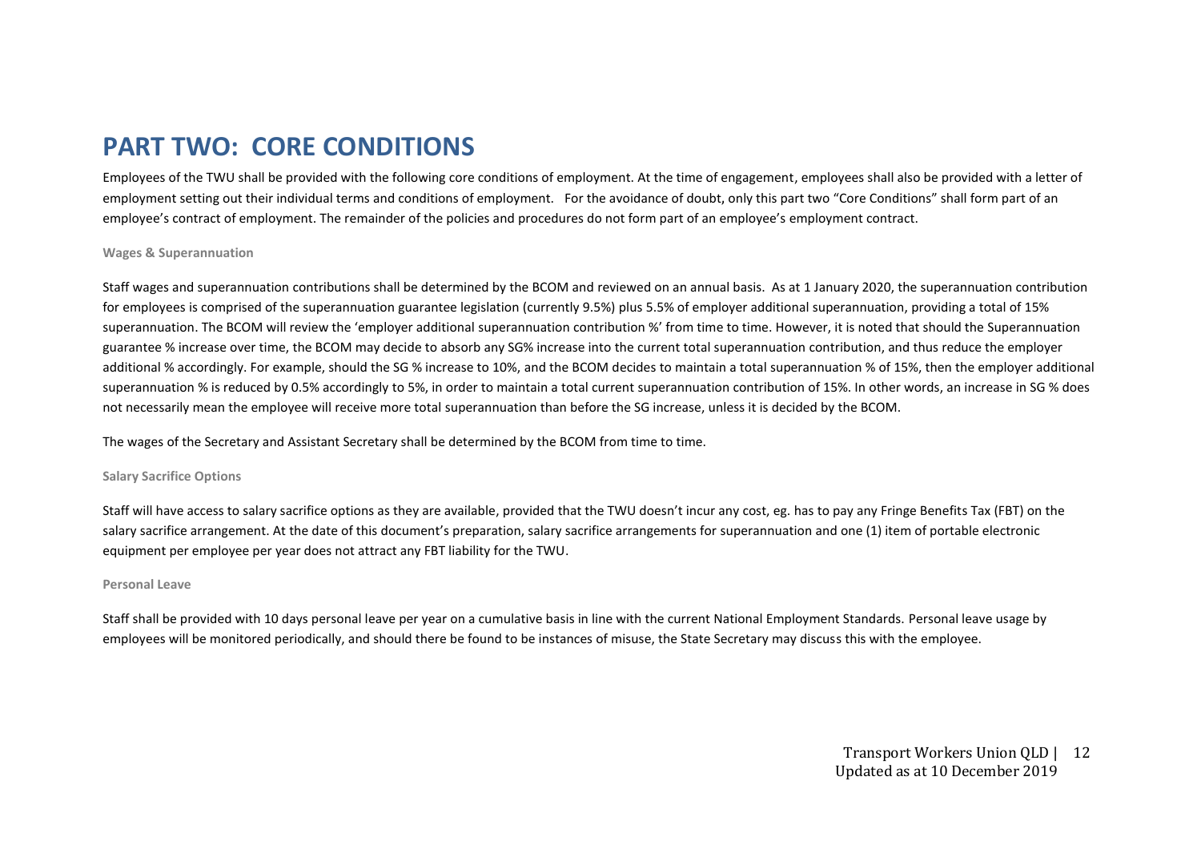# PART TWO: CORE CONDITIONS

Employees of the TWU shall be provided with the following core conditions of employment. At the time of engagement, employees shall also be provided with a letter of employment setting out their individual terms and conditions of employment. For the avoidance of doubt, only this part two "Core Conditions" shall form part of an employee's contract of employment. The remainder of the policies and procedures do not form part of an employee's employment contract.

#### Wages & Superannuation

Staff wages and superannuation contributions shall be determined by the BCOM and reviewed on an annual basis. As at 1 January 2020, the superannuation contribution for employees is comprised of the superannuation guarantee legislation (currently 9.5%) plus 5.5% of employer additional superannuation, providing a total of 15% superannuation. The BCOM will review the 'employer additional superannuation contribution %' from time to time. However, it is noted that should the Superannuation guarantee % increase over time, the BCOM may decide to absorb any SG% increase into the current total superannuation contribution, and thus reduce the employer additional % accordingly. For example, should the SG % increase to 10%, and the BCOM decides to maintain a total superannuation % of 15%, then the employer additional superannuation % is reduced by 0.5% accordingly to 5%, in order to maintain a total current superannuation contribution of 15%. In other words, an increase in SG % does not necessarily mean the employee will receive more total superannuation than before the SG increase, unless it is decided by the BCOM.

The wages of the Secretary and Assistant Secretary shall be determined by the BCOM from time to time.

#### Salary Sacrifice Options

Staff will have access to salary sacrifice options as they are available, provided that the TWU doesn't incur any cost, eg. has to pay any Fringe Benefits Tax (FBT) on the salary sacrifice arrangement. At the date of this document's preparation, salary sacrifice arrangements for superannuation and one (1) item of portable electronic equipment per employee per year does not attract any FBT liability for the TWU.

#### Personal Leave

Staff shall be provided with 10 days personal leave per year on a cumulative basis in line with the current National Employment Standards. Personal leave usage by employees will be monitored periodically, and should there be found to be instances of misuse, the State Secretary may discuss this with the employee.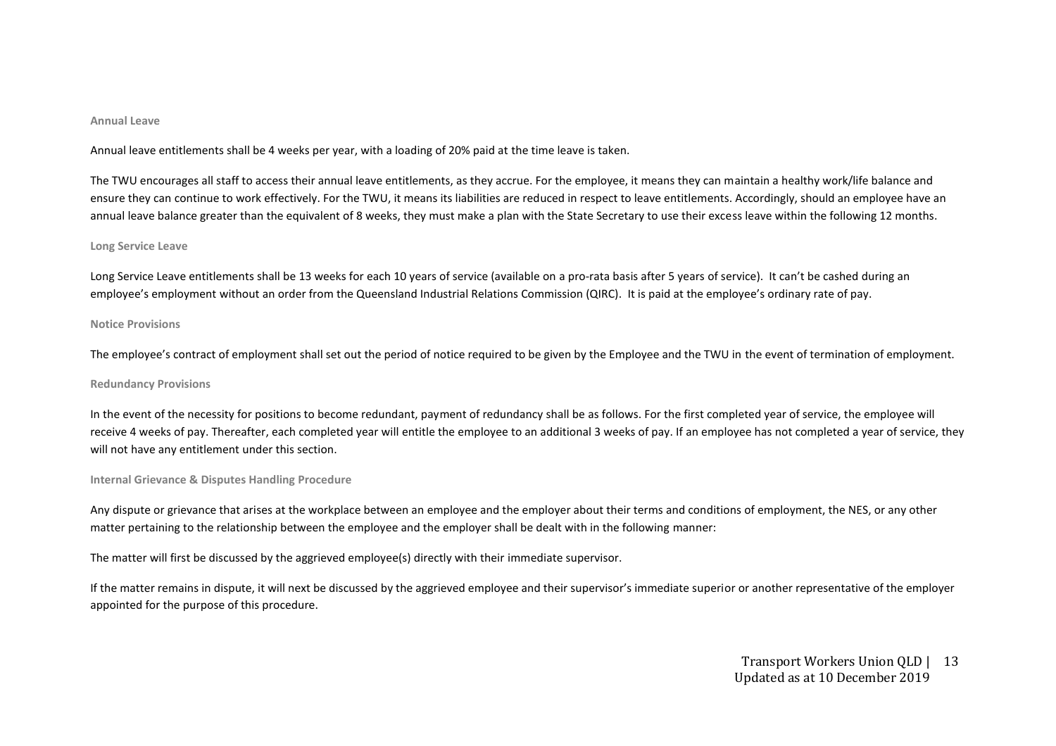### Annual Leave

Annual leave entitlements shall be 4 weeks per year, with a loading of 20% paid at the time leave is taken.

The TWU encourages all staff to access their annual leave entitlements, as they accrue. For the employee, it means they can maintain a healthy work/life balance and ensure they can continue to work effectively. For the TWU, it means its liabilities are reduced in respect to leave entitlements. Accordingly, should an employee have an annual leave balance greater than the equivalent of 8 weeks, they must make a plan with the State Secretary to use their excess leave within the following 12 months.

### Long Service Leave

Long Service Leave entitlements shall be 13 weeks for each 10 years of service (available on a pro-rata basis after 5 years of service). It can't be cashed during an employee's employment without an order from the Queensland Industrial Relations Commission (QIRC). It is paid at the employee's ordinary rate of pay.

### Notice Provisions

The employee's contract of employment shall set out the period of notice required to be given by the Employee and the TWU in the event of termination of employment.

### Redundancy Provisions

In the event of the necessity for positions to become redundant, payment of redundancy shall be as follows. For the first completed year of service, the employee will receive 4 weeks of pay. Thereafter, each completed year will entitle the employee to an additional 3 weeks of pay. If an employee has not completed a year of service, they will not have any entitlement under this section.

### Internal Grievance & Disputes Handling Procedure

Any dispute or grievance that arises at the workplace between an employee and the employer about their terms and conditions of employment, the NES, or any other matter pertaining to the relationship between the employee and the employer shall be dealt with in the following manner:

The matter will first be discussed by the aggrieved employee(s) directly with their immediate supervisor.

If the matter remains in dispute, it will next be discussed by the aggrieved employee and their supervisor's immediate superior or another representative of the employer appointed for the purpose of this procedure.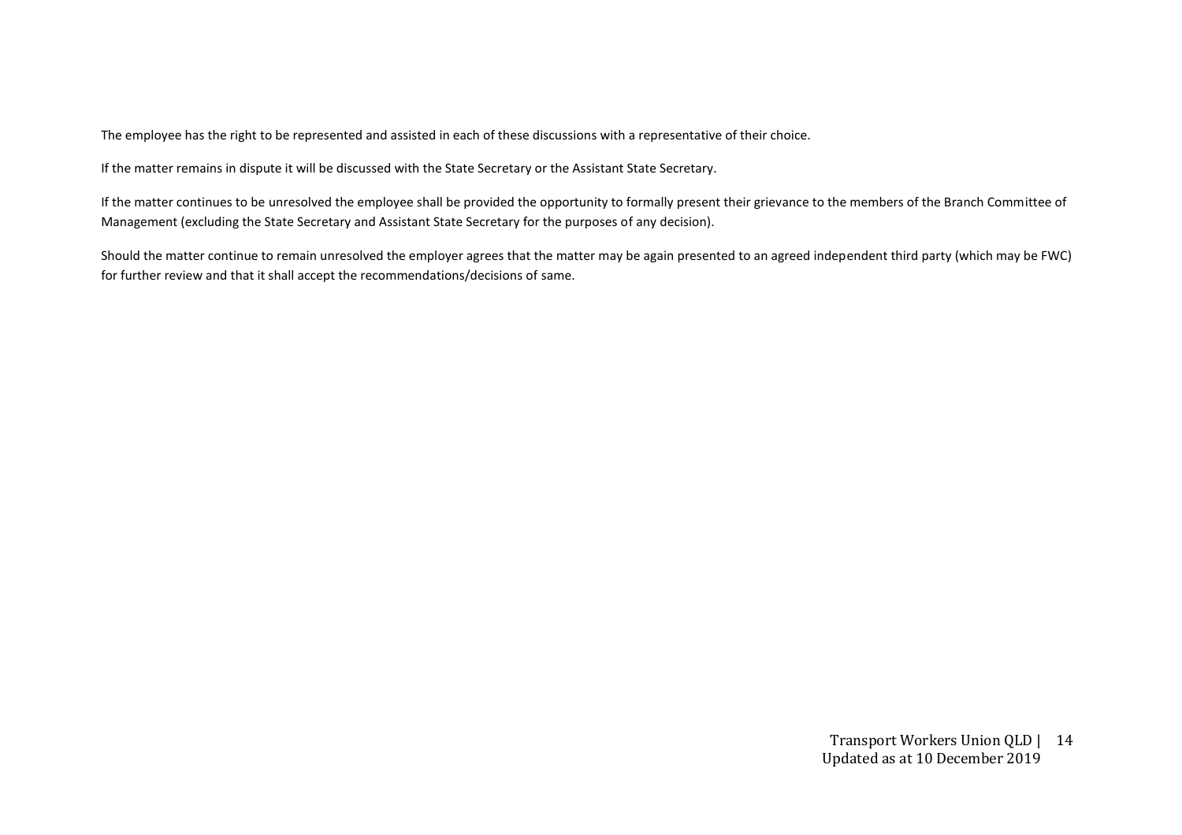The employee has the right to be represented and assisted in each of these discussions with a representative of their choice.

If the matter remains in dispute it will be discussed with the State Secretary or the Assistant State Secretary.

If the matter continues to be unresolved the employee shall be provided the opportunity to formally present their grievance to the members of the Branch Committee of Management (excluding the State Secretary and Assistant State Secretary for the purposes of any decision).

Should the matter continue to remain unresolved the employer agrees that the matter may be again presented to an agreed independent third party (which may be FWC) for further review and that it shall accept the recommendations/decisions of same.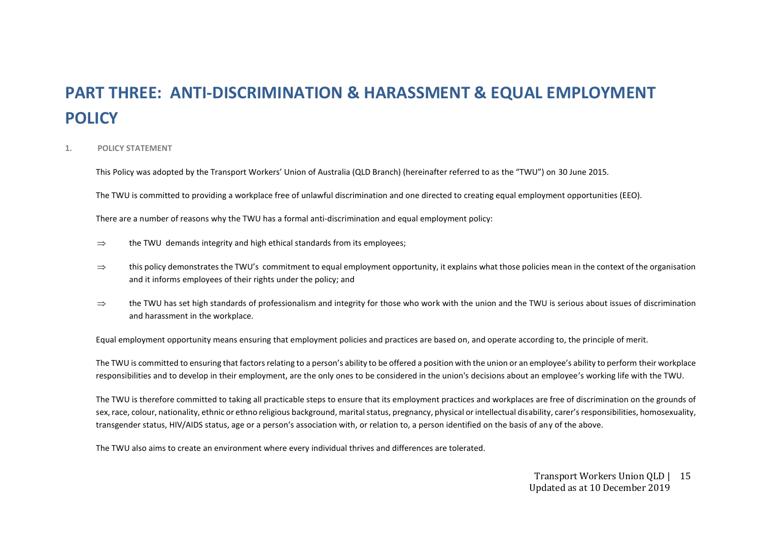# PART THREE: ANTI-DISCRIMINATION & HARASSMENT & EQUAL EMPLOYMENT POLICY

## 1. POLICY STATEMENT

This Policy was adopted by the Transport Workers' Union of Australia (QLD Branch) (hereinafter referred to as the "TWU") on 30 June 2015.

The TWU is committed to providing a workplace free of unlawful discrimination and one directed to creating equal employment opportunities (EEO).

There are a number of reasons why the TWU has a formal anti-discrimination and equal employment policy:

⇒ the TWU demands integrity and high ethical standards from its employees;

⇒ this policy demonstrates the TWU's commitment to equal employment opportunity, it explains what those policies mean in the context of the organisation and it informs employees of their rights under the policy; and

⇒ the TWU has set high standards of professionalism and integrity for those who work with the union and the TWU is serious about issues of discrimination and harassment in the workplace.

Equal employment opportunity means ensuring that employment policies and practices are based on, and operate according to, the principle of merit.

The TWU is committed to ensuring that factors relating to a person's ability to be offered a position with the union or an employee's ability to perform their workplace responsibilities and to develop in their employment, are the only ones to be considered in the union's decisions about an employee's working life with the TWU.

The TWU is therefore committed to taking all practicable steps to ensure that its employment practices and workplaces are free of discrimination on the grounds of sex, race, colour, nationality, ethnic or ethno religious background, marital status, pregnancy, physical or intellectual disability, carer's responsibilities, homosexuality, transgender status, HIV/AIDS status, age or a person's association with, or relation to, a person identified on the basis of any of the above.

The TWU also aims to create an environment where every individual thrives and differences are tolerated.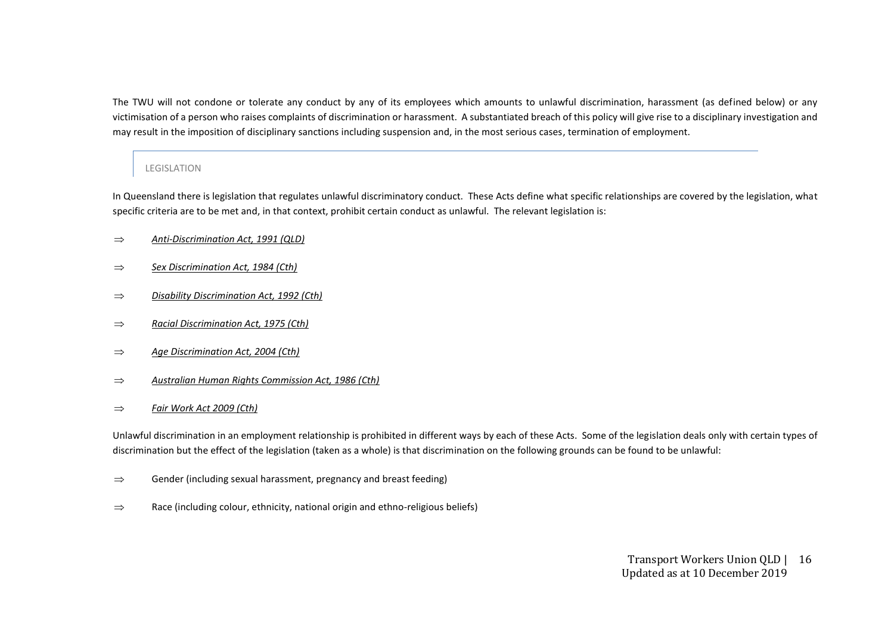The TWU will not condone or tolerate any conduct by any of its employees which amounts to unlawful discrimination, harassment (as defined below) or any victimisation of a person who raises complaints of discrimination or harassment. A substantiated breach of this policy will give rise to a disciplinary investigation and may result in the imposition of disciplinary sanctions including suspension and, in the most serious cases, termination of employment.

## LEGISLATION

In Queensland there is legislation that regulates unlawful discriminatory conduct. These Acts define what specific relationships are covered by the legislation, what specific criteria are to be met and, in that context, prohibit certain conduct as unlawful. The relevant legislation is:

⇒ *Anti-Discrimination Act, 1991 (QLD)*

⇒ *Sex Discrimination Act, 1984 (Cth)*

⇒ *Disability Discrimination Act, 1992 (Cth)*

⇒ *Racial Discrimination Act, 1975 (Cth)*

⇒ *Age Discrimination Act, 2004 (Cth)*

⇒ *Australian Human Rights Commission Act, 1986 (Cth)*

⇒ *Fair Work Act 2009 (Cth)*

Unlawful discrimination in an employment relationship is prohibited in different ways by each of these Acts. Some of the legislation deals only with certain types of discrimination but the effect of the legislation (taken as a whole) is that discrimination on the following grounds can be found to be unlawful:

⇒ Gender (including sexual harassment, pregnancy and breast feeding)

⇒ Race (including colour, ethnicity, national origin and ethno-religious beliefs)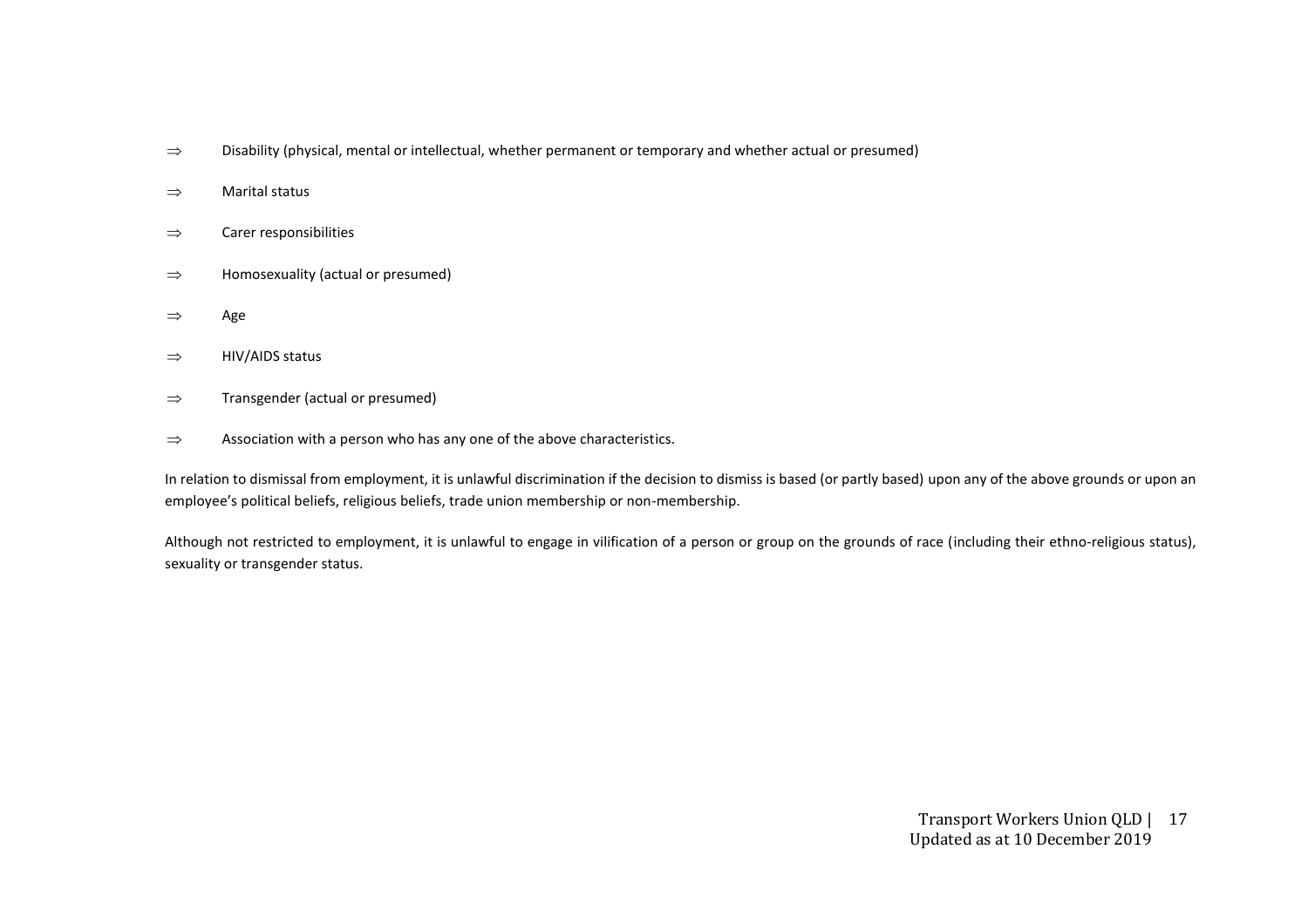- ⇒ Disability (physical, mental or intellectual, whether permanent or temporary and whether actual or presumed)
- ⇒ Marital status
- ⇒ Carer responsibilities
- ⇒ Homosexuality (actual or presumed)
- ⇒ Age
- ⇒ HIV/AIDS status
- ⇒ Transgender (actual or presumed)
- ⇒ Association with a person who has any one of the above characteristics.

In relation to dismissal from employment, it is unlawful discrimination if the decision to dismiss is based (or partly based) upon any of the above grounds or upon an employee's political beliefs, religious beliefs, trade union membership or non-membership.

Although not restricted to employment, it is unlawful to engage in vilification of a person or group on the grounds of race (including their ethno-religious status), sexuality or transgender status.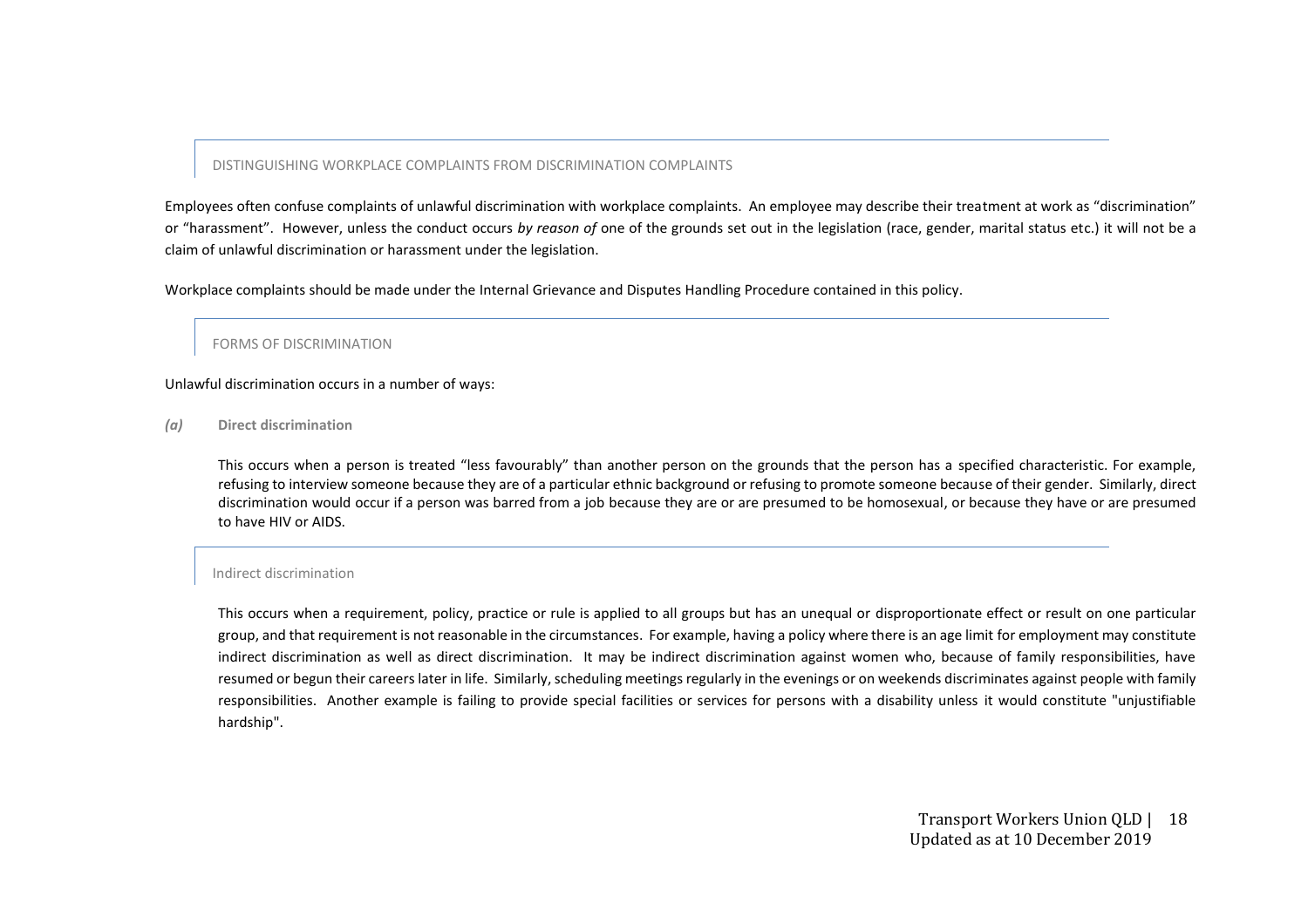## DISTINGUISHING WORKPLACE COMPLAINTS FROM DISCRIMINATION COMPLAINTS

Employees often confuse complaints of unlawful discrimination with workplace complaints. An employee may describe their treatment at work as "discrimination" or "harassment". However, unless the conduct occurs *by reason of* one of the grounds set out in the legislation (race, gender, marital status etc.) it will not be a claim of unlawful discrimination or harassment under the legislation.

Workplace complaints should be made under the Internal Grievance and Disputes Handling Procedure contained in this policy.

## FORMS OF DISCRIMINATION

Unlawful discrimination occurs in a number of ways:

*(a)* **Direct discrimination**

This occurs when a person is treated "less favourably" than another person on the grounds that the person has a specified characteristic. For example, refusing to interview someone because they are of a particular ethnic background or refusing to promote someone because of their gender. Similarly, direct discrimination would occur if a person was barred from a job because they are or are presumed to be homosexual, or because they have or are presumed to have HIV or AIDS.

### Indirect discrimination

This occurs when a requirement, policy, practice or rule is applied to all groups but has an unequal or disproportionate effect or result on one particular group, and that requirement is not reasonable in the circumstances. For example, having a policy where there is an age limit for employment may constitute indirect discrimination as well as direct discrimination. It may be indirect discrimination against women who, because of family responsibilities, have resumed or begun their careers later in life. Similarly, scheduling meetings regularly in the evenings or on weekends discriminates against people with family responsibilities. Another example is failing to provide special facilities or services for persons with a disability unless it would constitute "unjustifiable hardship".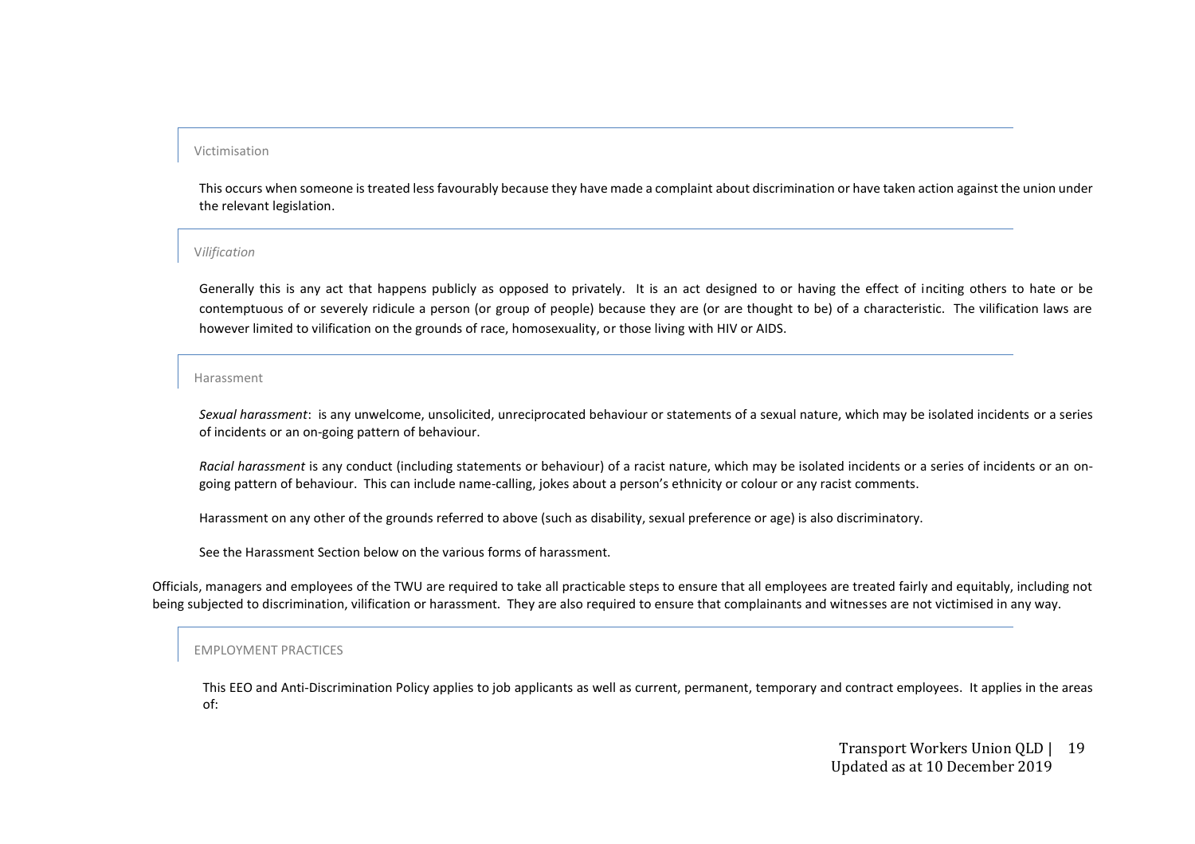### Victimisation

This occurs when someone is treated less favourably because they have made a complaint about discrimination or have taken action against the union under the relevant legislation.

### *Vilification*

Generally this is any act that happens publicly as opposed to privately. It is an act designed to or having the effect of inciting others to hate or be contemptuous of or severely ridicule a person (or group of people) because they are (or are thought to be) of a characteristic. The vilification laws are however limited to vilification on the grounds of race, homosexuality, or those living with HIV or AIDS.

### Harassment

*Sexual harassment*: is any unwelcome, unsolicited, unreciprocated behaviour or statements of a sexual nature, which may be isolated incidents or a series of incidents or an on-going pattern of behaviour.

*Racial harassment* is any conduct (including statements or behaviour) of a racist nature, which may be isolated incidents or a series of incidents or an on-going pattern of behaviour. This can include name-calling, jokes about a person's ethnicity or colour or any racist comments.

Harassment on any other of the grounds referred to above (such as disability, sexual preference or age) is also discriminatory.

See the Harassment Section below on the various forms of harassment.

Officials, managers and employees of the TWU are required to take all practicable steps to ensure that all employees are treated fairly and equitably, including not being subjected to discrimination, vilification or harassment. They are also required to ensure that complainants and witnesses are not victimised in any way.

### EMPLOYMENT PRACTICES

This EEO and Anti-Discrimination Policy applies to job applicants as well as current, permanent, temporary and contract employees. It applies in the areas of: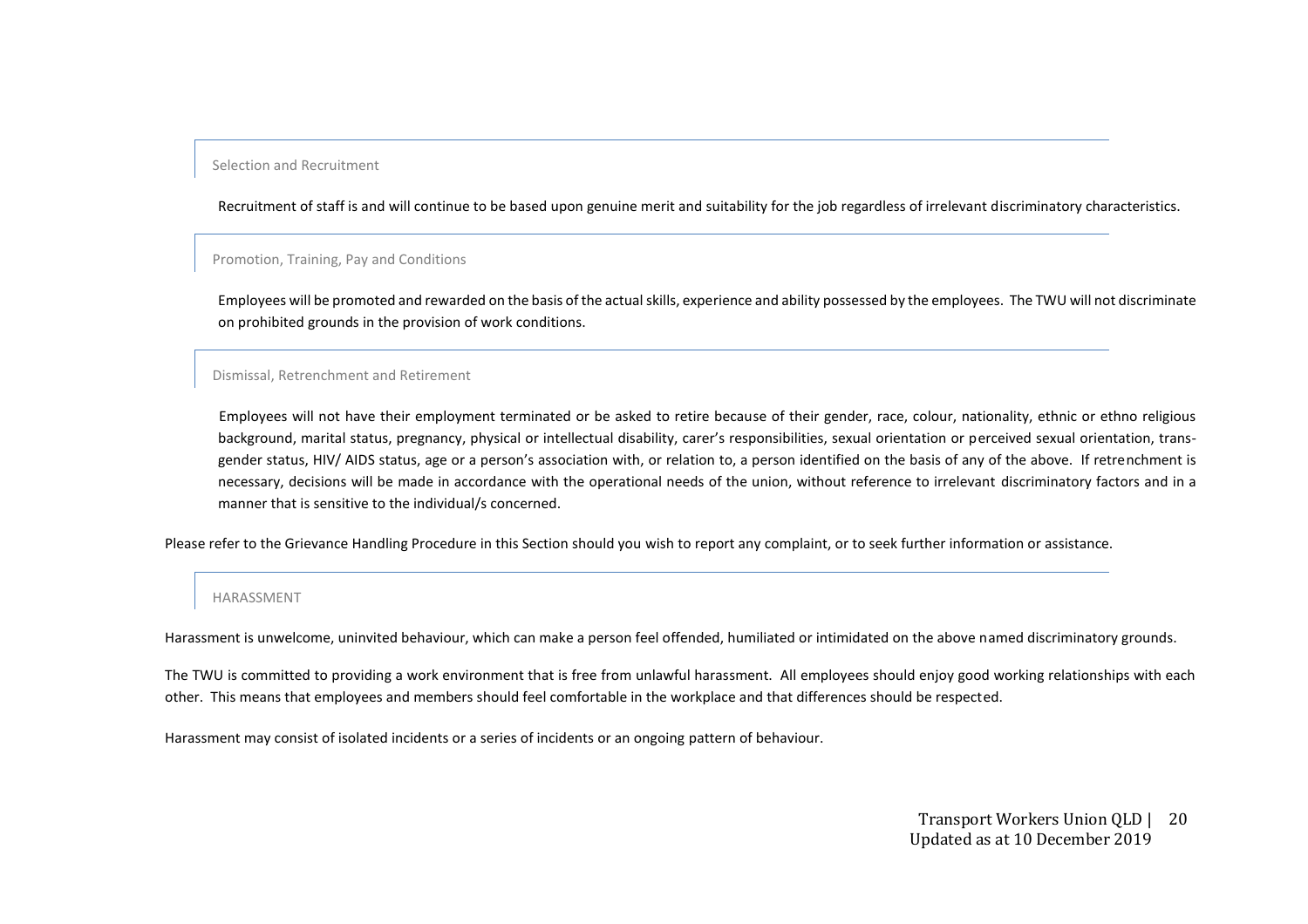### Selection and Recruitment

Recruitment of staff is and will continue to be based upon genuine merit and suitability for the job regardless of irrelevant discriminatory characteristics.

### Promotion, Training, Pay and Conditions

Employees will be promoted and rewarded on the basis of the actual skills, experience and ability possessed by the employees. The TWU will not discriminate on prohibited grounds in the provision of work conditions.

### Dismissal, Retrenchment and Retirement

Employees will not have their employment terminated or be asked to retire because of their gender, race, colour, nationality, ethnic or ethno religious background, marital status, pregnancy, physical or intellectual disability, carer's responsibilities, sexual orientation or perceived sexual orientation, trans-gender status, HIV/ AIDS status, age or a person's association with, or relation to, a person identified on the basis of any of the above. If retrenchment is necessary, decisions will be made in accordance with the operational needs of the union, without reference to irrelevant discriminatory factors and in a manner that is sensitive to the individual/s concerned.

Please refer to the Grievance Handling Procedure in this Section should you wish to report any complaint, or to seek further information or assistance.

## HARASSMENT

Harassment is unwelcome, uninvited behaviour, which can make a person feel offended, humiliated or intimidated on the above named discriminatory grounds.

The TWU is committed to providing a work environment that is free from unlawful harassment. All employees should enjoy good working relationships with each other. This means that employees and members should feel comfortable in the workplace and that differences should be respected.

Harassment may consist of isolated incidents or a series of incidents or an ongoing pattern of behaviour.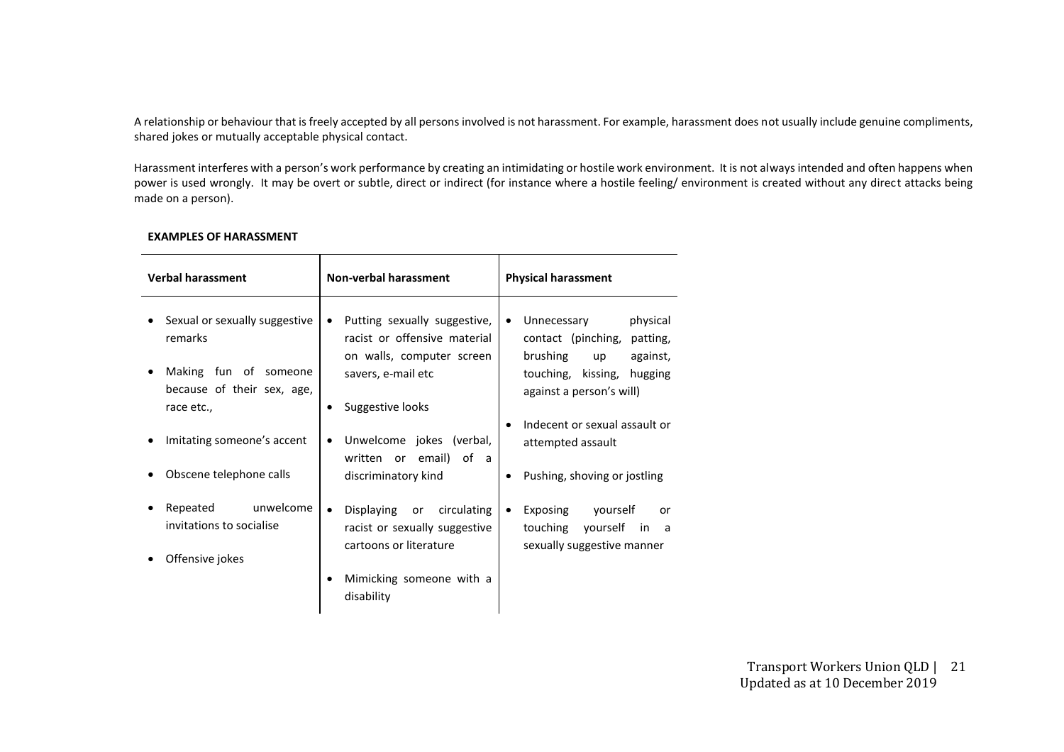A relationship or behaviour that is freely accepted by all persons involved is not harassment. For example, harassment does not usually include genuine compliments, shared jokes or mutually acceptable physical contact.

Harassment interferes with a person's work performance by creating an intimidating or hostile work environment. It is not always intended and often happens when power is used wrongly. It may be overt or subtle, direct or indirect (for instance where a hostile feeling/ environment is created without any direct attacks being made on a person).

**EXAMPLES OF HARASSMENT**

| Verbal harassment | Non-verbal harassment | Physical harassment |
|---|---|---|
| • Sexual or sexually suggestive remarks<br>• Making fun of someone because of their sex, age, race etc.,<br>• Imitating someone's accent<br>• Obscene telephone calls<br>• Repeated unwelcome invitations to socialise<br>• Offensive jokes | • Putting sexually suggestive, racist or offensive material on walls, computer screen savers, e-mail etc<br>• Suggestive looks<br>• Unwelcome jokes (verbal, written or email) of a discriminatory kind<br>• Displaying or circulating racist or sexually suggestive cartoons or literature<br>• Mimicking someone with a disability | • Unnecessary physical contact (pinching, patting, brushing up against, touching, kissing, hugging against a person's will)<br>• Indecent or sexual assault or attempted assault<br>• Pushing, shoving or jostling<br>• Exposing yourself or touching yourself in a sexually suggestive manner |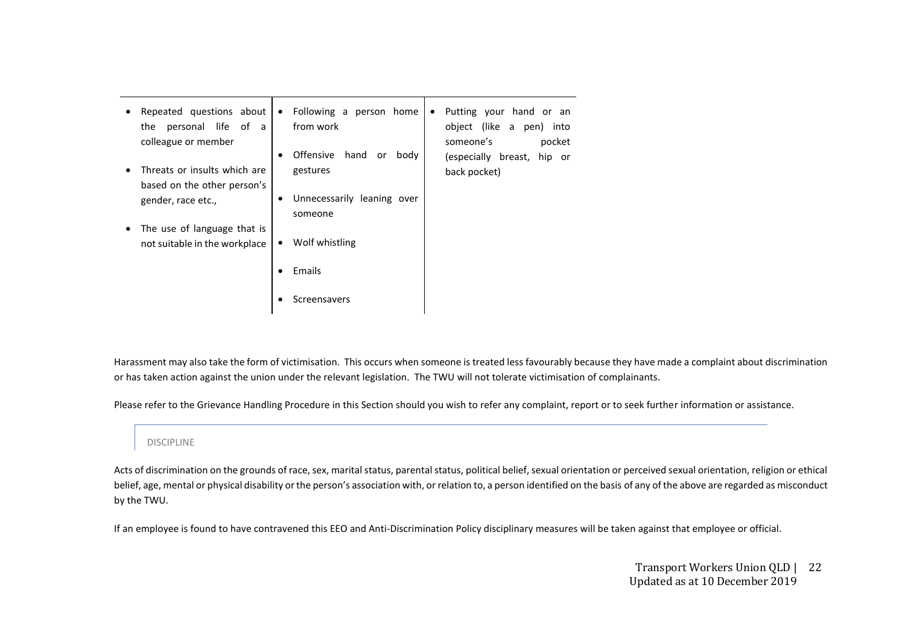| | | |
|---|---|---|
| • Repeated questions about the personal life of a colleague or member<br><br>• Threats or insults which are based on the other person's gender, race etc.,<br><br>• The use of language that is not suitable in the workplace | • Following a person home from work<br><br>• Offensive hand or body gestures<br><br>• Unnecessarily leaning over someone<br><br>• Wolf whistling<br><br>• Emails<br><br>• Screensavers | • Putting your hand or an object (like a pen) into someone's pocket (especially breast, hip or back pocket) |

Harassment may also take the form of victimisation. This occurs when someone is treated less favourably because they have made a complaint about discrimination or has taken action against the union under the relevant legislation. The TWU will not tolerate victimisation of complainants.

Please refer to the Grievance Handling Procedure in this Section should you wish to refer any complaint, report or to seek further information or assistance.

## DISCIPLINE

Acts of discrimination on the grounds of race, sex, marital status, parental status, political belief, sexual orientation or perceived sexual orientation, religion or ethical belief, age, mental or physical disability or the person's association with, or relation to, a person identified on the basis of any of the above are regarded as misconduct by the TWU.

If an employee is found to have contravened this EEO and Anti-Discrimination Policy disciplinary measures will be taken against that employee or official.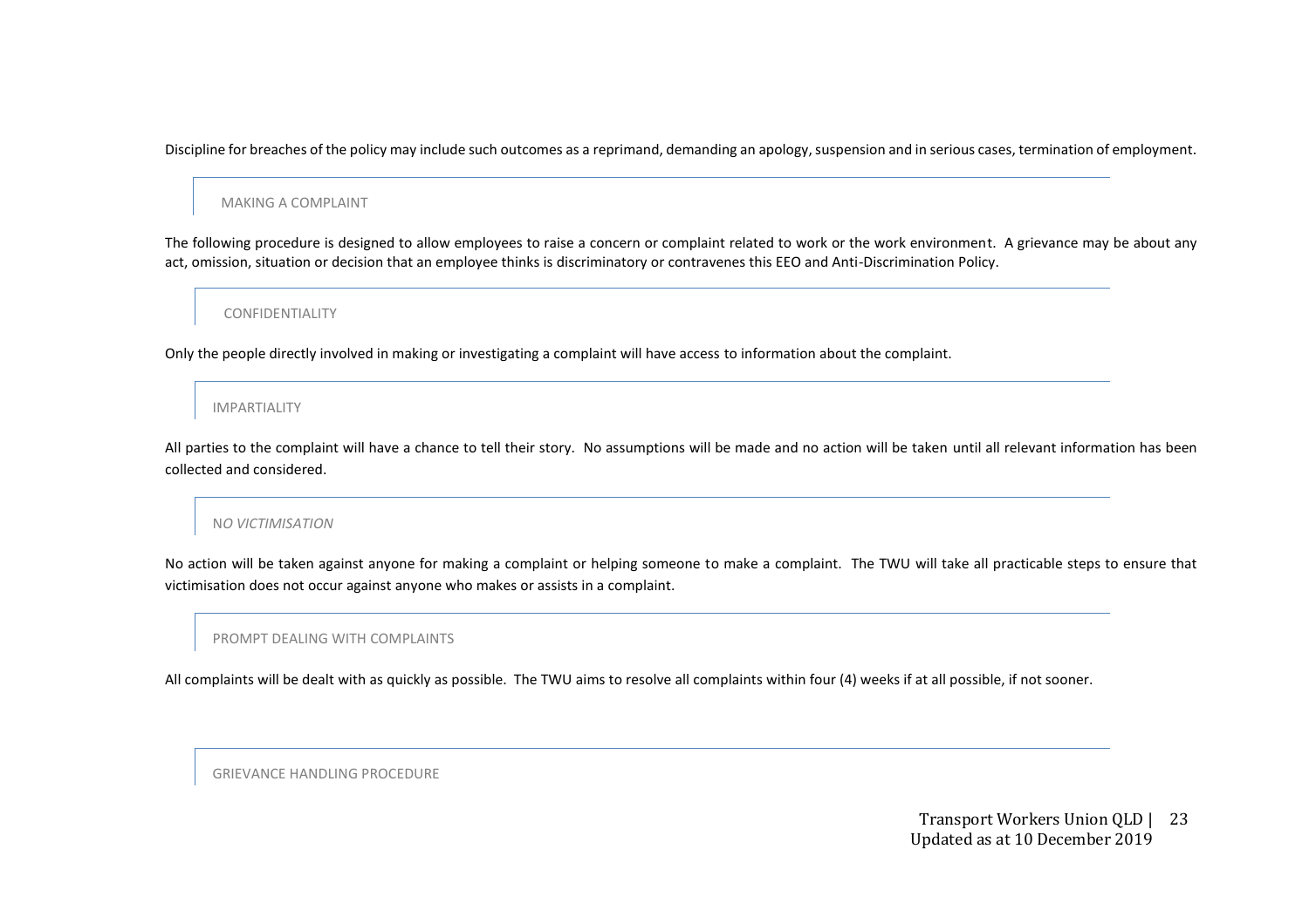Discipline for breaches of the policy may include such outcomes as a reprimand, demanding an apology, suspension and in serious cases, termination of employment.

## MAKING A COMPLAINT

The following procedure is designed to allow employees to raise a concern or complaint related to work or the work environment. A grievance may be about any act, omission, situation or decision that an employee thinks is discriminatory or contravenes this EEO and Anti-Discrimination Policy.

## CONFIDENTIALITY

Only the people directly involved in making or investigating a complaint will have access to information about the complaint.

## IMPARTIALITY

All parties to the complaint will have a chance to tell their story. No assumptions will be made and no action will be taken until all relevant information has been collected and considered.

## *NO VICTIMISATION*

No action will be taken against anyone for making a complaint or helping someone to make a complaint. The TWU will take all practicable steps to ensure that victimisation does not occur against anyone who makes or assists in a complaint.

## PROMPT DEALING WITH COMPLAINTS

All complaints will be dealt with as quickly as possible. The TWU aims to resolve all complaints within four (4) weeks if at all possible, if not sooner.

## GRIEVANCE HANDLING PROCEDURE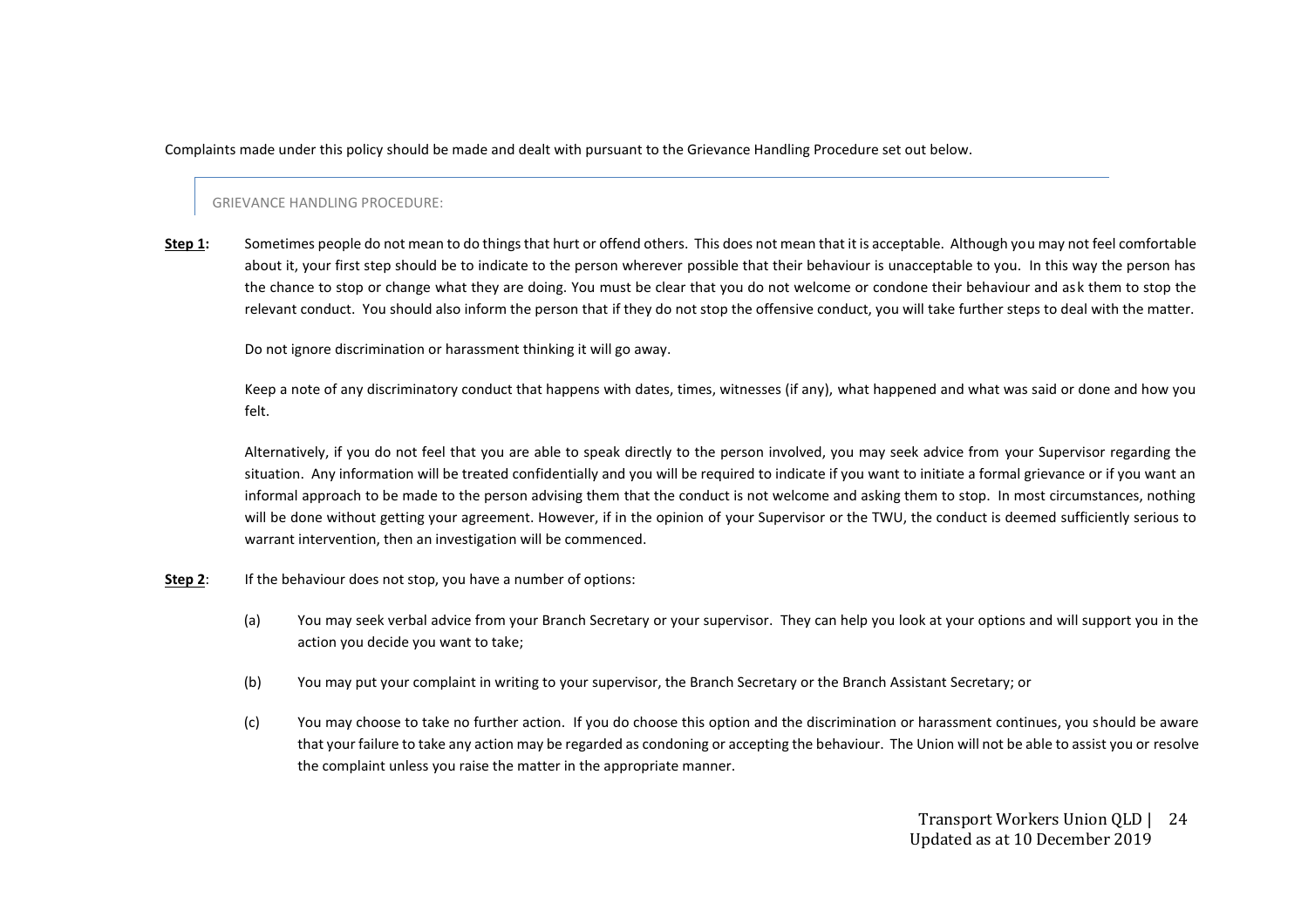Complaints made under this policy should be made and dealt with pursuant to the Grievance Handling Procedure set out below.

## GRIEVANCE HANDLING PROCEDURE:

**Step 1:** Sometimes people do not mean to do things that hurt or offend others. This does not mean that it is acceptable. Although you may not feel comfortable about it, your first step should be to indicate to the person wherever possible that their behaviour is unacceptable to you. In this way the person has the chance to stop or change what they are doing. You must be clear that you do not welcome or condone their behaviour and ask them to stop the relevant conduct. You should also inform the person that if they do not stop the offensive conduct, you will take further steps to deal with the matter.

Do not ignore discrimination or harassment thinking it will go away.

Keep a note of any discriminatory conduct that happens with dates, times, witnesses (if any), what happened and what was said or done and how you felt.

Alternatively, if you do not feel that you are able to speak directly to the person involved, you may seek advice from your Supervisor regarding the situation. Any information will be treated confidentially and you will be required to indicate if you want to initiate a formal grievance or if you want an informal approach to be made to the person advising them that the conduct is not welcome and asking them to stop. In most circumstances, nothing will be done without getting your agreement. However, if in the opinion of your Supervisor or the TWU, the conduct is deemed sufficiently serious to warrant intervention, then an investigation will be commenced.

**Step 2**: If the behaviour does not stop, you have a number of options:

(a) You may seek verbal advice from your Branch Secretary or your supervisor. They can help you look at your options and will support you in the action you decide you want to take;

(b) You may put your complaint in writing to your supervisor, the Branch Secretary or the Branch Assistant Secretary; or

(c) You may choose to take no further action. If you do choose this option and the discrimination or harassment continues, you should be aware that your failure to take any action may be regarded as condoning or accepting the behaviour. The Union will not be able to assist you or resolve the complaint unless you raise the matter in the appropriate manner.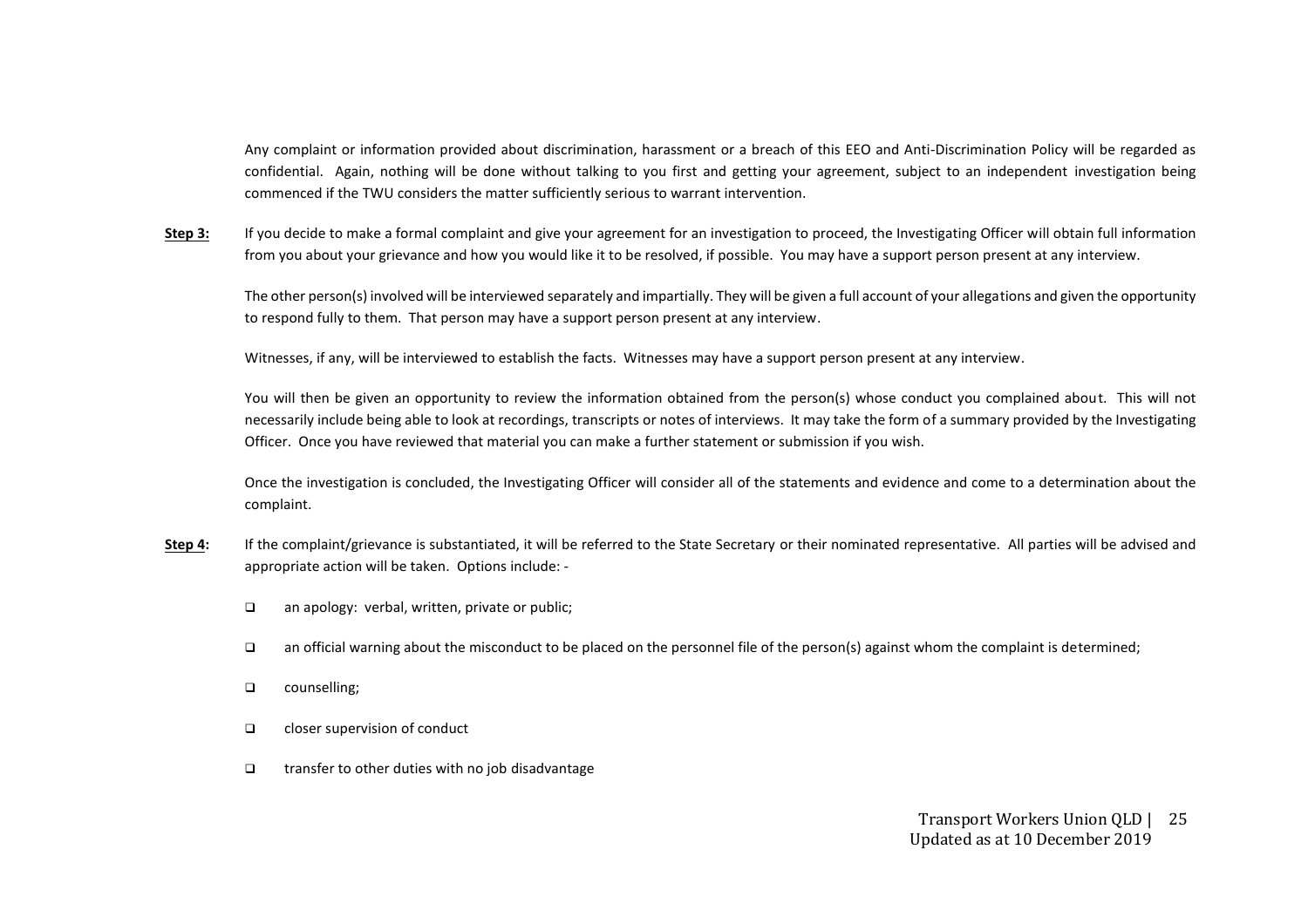Any complaint or information provided about discrimination, harassment or a breach of this EEO and Anti-Discrimination Policy will be regarded as confidential. Again, nothing will be done without talking to you first and getting your agreement, subject to an independent investigation being commenced if the TWU considers the matter sufficiently serious to warrant intervention.

**Step 3:** If you decide to make a formal complaint and give your agreement for an investigation to proceed, the Investigating Officer will obtain full information from you about your grievance and how you would like it to be resolved, if possible. You may have a support person present at any interview.

The other person(s) involved will be interviewed separately and impartially. They will be given a full account of your allegations and given the opportunity to respond fully to them. That person may have a support person present at any interview.

Witnesses, if any, will be interviewed to establish the facts. Witnesses may have a support person present at any interview.

You will then be given an opportunity to review the information obtained from the person(s) whose conduct you complained about. This will not necessarily include being able to look at recordings, transcripts or notes of interviews. It may take the form of a summary provided by the Investigating Officer. Once you have reviewed that material you can make a further statement or submission if you wish.

Once the investigation is concluded, the Investigating Officer will consider all of the statements and evidence and come to a determination about the complaint.

**Step 4:** If the complaint/grievance is substantiated, it will be referred to the State Secretary or their nominated representative. All parties will be advised and appropriate action will be taken. Options include: -

- an apology: verbal, written, private or public;
- an official warning about the misconduct to be placed on the personnel file of the person(s) against whom the complaint is determined;
- counselling;
- closer supervision of conduct
- transfer to other duties with no job disadvantage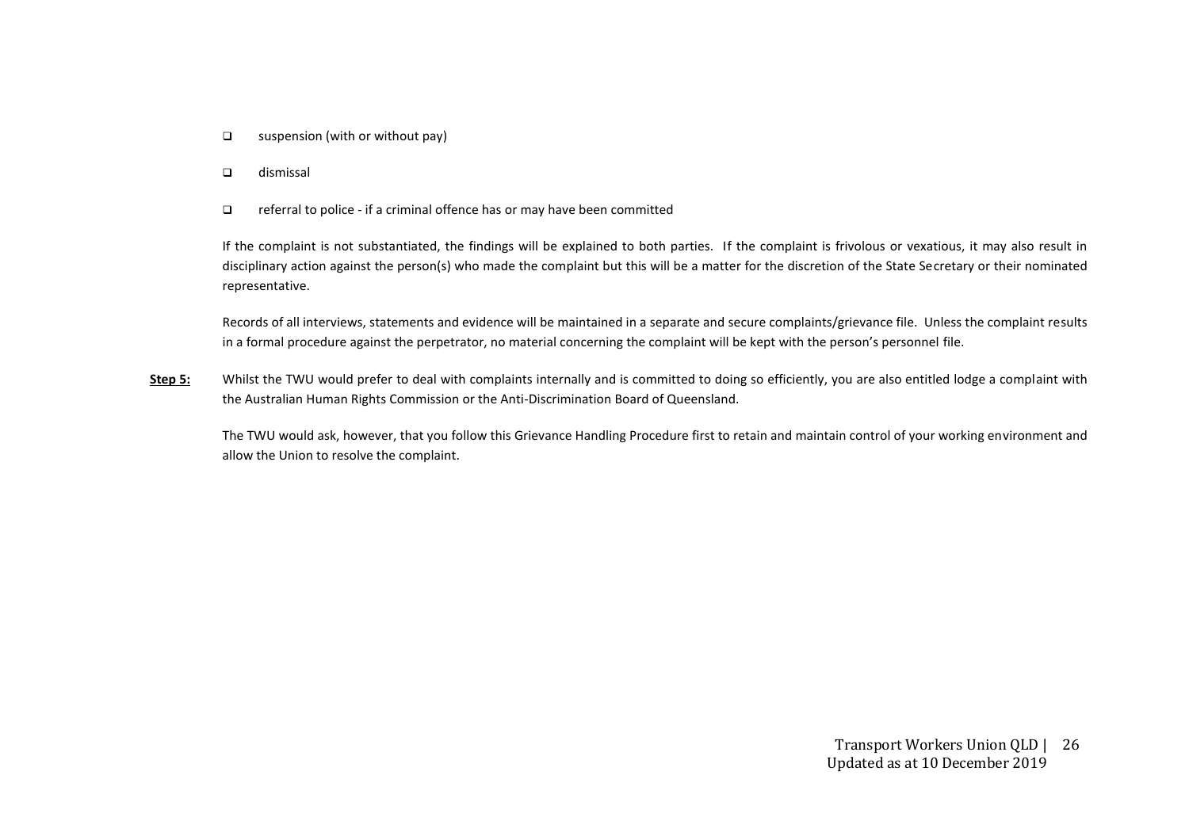- suspension (with or without pay)
- dismissal
- referral to police - if a criminal offence has or may have been committed

If the complaint is not substantiated, the findings will be explained to both parties. If the complaint is frivolous or vexatious, it may also result in disciplinary action against the person(s) who made the complaint but this will be a matter for the discretion of the State Secretary or their nominated representative.

Records of all interviews, statements and evidence will be maintained in a separate and secure complaints/grievance file. Unless the complaint results in a formal procedure against the perpetrator, no material concerning the complaint will be kept with the person's personnel file.

**Step 5:** Whilst the TWU would prefer to deal with complaints internally and is committed to doing so efficiently, you are also entitled lodge a complaint with the Australian Human Rights Commission or the Anti-Discrimination Board of Queensland.

The TWU would ask, however, that you follow this Grievance Handling Procedure first to retain and maintain control of your working environment and allow the Union to resolve the complaint.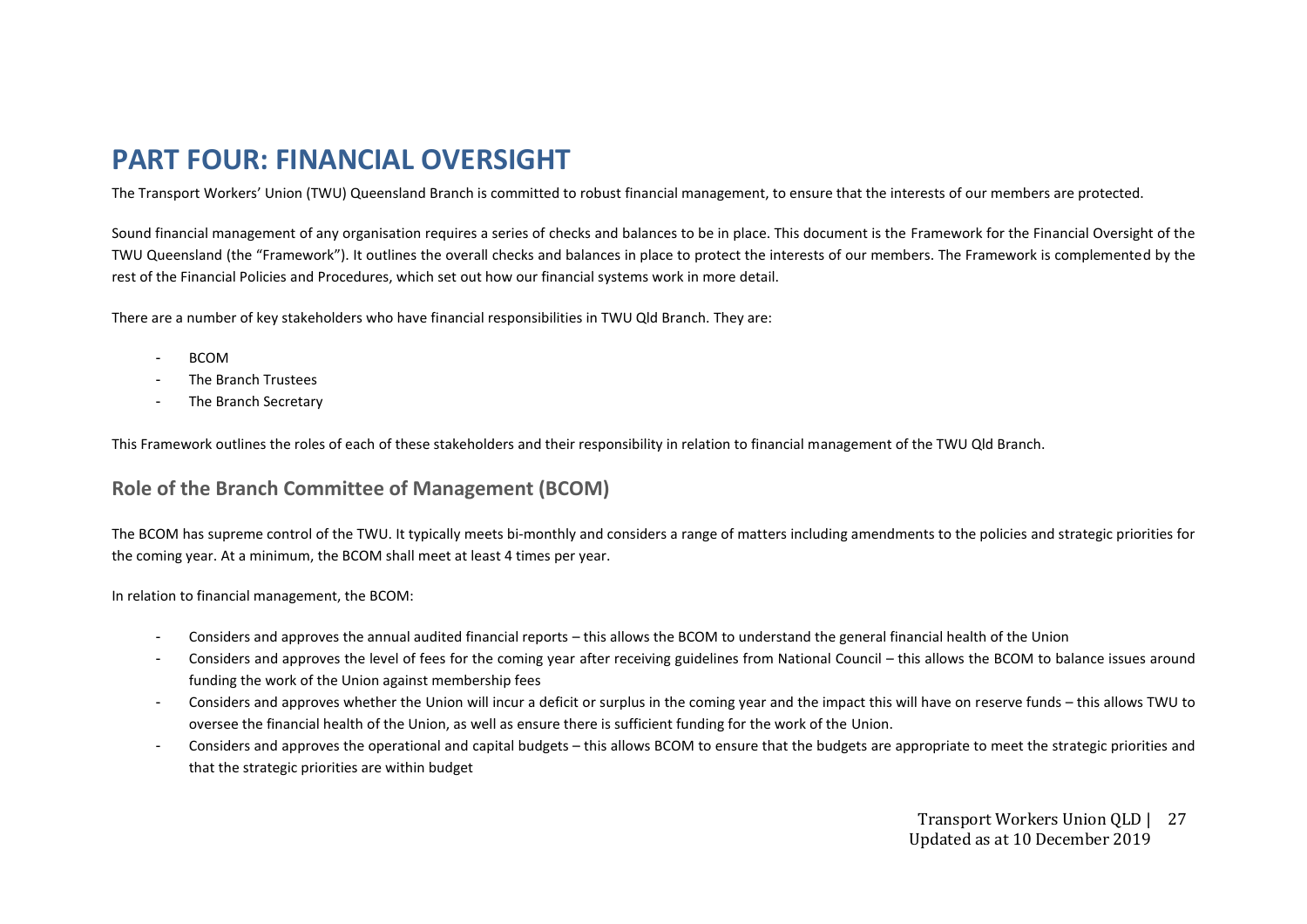# PART FOUR: FINANCIAL OVERSIGHT

The Transport Workers' Union (TWU) Queensland Branch is committed to robust financial management, to ensure that the interests of our members are protected.

Sound financial management of any organisation requires a series of checks and balances to be in place. This document is the Framework for the Financial Oversight of the TWU Queensland (the "Framework"). It outlines the overall checks and balances in place to protect the interests of our members. The Framework is complemented by the rest of the Financial Policies and Procedures, which set out how our financial systems work in more detail.

There are a number of key stakeholders who have financial responsibilities in TWU Qld Branch. They are:

- BCOM
- The Branch Trustees
- The Branch Secretary

This Framework outlines the roles of each of these stakeholders and their responsibility in relation to financial management of the TWU Qld Branch.

## Role of the Branch Committee of Management (BCOM)

The BCOM has supreme control of the TWU. It typically meets bi-monthly and considers a range of matters including amendments to the policies and strategic priorities for the coming year. At a minimum, the BCOM shall meet at least 4 times per year.

In relation to financial management, the BCOM:

- Considers and approves the annual audited financial reports – this allows the BCOM to understand the general financial health of the Union
- Considers and approves the level of fees for the coming year after receiving guidelines from National Council – this allows the BCOM to balance issues around funding the work of the Union against membership fees
- Considers and approves whether the Union will incur a deficit or surplus in the coming year and the impact this will have on reserve funds – this allows TWU to oversee the financial health of the Union, as well as ensure there is sufficient funding for the work of the Union.
- Considers and approves the operational and capital budgets – this allows BCOM to ensure that the budgets are appropriate to meet the strategic priorities and that the strategic priorities are within budget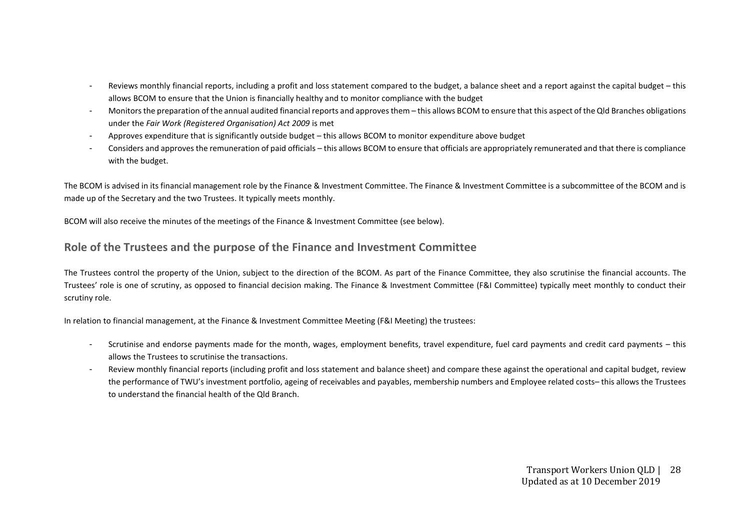- Reviews monthly financial reports, including a profit and loss statement compared to the budget, a balance sheet and a report against the capital budget – this allows BCOM to ensure that the Union is financially healthy and to monitor compliance with the budget
- Monitors the preparation of the annual audited financial reports and approves them – this allows BCOM to ensure that this aspect of the Qld Branches obligations under the *Fair Work (Registered Organisation) Act 2009* is met
- Approves expenditure that is significantly outside budget – this allows BCOM to monitor expenditure above budget
- Considers and approves the remuneration of paid officials – this allows BCOM to ensure that officials are appropriately remunerated and that there is compliance with the budget.

The BCOM is advised in its financial management role by the Finance & Investment Committee. The Finance & Investment Committee is a subcommittee of the BCOM and is made up of the Secretary and the two Trustees. It typically meets monthly.

BCOM will also receive the minutes of the meetings of the Finance & Investment Committee (see below).

## Role of the Trustees and the purpose of the Finance and Investment Committee

The Trustees control the property of the Union, subject to the direction of the BCOM. As part of the Finance Committee, they also scrutinise the financial accounts. The Trustees' role is one of scrutiny, as opposed to financial decision making. The Finance & Investment Committee (F&I Committee) typically meet monthly to conduct their scrutiny role.

In relation to financial management, at the Finance & Investment Committee Meeting (F&I Meeting) the trustees:

- Scrutinise and endorse payments made for the month, wages, employment benefits, travel expenditure, fuel card payments and credit card payments – this allows the Trustees to scrutinise the transactions.
- Review monthly financial reports (including profit and loss statement and balance sheet) and compare these against the operational and capital budget, review the performance of TWU's investment portfolio, ageing of receivables and payables, membership numbers and Employee related costs– this allows the Trustees to understand the financial health of the Qld Branch.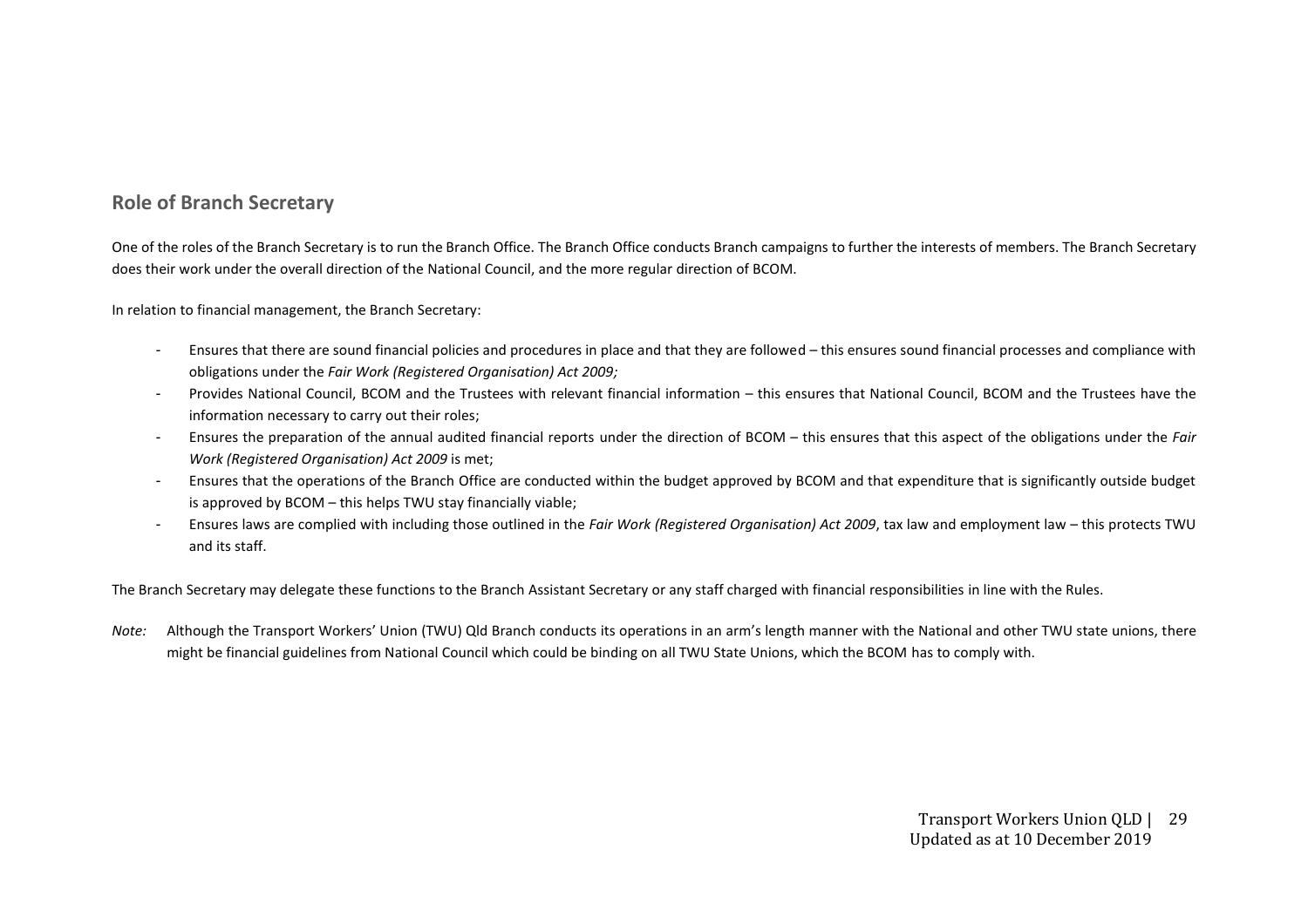## Role of Branch Secretary

One of the roles of the Branch Secretary is to run the Branch Office. The Branch Office conducts Branch campaigns to further the interests of members. The Branch Secretary does their work under the overall direction of the National Council, and the more regular direction of BCOM.

In relation to financial management, the Branch Secretary:

- Ensures that there are sound financial policies and procedures in place and that they are followed – this ensures sound financial processes and compliance with obligations under the *Fair Work (Registered Organisation) Act 2009;*
- Provides National Council, BCOM and the Trustees with relevant financial information – this ensures that National Council, BCOM and the Trustees have the information necessary to carry out their roles;
- Ensures the preparation of the annual audited financial reports under the direction of BCOM – this ensures that this aspect of the obligations under the *Fair Work (Registered Organisation) Act 2009* is met;
- Ensures that the operations of the Branch Office are conducted within the budget approved by BCOM and that expenditure that is significantly outside budget is approved by BCOM – this helps TWU stay financially viable;
- Ensures laws are complied with including those outlined in the *Fair Work (Registered Organisation) Act 2009*, tax law and employment law – this protects TWU and its staff.

The Branch Secretary may delegate these functions to the Branch Assistant Secretary or any staff charged with financial responsibilities in line with the Rules.

*Note:* Although the Transport Workers' Union (TWU) Qld Branch conducts its operations in an arm's length manner with the National and other TWU state unions, there might be financial guidelines from National Council which could be binding on all TWU State Unions, which the BCOM has to comply with.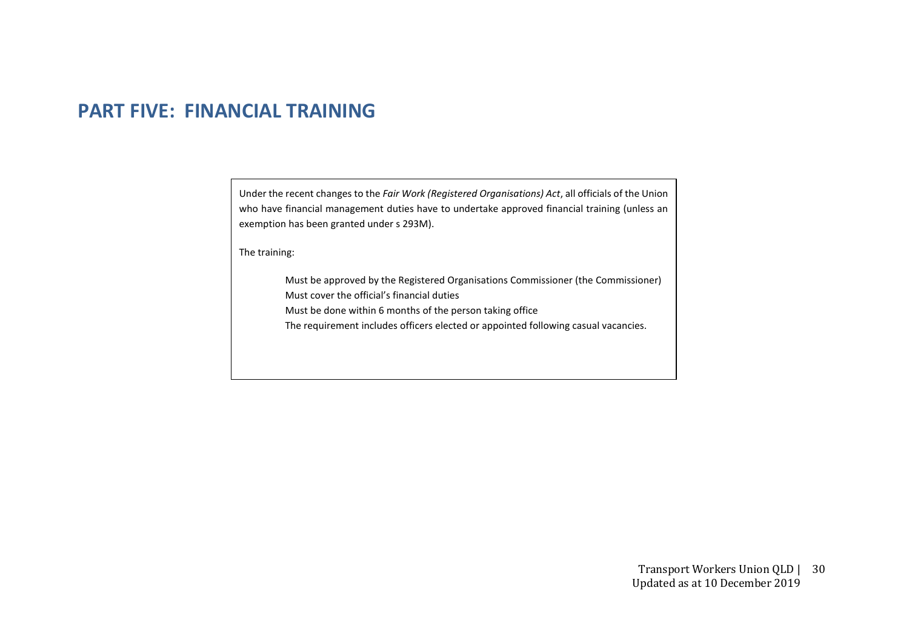# PART FIVE: FINANCIAL TRAINING

Under the recent changes to the *Fair Work (Registered Organisations) Act*, all officials of the Union who have financial management duties have to undertake approved financial training (unless an exemption has been granted under s 293M).

The training:

- Must be approved by the Registered Organisations Commissioner (the Commissioner)
- Must cover the official's financial duties
- Must be done within 6 months of the person taking office
- The requirement includes officers elected or appointed following casual vacancies.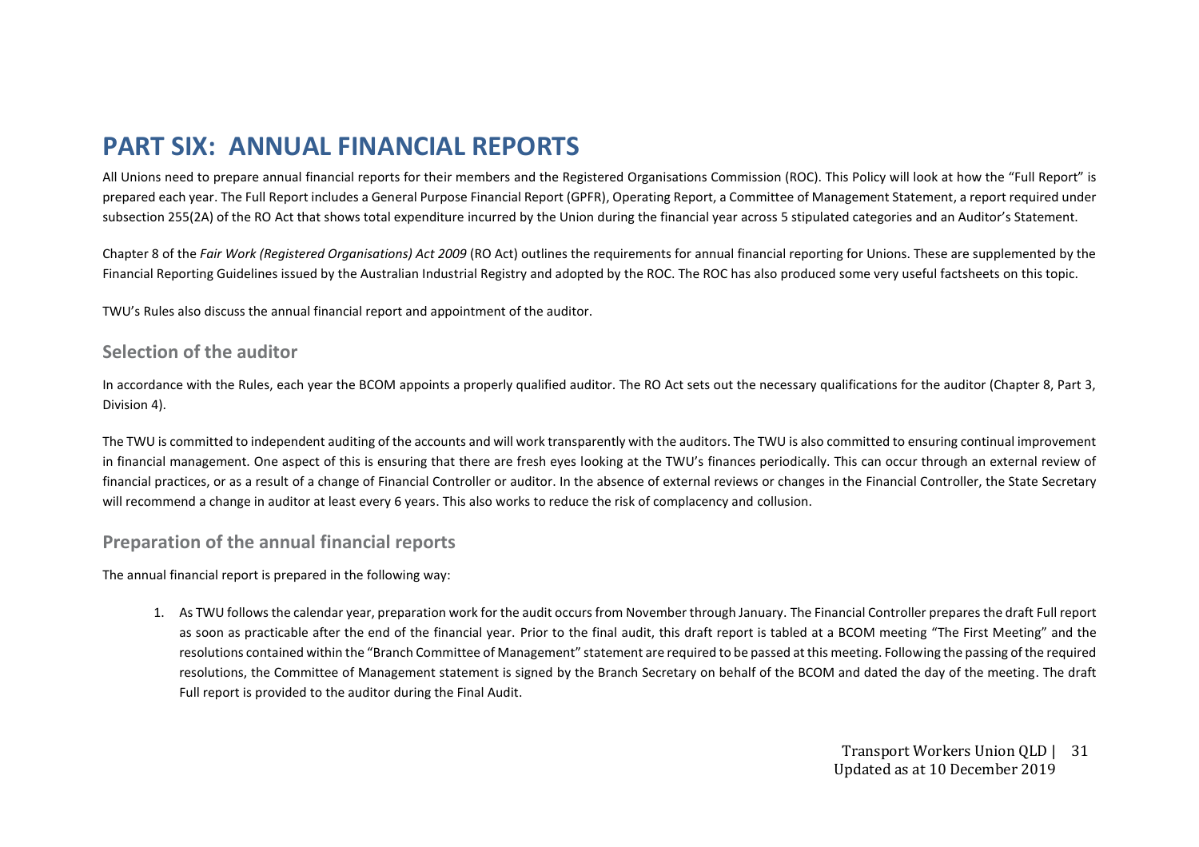# PART SIX: ANNUAL FINANCIAL REPORTS

All Unions need to prepare annual financial reports for their members and the Registered Organisations Commission (ROC). This Policy will look at how the "Full Report" is prepared each year. The Full Report includes a General Purpose Financial Report (GPFR), Operating Report, a Committee of Management Statement, a report required under subsection 255(2A) of the RO Act that shows total expenditure incurred by the Union during the financial year across 5 stipulated categories and an Auditor's Statement.

Chapter 8 of the *Fair Work (Registered Organisations) Act 2009* (RO Act) outlines the requirements for annual financial reporting for Unions. These are supplemented by the Financial Reporting Guidelines issued by the Australian Industrial Registry and adopted by the ROC. The ROC has also produced some very useful factsheets on this topic.

TWU's Rules also discuss the annual financial report and appointment of the auditor.

## Selection of the auditor

In accordance with the Rules, each year the BCOM appoints a properly qualified auditor. The RO Act sets out the necessary qualifications for the auditor (Chapter 8, Part 3, Division 4).

The TWU is committed to independent auditing of the accounts and will work transparently with the auditors. The TWU is also committed to ensuring continual improvement in financial management. One aspect of this is ensuring that there are fresh eyes looking at the TWU's finances periodically. This can occur through an external review of financial practices, or as a result of a change of Financial Controller or auditor. In the absence of external reviews or changes in the Financial Controller, the State Secretary will recommend a change in auditor at least every 6 years. This also works to reduce the risk of complacency and collusion.

## Preparation of the annual financial reports

The annual financial report is prepared in the following way:

1. As TWU follows the calendar year, preparation work for the audit occurs from November through January. The Financial Controller prepares the draft Full report as soon as practicable after the end of the financial year. Prior to the final audit, this draft report is tabled at a BCOM meeting "The First Meeting" and the resolutions contained within the "Branch Committee of Management" statement are required to be passed at this meeting. Following the passing of the required resolutions, the Committee of Management statement is signed by the Branch Secretary on behalf of the BCOM and dated the day of the meeting. The draft Full report is provided to the auditor during the Final Audit.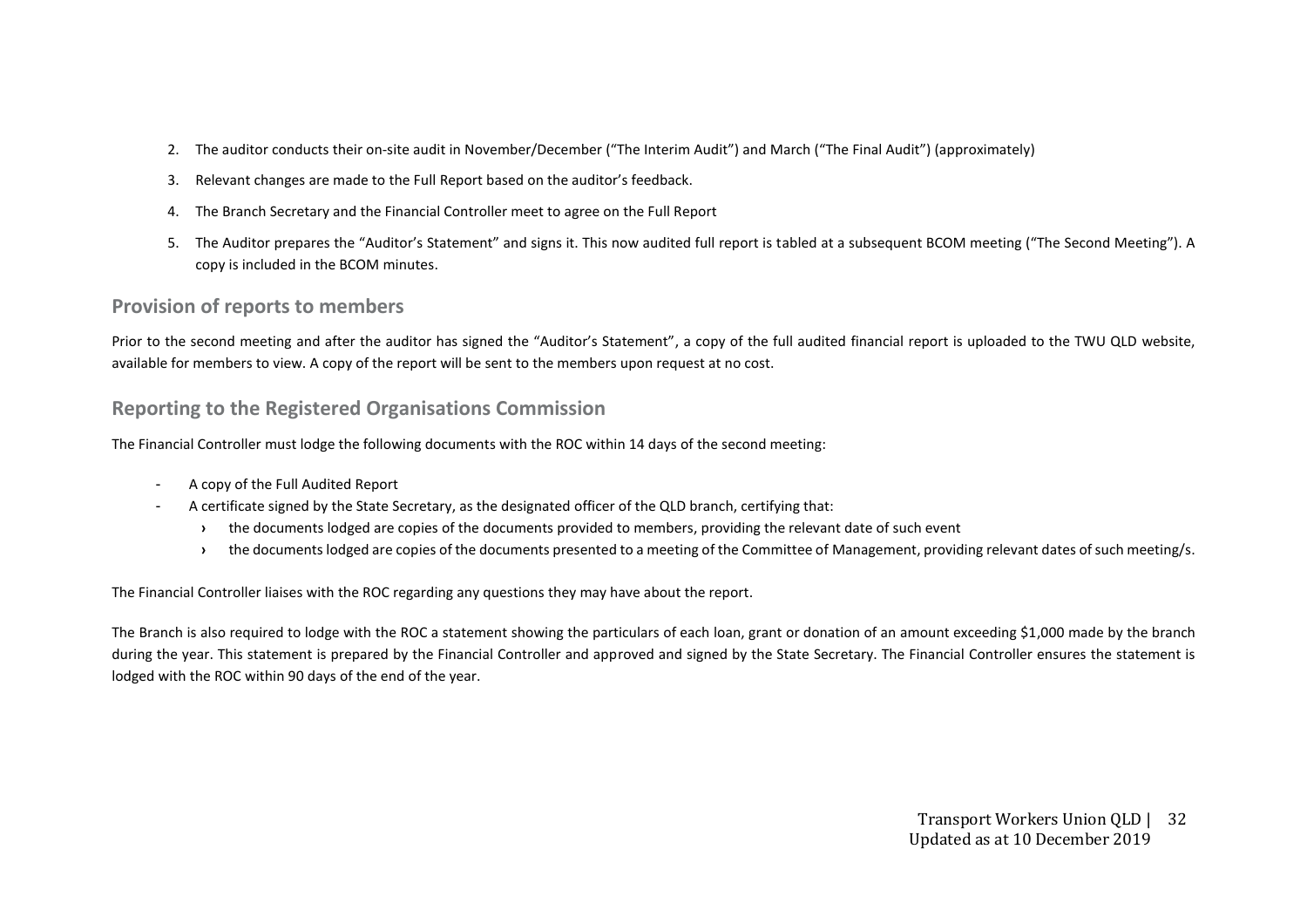2. The auditor conducts their on-site audit in November/December ("The Interim Audit") and March ("The Final Audit") (approximately)
3. Relevant changes are made to the Full Report based on the auditor's feedback.
4. The Branch Secretary and the Financial Controller meet to agree on the Full Report
5. The Auditor prepares the "Auditor's Statement" and signs it. This now audited full report is tabled at a subsequent BCOM meeting ("The Second Meeting"). A copy is included in the BCOM minutes.

## Provision of reports to members

Prior to the second meeting and after the auditor has signed the "Auditor's Statement", a copy of the full audited financial report is uploaded to the TWU QLD website, available for members to view. A copy of the report will be sent to the members upon request at no cost.

## Reporting to the Registered Organisations Commission

The Financial Controller must lodge the following documents with the ROC within 14 days of the second meeting:

- A copy of the Full Audited Report
- A certificate signed by the State Secretary, as the designated officer of the QLD branch, certifying that:
  - the documents lodged are copies of the documents provided to members, providing the relevant date of such event
  - the documents lodged are copies of the documents presented to a meeting of the Committee of Management, providing relevant dates of such meeting/s.

The Financial Controller liaises with the ROC regarding any questions they may have about the report.

The Branch is also required to lodge with the ROC a statement showing the particulars of each loan, grant or donation of an amount exceeding $1,000 made by the branch during the year. This statement is prepared by the Financial Controller and approved and signed by the State Secretary. The Financial Controller ensures the statement is lodged with the ROC within 90 days of the end of the year.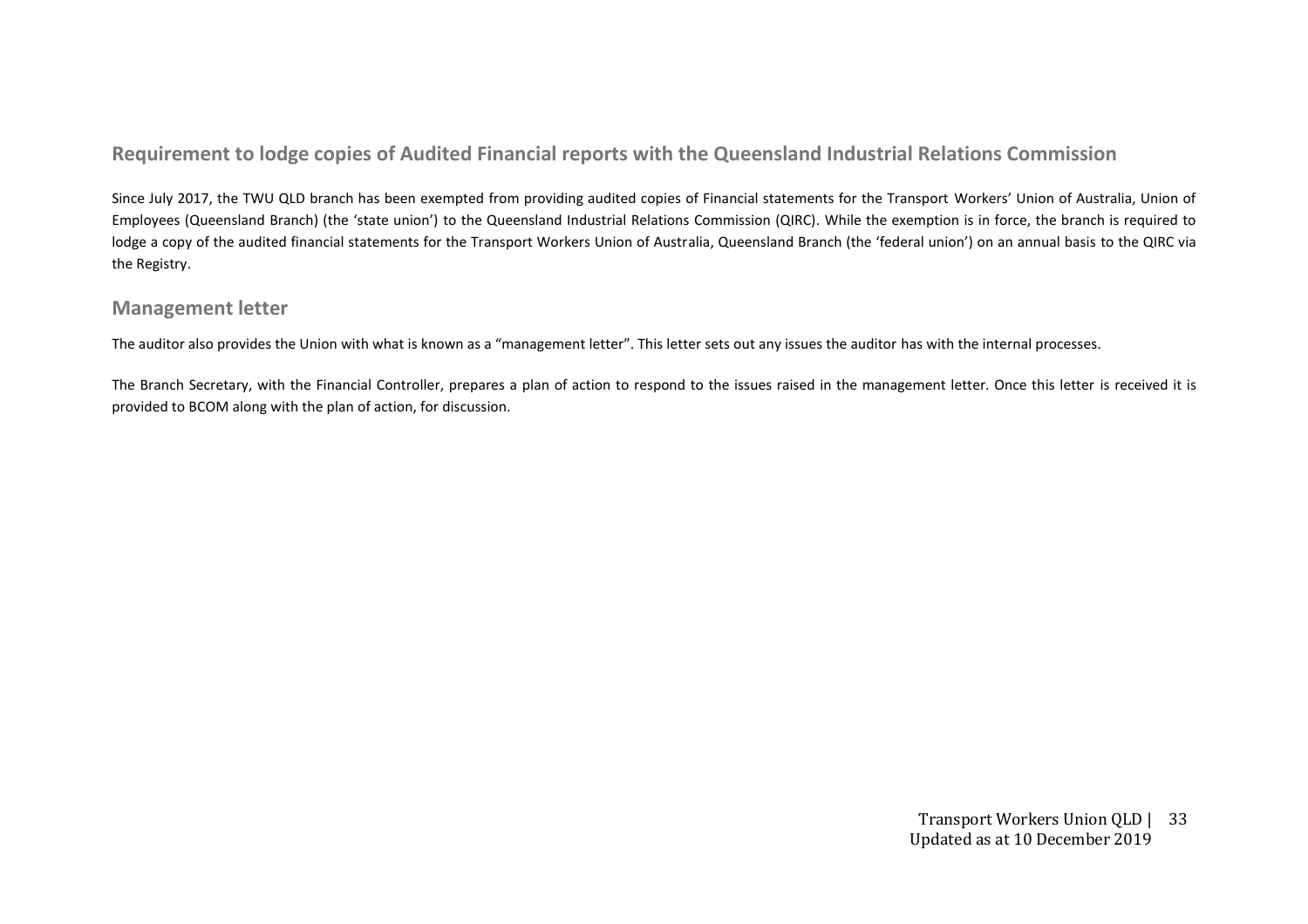## Requirement to lodge copies of Audited Financial reports with the Queensland Industrial Relations Commission

Since July 2017, the TWU QLD branch has been exempted from providing audited copies of Financial statements for the Transport Workers' Union of Australia, Union of Employees (Queensland Branch) (the 'state union') to the Queensland Industrial Relations Commission (QIRC). While the exemption is in force, the branch is required to lodge a copy of the audited financial statements for the Transport Workers Union of Australia, Queensland Branch (the 'federal union') on an annual basis to the QIRC via the Registry.

## Management letter

The auditor also provides the Union with what is known as a "management letter". This letter sets out any issues the auditor has with the internal processes.

The Branch Secretary, with the Financial Controller, prepares a plan of action to respond to the issues raised in the management letter. Once this letter is received it is provided to BCOM along with the plan of action, for discussion.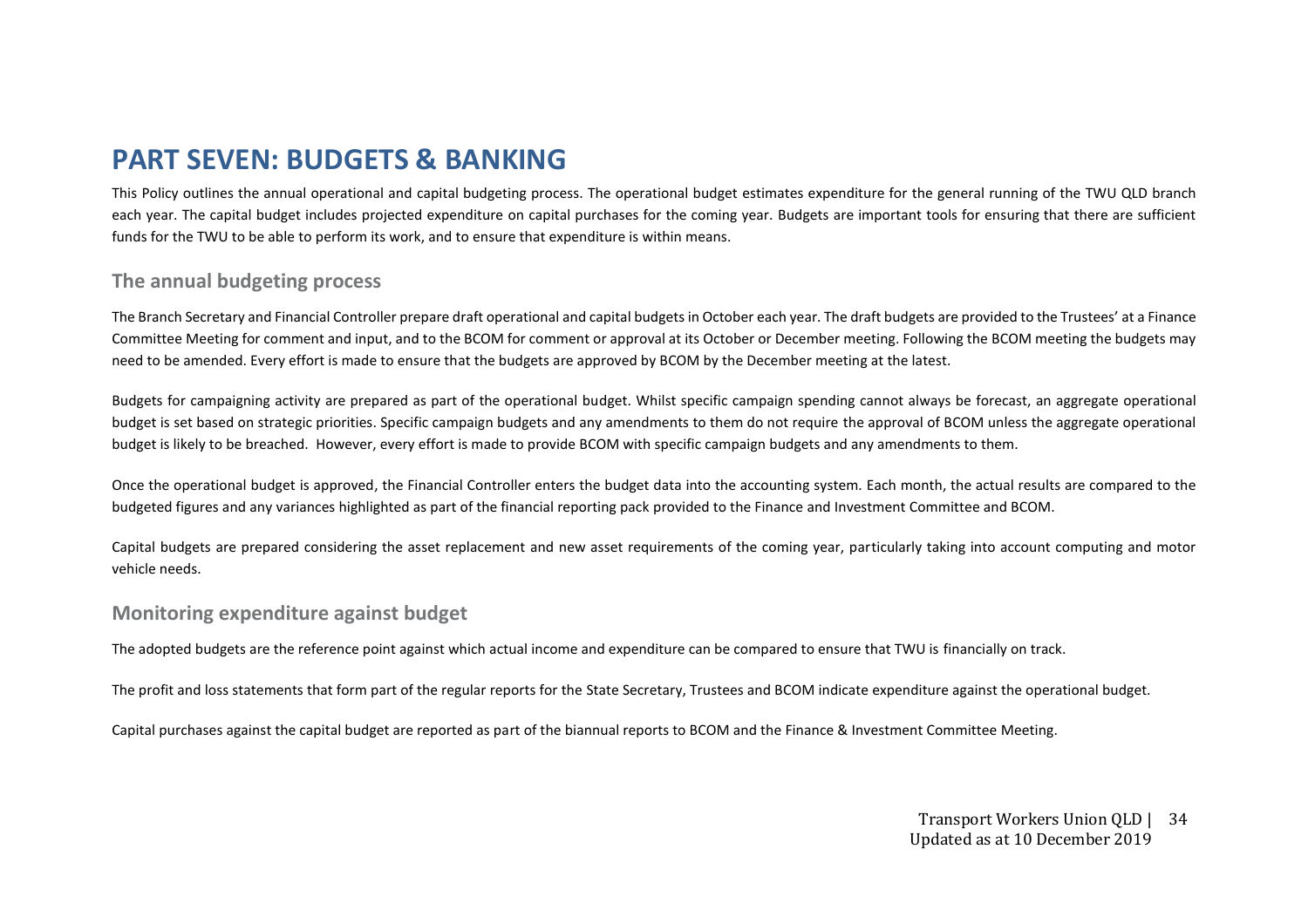# PART SEVEN: BUDGETS & BANKING

This Policy outlines the annual operational and capital budgeting process. The operational budget estimates expenditure for the general running of the TWU QLD branch each year. The capital budget includes projected expenditure on capital purchases for the coming year. Budgets are important tools for ensuring that there are sufficient funds for the TWU to be able to perform its work, and to ensure that expenditure is within means.

## The annual budgeting process

The Branch Secretary and Financial Controller prepare draft operational and capital budgets in October each year. The draft budgets are provided to the Trustees' at a Finance Committee Meeting for comment and input, and to the BCOM for comment or approval at its October or December meeting. Following the BCOM meeting the budgets may need to be amended. Every effort is made to ensure that the budgets are approved by BCOM by the December meeting at the latest.

Budgets for campaigning activity are prepared as part of the operational budget. Whilst specific campaign spending cannot always be forecast, an aggregate operational budget is set based on strategic priorities. Specific campaign budgets and any amendments to them do not require the approval of BCOM unless the aggregate operational budget is likely to be breached. However, every effort is made to provide BCOM with specific campaign budgets and any amendments to them.

Once the operational budget is approved, the Financial Controller enters the budget data into the accounting system. Each month, the actual results are compared to the budgeted figures and any variances highlighted as part of the financial reporting pack provided to the Finance and Investment Committee and BCOM.

Capital budgets are prepared considering the asset replacement and new asset requirements of the coming year, particularly taking into account computing and motor vehicle needs.

## Monitoring expenditure against budget

The adopted budgets are the reference point against which actual income and expenditure can be compared to ensure that TWU is financially on track.

The profit and loss statements that form part of the regular reports for the State Secretary, Trustees and BCOM indicate expenditure against the operational budget.

Capital purchases against the capital budget are reported as part of the biannual reports to BCOM and the Finance & Investment Committee Meeting.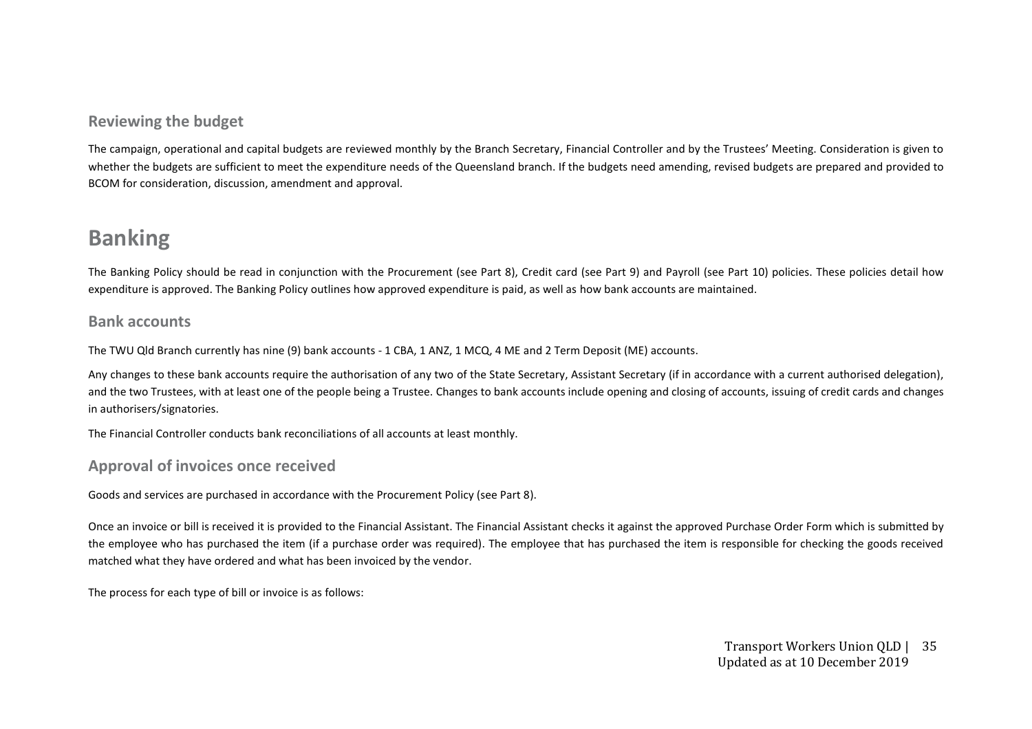### Reviewing the budget

The campaign, operational and capital budgets are reviewed monthly by the Branch Secretary, Financial Controller and by the Trustees' Meeting. Consideration is given to whether the budgets are sufficient to meet the expenditure needs of the Queensland branch. If the budgets need amending, revised budgets are prepared and provided to BCOM for consideration, discussion, amendment and approval.

## Banking

The Banking Policy should be read in conjunction with the Procurement (see Part 8), Credit card (see Part 9) and Payroll (see Part 10) policies. These policies detail how expenditure is approved. The Banking Policy outlines how approved expenditure is paid, as well as how bank accounts are maintained.

### Bank accounts

The TWU Qld Branch currently has nine (9) bank accounts - 1 CBA, 1 ANZ, 1 MCQ, 4 ME and 2 Term Deposit (ME) accounts.

Any changes to these bank accounts require the authorisation of any two of the State Secretary, Assistant Secretary (if in accordance with a current authorised delegation), and the two Trustees, with at least one of the people being a Trustee. Changes to bank accounts include opening and closing of accounts, issuing of credit cards and changes in authorisers/signatories.

The Financial Controller conducts bank reconciliations of all accounts at least monthly.

### Approval of invoices once received

Goods and services are purchased in accordance with the Procurement Policy (see Part 8).

Once an invoice or bill is received it is provided to the Financial Assistant. The Financial Assistant checks it against the approved Purchase Order Form which is submitted by the employee who has purchased the item (if a purchase order was required). The employee that has purchased the item is responsible for checking the goods received matched what they have ordered and what has been invoiced by the vendor.

The process for each type of bill or invoice is as follows: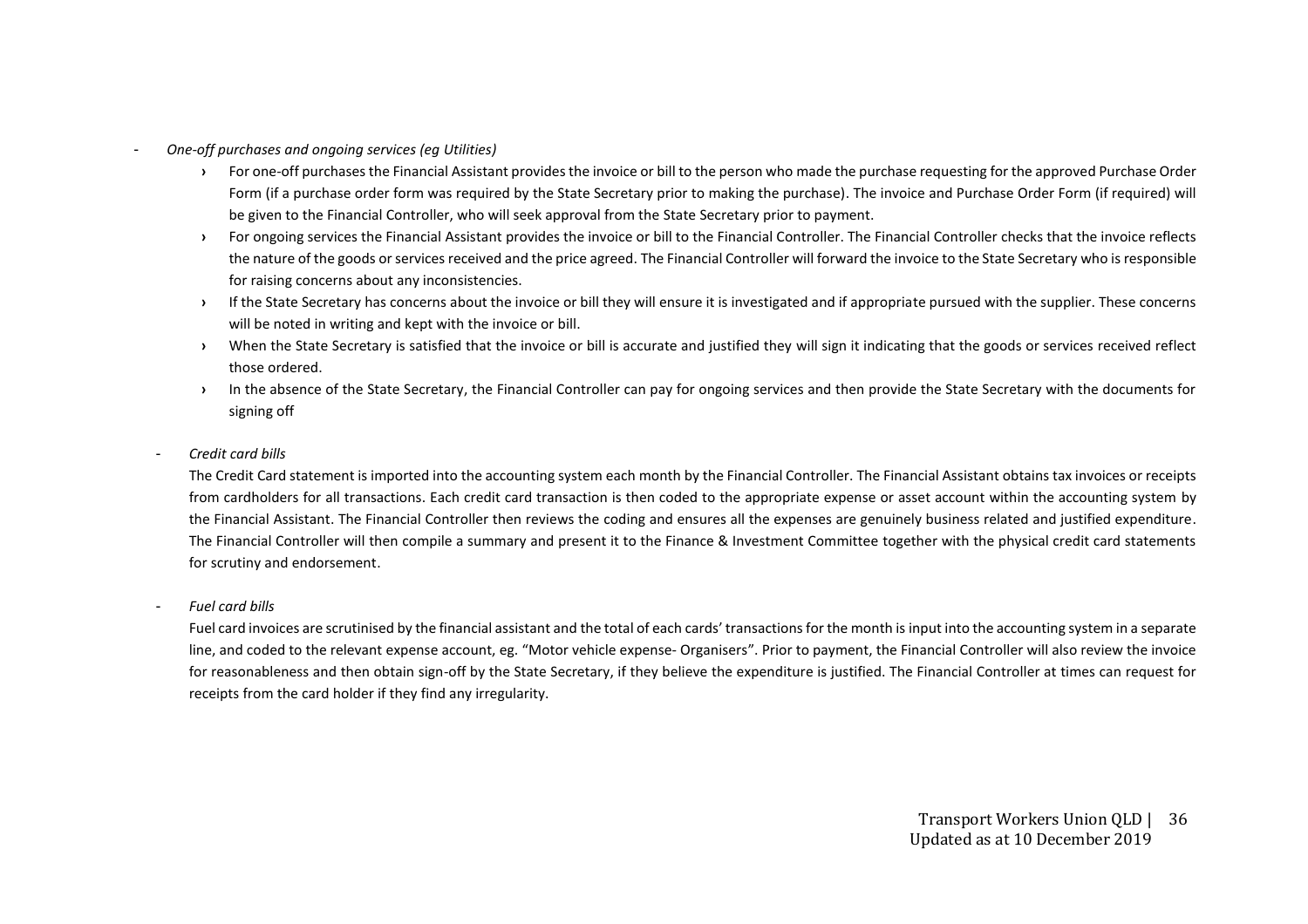- *One-off purchases and ongoing services (eg Utilities)*
  - For one-off purchases the Financial Assistant provides the invoice or bill to the person who made the purchase requesting for the approved Purchase Order Form (if a purchase order form was required by the State Secretary prior to making the purchase). The invoice and Purchase Order Form (if required) will be given to the Financial Controller, who will seek approval from the State Secretary prior to payment.
  - For ongoing services the Financial Assistant provides the invoice or bill to the Financial Controller. The Financial Controller checks that the invoice reflects the nature of the goods or services received and the price agreed. The Financial Controller will forward the invoice to the State Secretary who is responsible for raising concerns about any inconsistencies.
  - If the State Secretary has concerns about the invoice or bill they will ensure it is investigated and if appropriate pursued with the supplier. These concerns will be noted in writing and kept with the invoice or bill.
  - When the State Secretary is satisfied that the invoice or bill is accurate and justified they will sign it indicating that the goods or services received reflect those ordered.
  - In the absence of the State Secretary, the Financial Controller can pay for ongoing services and then provide the State Secretary with the documents for signing off

- *Credit card bills*

  The Credit Card statement is imported into the accounting system each month by the Financial Controller. The Financial Assistant obtains tax invoices or receipts from cardholders for all transactions. Each credit card transaction is then coded to the appropriate expense or asset account within the accounting system by the Financial Assistant. The Financial Controller then reviews the coding and ensures all the expenses are genuinely business related and justified expenditure. The Financial Controller will then compile a summary and present it to the Finance & Investment Committee together with the physical credit card statements for scrutiny and endorsement.

- *Fuel card bills*

  Fuel card invoices are scrutinised by the financial assistant and the total of each cards' transactions for the month is input into the accounting system in a separate line, and coded to the relevant expense account, eg. "Motor vehicle expense- Organisers". Prior to payment, the Financial Controller will also review the invoice for reasonableness and then obtain sign-off by the State Secretary, if they believe the expenditure is justified. The Financial Controller at times can request for receipts from the card holder if they find any irregularity.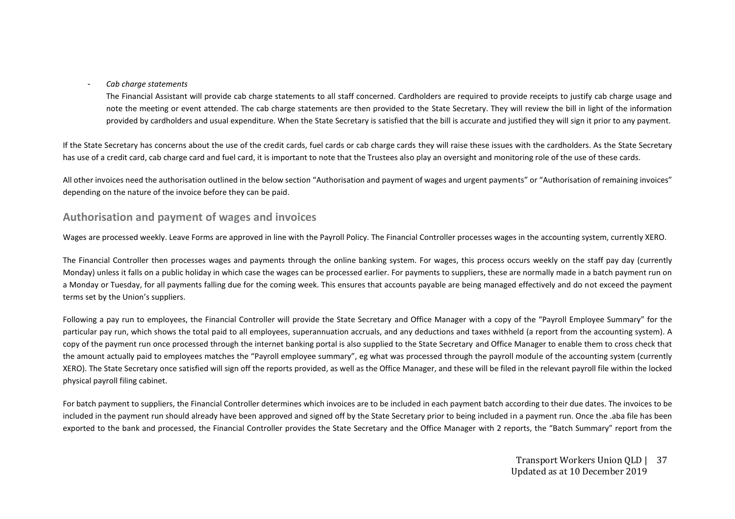- *Cab charge statements*

  The Financial Assistant will provide cab charge statements to all staff concerned. Cardholders are required to provide receipts to justify cab charge usage and note the meeting or event attended. The cab charge statements are then provided to the State Secretary. They will review the bill in light of the information provided by cardholders and usual expenditure. When the State Secretary is satisfied that the bill is accurate and justified they will sign it prior to any payment.

If the State Secretary has concerns about the use of the credit cards, fuel cards or cab charge cards they will raise these issues with the cardholders. As the State Secretary has use of a credit card, cab charge card and fuel card, it is important to note that the Trustees also play an oversight and monitoring role of the use of these cards.

All other invoices need the authorisation outlined in the below section "Authorisation and payment of wages and urgent payments" or "Authorisation of remaining invoices" depending on the nature of the invoice before they can be paid.

## Authorisation and payment of wages and invoices

Wages are processed weekly. Leave Forms are approved in line with the Payroll Policy. The Financial Controller processes wages in the accounting system, currently XERO.

The Financial Controller then processes wages and payments through the online banking system. For wages, this process occurs weekly on the staff pay day (currently Monday) unless it falls on a public holiday in which case the wages can be processed earlier. For payments to suppliers, these are normally made in a batch payment run on a Monday or Tuesday, for all payments falling due for the coming week. This ensures that accounts payable are being managed effectively and do not exceed the payment terms set by the Union's suppliers.

Following a pay run to employees, the Financial Controller will provide the State Secretary and Office Manager with a copy of the "Payroll Employee Summary" for the particular pay run, which shows the total paid to all employees, superannuation accruals, and any deductions and taxes withheld (a report from the accounting system). A copy of the payment run once processed through the internet banking portal is also supplied to the State Secretary and Office Manager to enable them to cross check that the amount actually paid to employees matches the "Payroll employee summary", eg what was processed through the payroll module of the accounting system (currently XERO). The State Secretary once satisfied will sign off the reports provided, as well as the Office Manager, and these will be filed in the relevant payroll file within the locked physical payroll filing cabinet.

For batch payment to suppliers, the Financial Controller determines which invoices are to be included in each payment batch according to their due dates. The invoices to be included in the payment run should already have been approved and signed off by the State Secretary prior to being included in a payment run. Once the .aba file has been exported to the bank and processed, the Financial Controller provides the State Secretary and the Office Manager with 2 reports, the "Batch Summary" report from the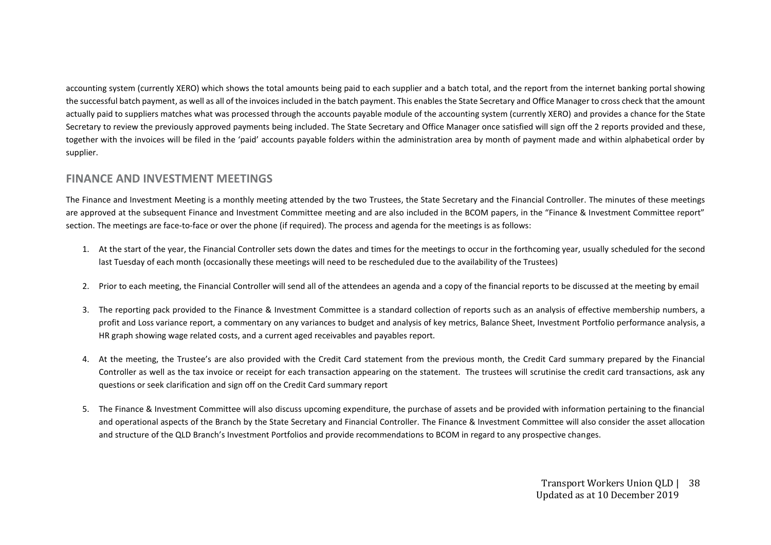accounting system (currently XERO) which shows the total amounts being paid to each supplier and a batch total, and the report from the internet banking portal showing the successful batch payment, as well as all of the invoices included in the batch payment. This enables the State Secretary and Office Manager to cross check that the amount actually paid to suppliers matches what was processed through the accounts payable module of the accounting system (currently XERO) and provides a chance for the State Secretary to review the previously approved payments being included. The State Secretary and Office Manager once satisfied will sign off the 2 reports provided and these, together with the invoices will be filed in the 'paid' accounts payable folders within the administration area by month of payment made and within alphabetical order by supplier.

## FINANCE AND INVESTMENT MEETINGS

The Finance and Investment Meeting is a monthly meeting attended by the two Trustees, the State Secretary and the Financial Controller. The minutes of these meetings are approved at the subsequent Finance and Investment Committee meeting and are also included in the BCOM papers, in the "Finance & Investment Committee report" section. The meetings are face-to-face or over the phone (if required). The process and agenda for the meetings is as follows:

1. At the start of the year, the Financial Controller sets down the dates and times for the meetings to occur in the forthcoming year, usually scheduled for the second last Tuesday of each month (occasionally these meetings will need to be rescheduled due to the availability of the Trustees)

2. Prior to each meeting, the Financial Controller will send all of the attendees an agenda and a copy of the financial reports to be discussed at the meeting by email

3. The reporting pack provided to the Finance & Investment Committee is a standard collection of reports such as an analysis of effective membership numbers, a profit and Loss variance report, a commentary on any variances to budget and analysis of key metrics, Balance Sheet, Investment Portfolio performance analysis, a HR graph showing wage related costs, and a current aged receivables and payables report.

4. At the meeting, the Trustee's are also provided with the Credit Card statement from the previous month, the Credit Card summary prepared by the Financial Controller as well as the tax invoice or receipt for each transaction appearing on the statement. The trustees will scrutinise the credit card transactions, ask any questions or seek clarification and sign off on the Credit Card summary report

5. The Finance & Investment Committee will also discuss upcoming expenditure, the purchase of assets and be provided with information pertaining to the financial and operational aspects of the Branch by the State Secretary and Financial Controller. The Finance & Investment Committee will also consider the asset allocation and structure of the QLD Branch's Investment Portfolios and provide recommendations to BCOM in regard to any prospective changes.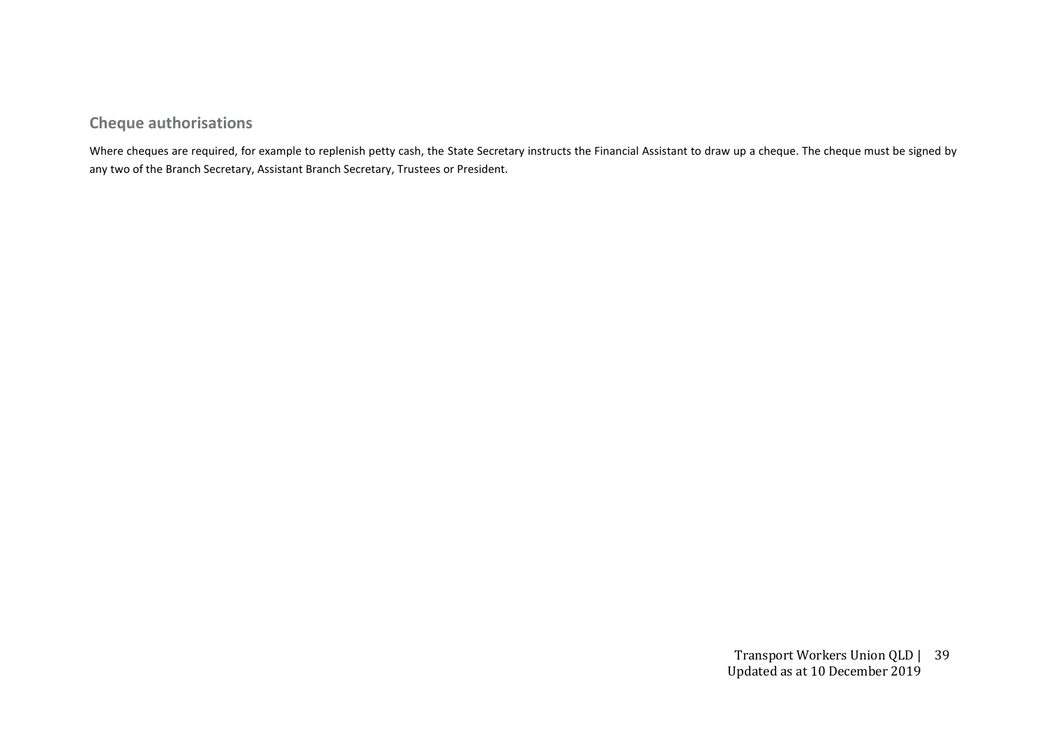## Cheque authorisations

Where cheques are required, for example to replenish petty cash, the State Secretary instructs the Financial Assistant to draw up a cheque. The cheque must be signed by any two of the Branch Secretary, Assistant Branch Secretary, Trustees or President.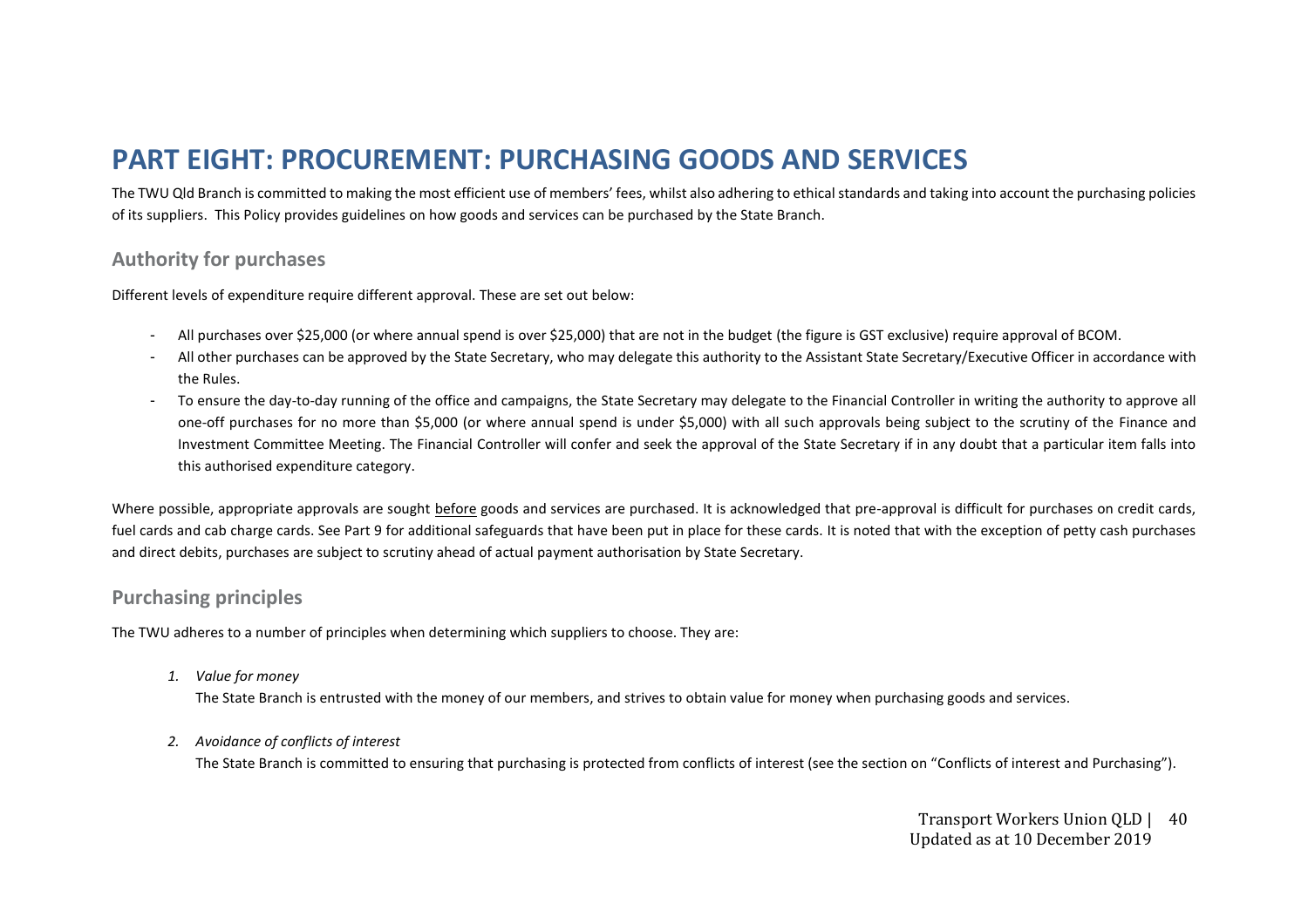# PART EIGHT: PROCUREMENT: PURCHASING GOODS AND SERVICES

The TWU Qld Branch is committed to making the most efficient use of members' fees, whilst also adhering to ethical standards and taking into account the purchasing policies of its suppliers. This Policy provides guidelines on how goods and services can be purchased by the State Branch.

## Authority for purchases

Different levels of expenditure require different approval. These are set out below:

- All purchases over $25,000 (or where annual spend is over $25,000) that are not in the budget (the figure is GST exclusive) require approval of BCOM.
- All other purchases can be approved by the State Secretary, who may delegate this authority to the Assistant State Secretary/Executive Officer in accordance with the Rules.
- To ensure the day-to-day running of the office and campaigns, the State Secretary may delegate to the Financial Controller in writing the authority to approve all one-off purchases for no more than $5,000 (or where annual spend is under $5,000) with all such approvals being subject to the scrutiny of the Finance and Investment Committee Meeting. The Financial Controller will confer and seek the approval of the State Secretary if in any doubt that a particular item falls into this authorised expenditure category.

Where possible, appropriate approvals are sought before goods and services are purchased. It is acknowledged that pre-approval is difficult for purchases on credit cards, fuel cards and cab charge cards. See Part 9 for additional safeguards that have been put in place for these cards. It is noted that with the exception of petty cash purchases and direct debits, purchases are subject to scrutiny ahead of actual payment authorisation by State Secretary.

## Purchasing principles

The TWU adheres to a number of principles when determining which suppliers to choose. They are:

1. *Value for money*

   The State Branch is entrusted with the money of our members, and strives to obtain value for money when purchasing goods and services.

2. *Avoidance of conflicts of interest*

   The State Branch is committed to ensuring that purchasing is protected from conflicts of interest (see the section on "Conflicts of interest and Purchasing").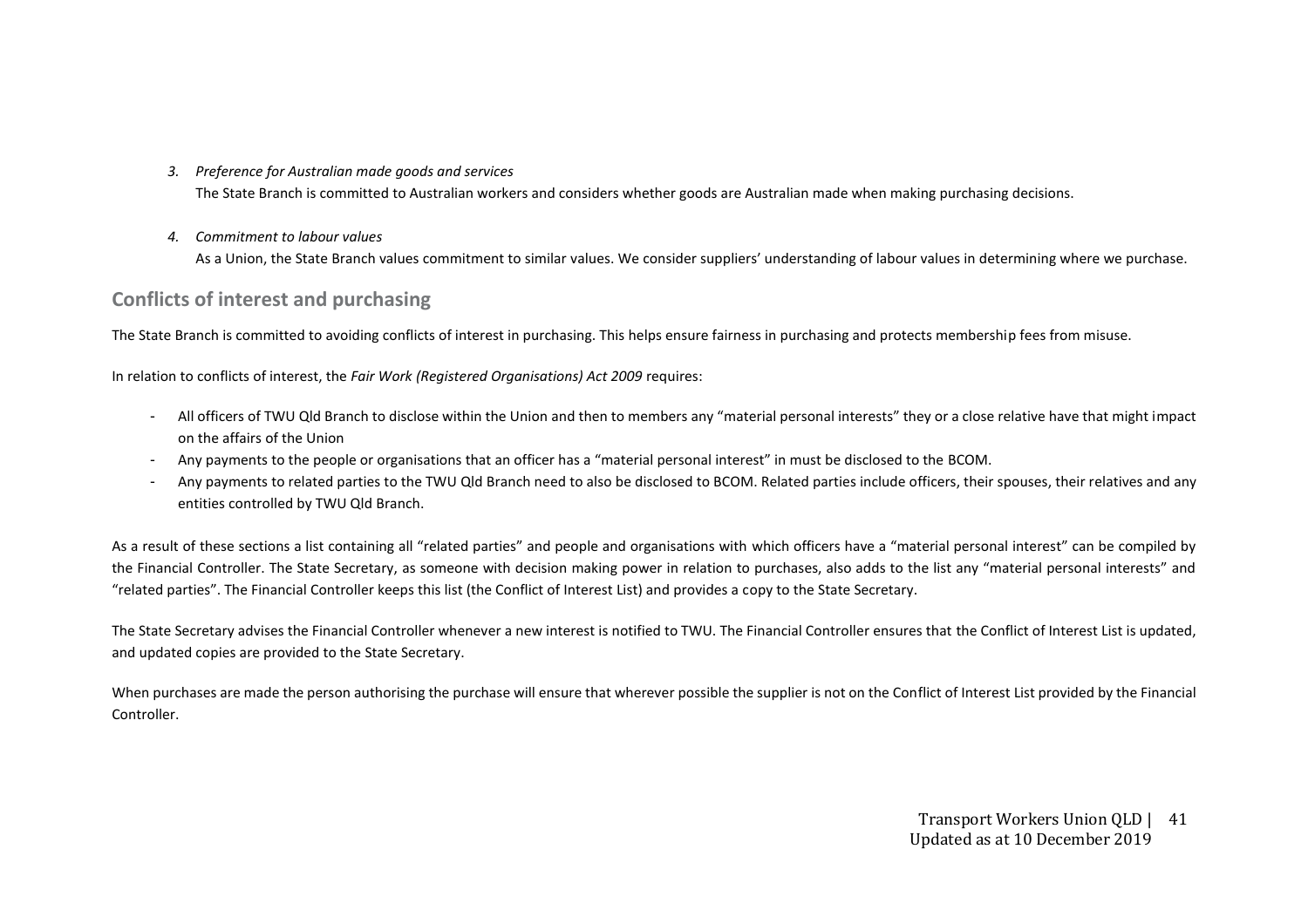3. *Preference for Australian made goods and services*

   The State Branch is committed to Australian workers and considers whether goods are Australian made when making purchasing decisions.

4. *Commitment to labour values*

   As a Union, the State Branch values commitment to similar values. We consider suppliers' understanding of labour values in determining where we purchase.

## Conflicts of interest and purchasing

The State Branch is committed to avoiding conflicts of interest in purchasing. This helps ensure fairness in purchasing and protects membership fees from misuse.

In relation to conflicts of interest, the *Fair Work (Registered Organisations) Act 2009* requires:

- All officers of TWU Qld Branch to disclose within the Union and then to members any "material personal interests" they or a close relative have that might impact on the affairs of the Union
- Any payments to the people or organisations that an officer has a "material personal interest" in must be disclosed to the BCOM.
- Any payments to related parties to the TWU Qld Branch need to also be disclosed to BCOM. Related parties include officers, their spouses, their relatives and any entities controlled by TWU Qld Branch.

As a result of these sections a list containing all "related parties" and people and organisations with which officers have a "material personal interest" can be compiled by the Financial Controller. The State Secretary, as someone with decision making power in relation to purchases, also adds to the list any "material personal interests" and "related parties". The Financial Controller keeps this list (the Conflict of Interest List) and provides a copy to the State Secretary.

The State Secretary advises the Financial Controller whenever a new interest is notified to TWU. The Financial Controller ensures that the Conflict of Interest List is updated, and updated copies are provided to the State Secretary.

When purchases are made the person authorising the purchase will ensure that wherever possible the supplier is not on the Conflict of Interest List provided by the Financial Controller.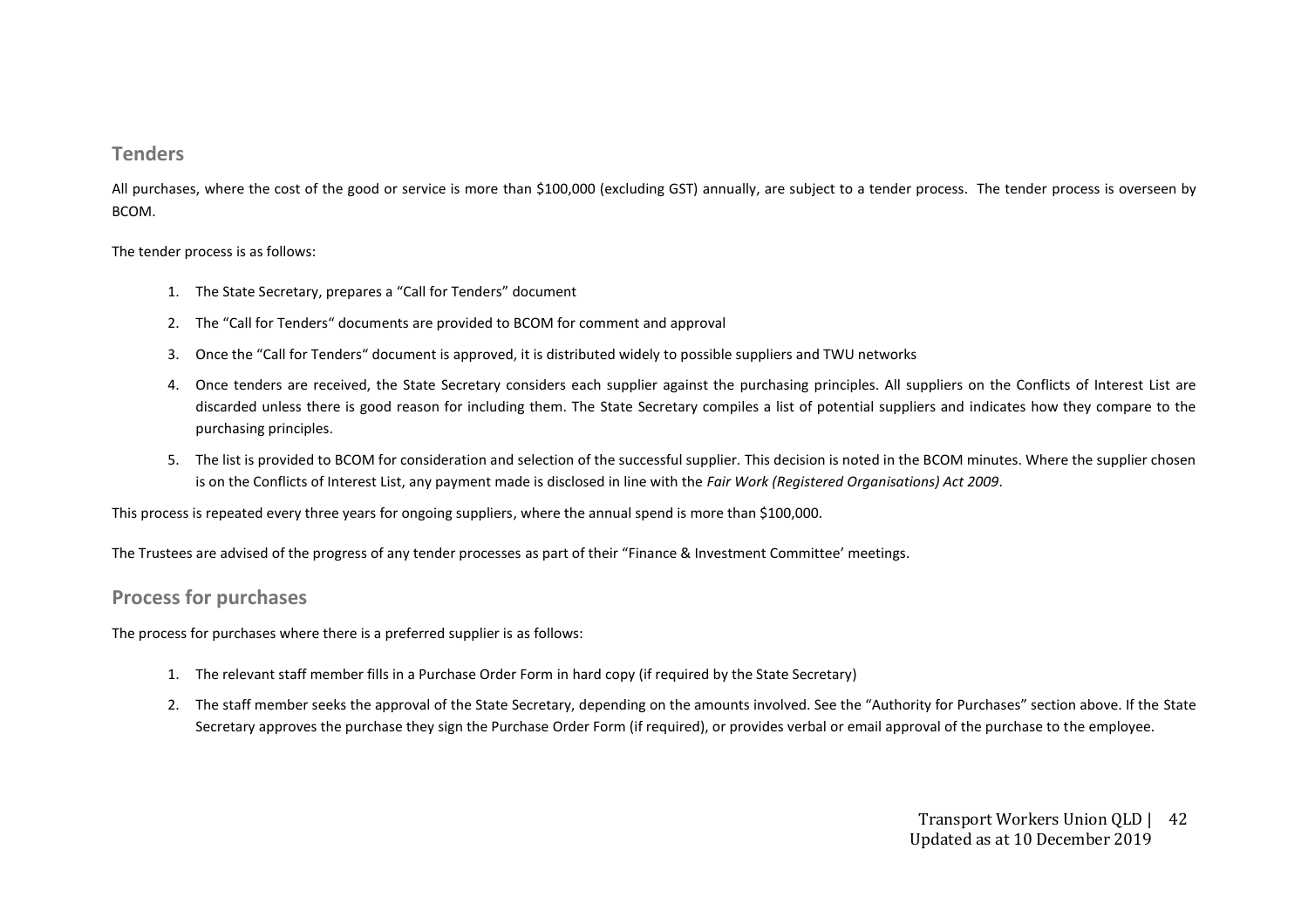## Tenders

All purchases, where the cost of the good or service is more than $100,000 (excluding GST) annually, are subject to a tender process. The tender process is overseen by BCOM.

The tender process is as follows:

1. The State Secretary, prepares a "Call for Tenders" document
2. The "Call for Tenders" documents are provided to BCOM for comment and approval
3. Once the "Call for Tenders" document is approved, it is distributed widely to possible suppliers and TWU networks
4. Once tenders are received, the State Secretary considers each supplier against the purchasing principles. All suppliers on the Conflicts of Interest List are discarded unless there is good reason for including them. The State Secretary compiles a list of potential suppliers and indicates how they compare to the purchasing principles.
5. The list is provided to BCOM for consideration and selection of the successful supplier. This decision is noted in the BCOM minutes. Where the supplier chosen is on the Conflicts of Interest List, any payment made is disclosed in line with the *Fair Work (Registered Organisations) Act 2009*.

This process is repeated every three years for ongoing suppliers, where the annual spend is more than $100,000.

The Trustees are advised of the progress of any tender processes as part of their "Finance & Investment Committee' meetings.

## Process for purchases

The process for purchases where there is a preferred supplier is as follows:

1. The relevant staff member fills in a Purchase Order Form in hard copy (if required by the State Secretary)
2. The staff member seeks the approval of the State Secretary, depending on the amounts involved. See the "Authority for Purchases" section above. If the State Secretary approves the purchase they sign the Purchase Order Form (if required), or provides verbal or email approval of the purchase to the employee.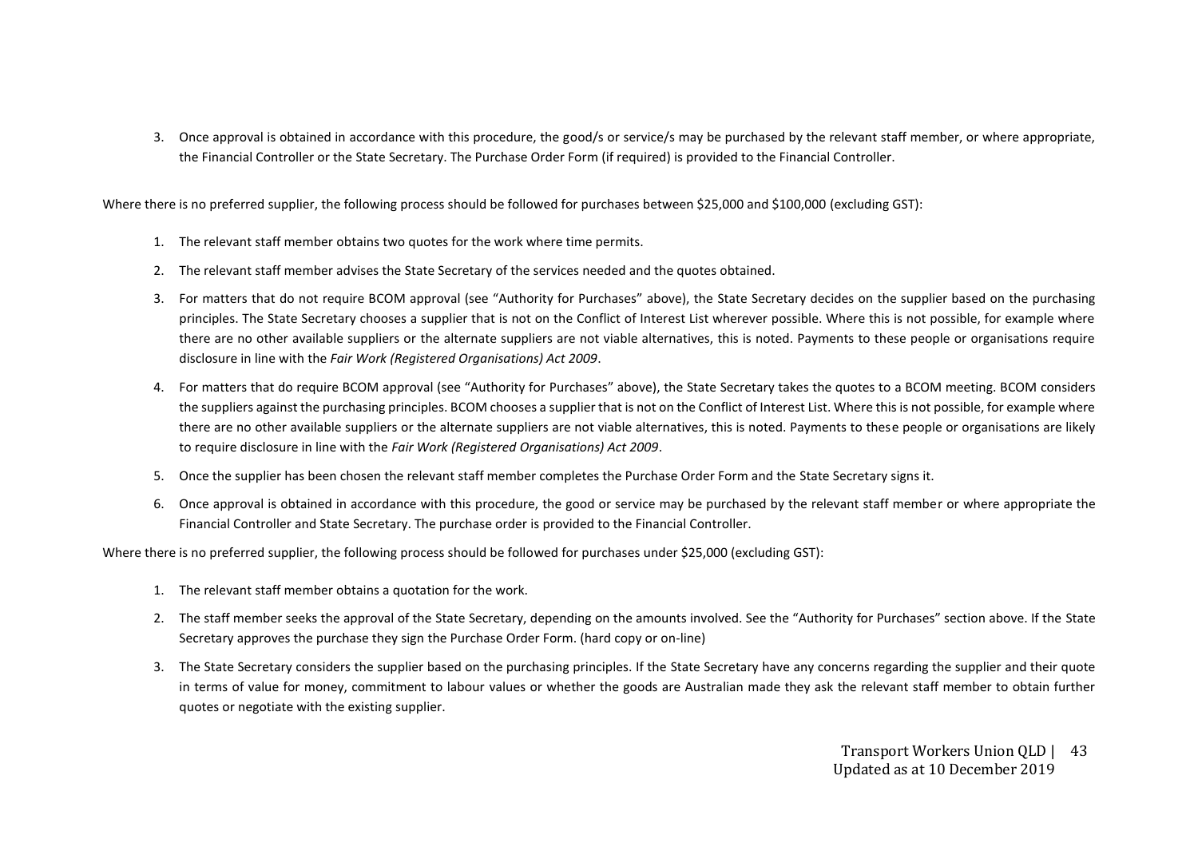3. Once approval is obtained in accordance with this procedure, the good/s or service/s may be purchased by the relevant staff member, or where appropriate, the Financial Controller or the State Secretary. The Purchase Order Form (if required) is provided to the Financial Controller.

Where there is no preferred supplier, the following process should be followed for purchases between $25,000 and $100,000 (excluding GST):

1. The relevant staff member obtains two quotes for the work where time permits.
2. The relevant staff member advises the State Secretary of the services needed and the quotes obtained.
3. For matters that do not require BCOM approval (see "Authority for Purchases" above), the State Secretary decides on the supplier based on the purchasing principles. The State Secretary chooses a supplier that is not on the Conflict of Interest List wherever possible. Where this is not possible, for example where there are no other available suppliers or the alternate suppliers are not viable alternatives, this is noted. Payments to these people or organisations require disclosure in line with the *Fair Work (Registered Organisations) Act 2009*.
4. For matters that do require BCOM approval (see "Authority for Purchases" above), the State Secretary takes the quotes to a BCOM meeting. BCOM considers the suppliers against the purchasing principles. BCOM chooses a supplier that is not on the Conflict of Interest List. Where this is not possible, for example where there are no other available suppliers or the alternate suppliers are not viable alternatives, this is noted. Payments to these people or organisations are likely to require disclosure in line with the *Fair Work (Registered Organisations) Act 2009*.
5. Once the supplier has been chosen the relevant staff member completes the Purchase Order Form and the State Secretary signs it.
6. Once approval is obtained in accordance with this procedure, the good or service may be purchased by the relevant staff member or where appropriate the Financial Controller and State Secretary. The purchase order is provided to the Financial Controller.

Where there is no preferred supplier, the following process should be followed for purchases under $25,000 (excluding GST):

1. The relevant staff member obtains a quotation for the work.
2. The staff member seeks the approval of the State Secretary, depending on the amounts involved. See the "Authority for Purchases" section above. If the State Secretary approves the purchase they sign the Purchase Order Form. (hard copy or on-line)
3. The State Secretary considers the supplier based on the purchasing principles. If the State Secretary have any concerns regarding the supplier and their quote in terms of value for money, commitment to labour values or whether the goods are Australian made they ask the relevant staff member to obtain further quotes or negotiate with the existing supplier.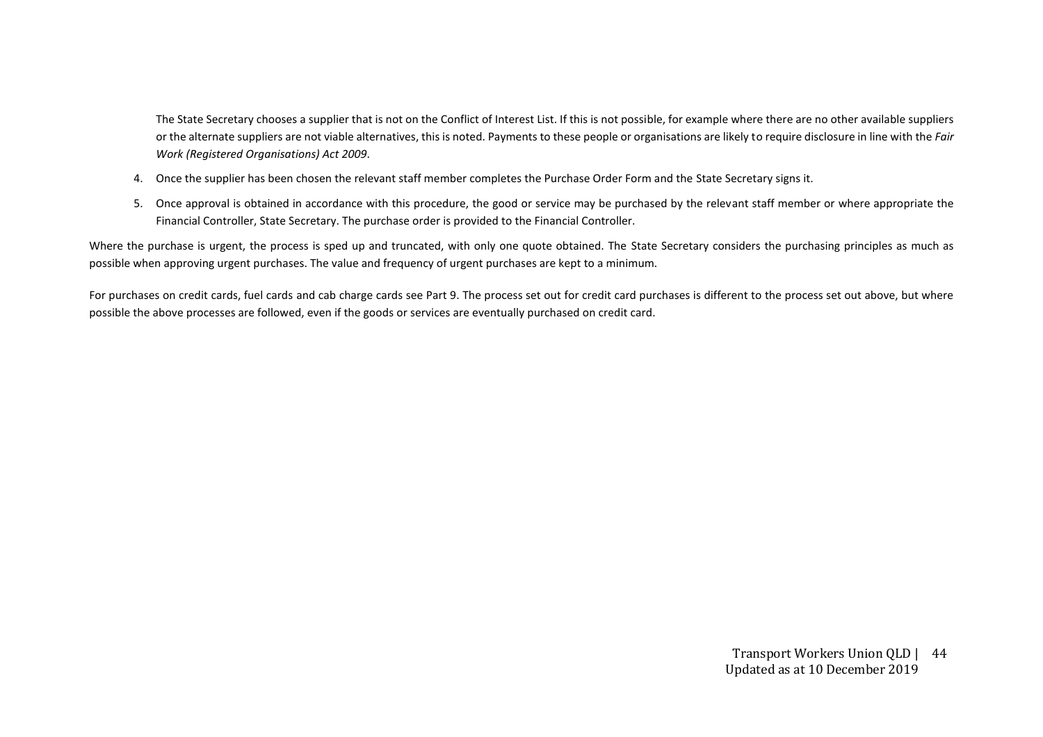The State Secretary chooses a supplier that is not on the Conflict of Interest List. If this is not possible, for example where there are no other available suppliers or the alternate suppliers are not viable alternatives, this is noted. Payments to these people or organisations are likely to require disclosure in line with the *Fair Work (Registered Organisations) Act 2009*.

4. Once the supplier has been chosen the relevant staff member completes the Purchase Order Form and the State Secretary signs it.
5. Once approval is obtained in accordance with this procedure, the good or service may be purchased by the relevant staff member or where appropriate the Financial Controller, State Secretary. The purchase order is provided to the Financial Controller.

Where the purchase is urgent, the process is sped up and truncated, with only one quote obtained. The State Secretary considers the purchasing principles as much as possible when approving urgent purchases. The value and frequency of urgent purchases are kept to a minimum.

For purchases on credit cards, fuel cards and cab charge cards see Part 9. The process set out for credit card purchases is different to the process set out above, but where possible the above processes are followed, even if the goods or services are eventually purchased on credit card.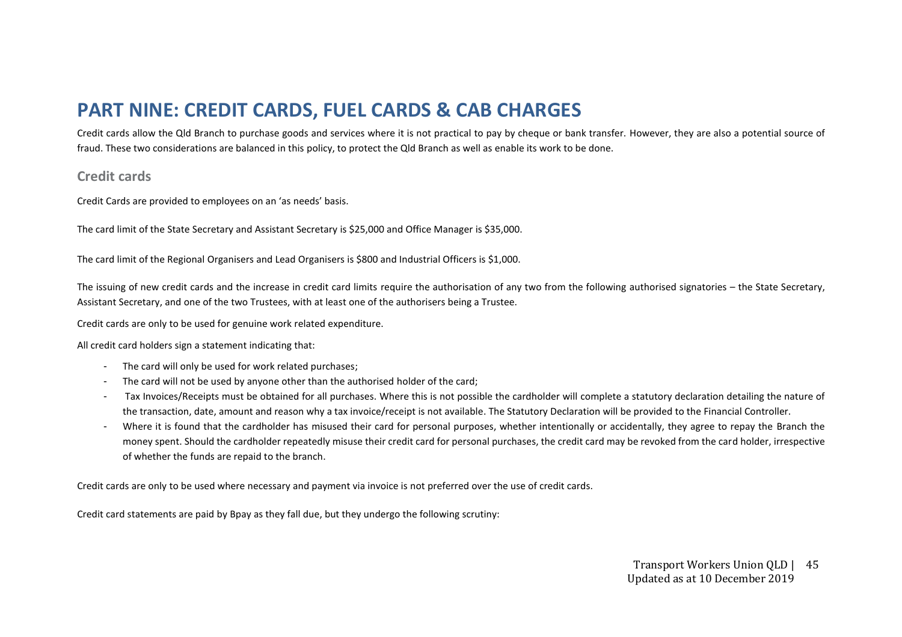# PART NINE: CREDIT CARDS, FUEL CARDS & CAB CHARGES

Credit cards allow the Qld Branch to purchase goods and services where it is not practical to pay by cheque or bank transfer. However, they are also a potential source of fraud. These two considerations are balanced in this policy, to protect the Qld Branch as well as enable its work to be done.

## Credit cards

Credit Cards are provided to employees on an 'as needs' basis.

The card limit of the State Secretary and Assistant Secretary is $25,000 and Office Manager is $35,000.

The card limit of the Regional Organisers and Lead Organisers is $800 and Industrial Officers is $1,000.

The issuing of new credit cards and the increase in credit card limits require the authorisation of any two from the following authorised signatories – the State Secretary, Assistant Secretary, and one of the two Trustees, with at least one of the authorisers being a Trustee.

Credit cards are only to be used for genuine work related expenditure.

All credit card holders sign a statement indicating that:

- The card will only be used for work related purchases;
- The card will not be used by anyone other than the authorised holder of the card;
- Tax Invoices/Receipts must be obtained for all purchases. Where this is not possible the cardholder will complete a statutory declaration detailing the nature of the transaction, date, amount and reason why a tax invoice/receipt is not available. The Statutory Declaration will be provided to the Financial Controller.
- Where it is found that the cardholder has misused their card for personal purposes, whether intentionally or accidentally, they agree to repay the Branch the money spent. Should the cardholder repeatedly misuse their credit card for personal purchases, the credit card may be revoked from the card holder, irrespective of whether the funds are repaid to the branch.

Credit cards are only to be used where necessary and payment via invoice is not preferred over the use of credit cards.

Credit card statements are paid by Bpay as they fall due, but they undergo the following scrutiny: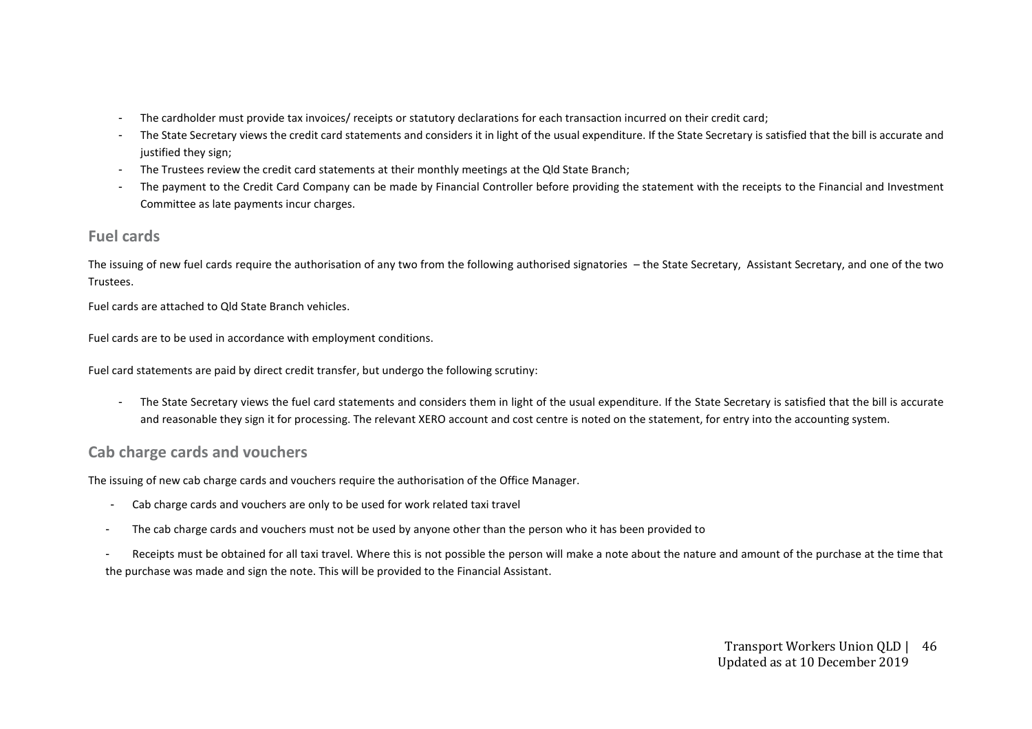- The cardholder must provide tax invoices/ receipts or statutory declarations for each transaction incurred on their credit card;
- The State Secretary views the credit card statements and considers it in light of the usual expenditure. If the State Secretary is satisfied that the bill is accurate and justified they sign;
- The Trustees review the credit card statements at their monthly meetings at the Qld State Branch;
- The payment to the Credit Card Company can be made by Financial Controller before providing the statement with the receipts to the Financial and Investment Committee as late payments incur charges.

## Fuel cards

The issuing of new fuel cards require the authorisation of any two from the following authorised signatories – the State Secretary, Assistant Secretary, and one of the two Trustees.

Fuel cards are attached to Qld State Branch vehicles.

Fuel cards are to be used in accordance with employment conditions.

Fuel card statements are paid by direct credit transfer, but undergo the following scrutiny:

- The State Secretary views the fuel card statements and considers them in light of the usual expenditure. If the State Secretary is satisfied that the bill is accurate and reasonable they sign it for processing. The relevant XERO account and cost centre is noted on the statement, for entry into the accounting system.

## Cab charge cards and vouchers

The issuing of new cab charge cards and vouchers require the authorisation of the Office Manager.

- Cab charge cards and vouchers are only to be used for work related taxi travel
- The cab charge cards and vouchers must not be used by anyone other than the person who it has been provided to
- Receipts must be obtained for all taxi travel. Where this is not possible the person will make a note about the nature and amount of the purchase at the time that the purchase was made and sign the note. This will be provided to the Financial Assistant.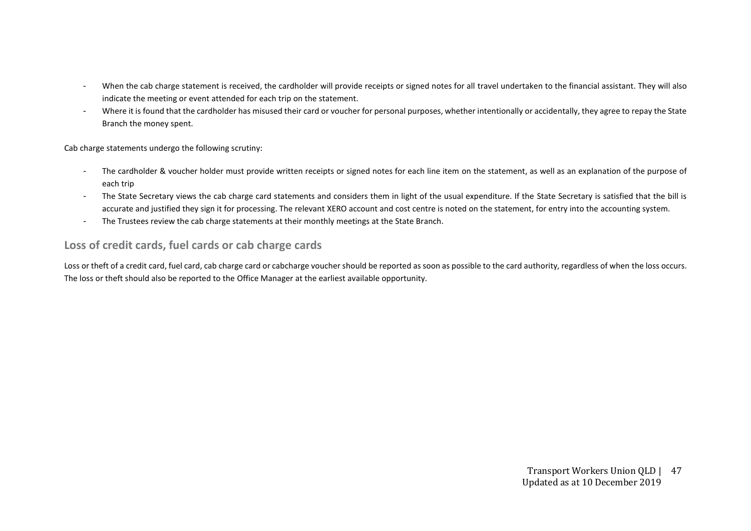- When the cab charge statement is received, the cardholder will provide receipts or signed notes for all travel undertaken to the financial assistant. They will also indicate the meeting or event attended for each trip on the statement.
- Where it is found that the cardholder has misused their card or voucher for personal purposes, whether intentionally or accidentally, they agree to repay the State Branch the money spent.

Cab charge statements undergo the following scrutiny:

- The cardholder & voucher holder must provide written receipts or signed notes for each line item on the statement, as well as an explanation of the purpose of each trip
- The State Secretary views the cab charge card statements and considers them in light of the usual expenditure. If the State Secretary is satisfied that the bill is accurate and justified they sign it for processing. The relevant XERO account and cost centre is noted on the statement, for entry into the accounting system.
- The Trustees review the cab charge statements at their monthly meetings at the State Branch.

## Loss of credit cards, fuel cards or cab charge cards

Loss or theft of a credit card, fuel card, cab charge card or cabcharge voucher should be reported as soon as possible to the card authority, regardless of when the loss occurs. The loss or theft should also be reported to the Office Manager at the earliest available opportunity.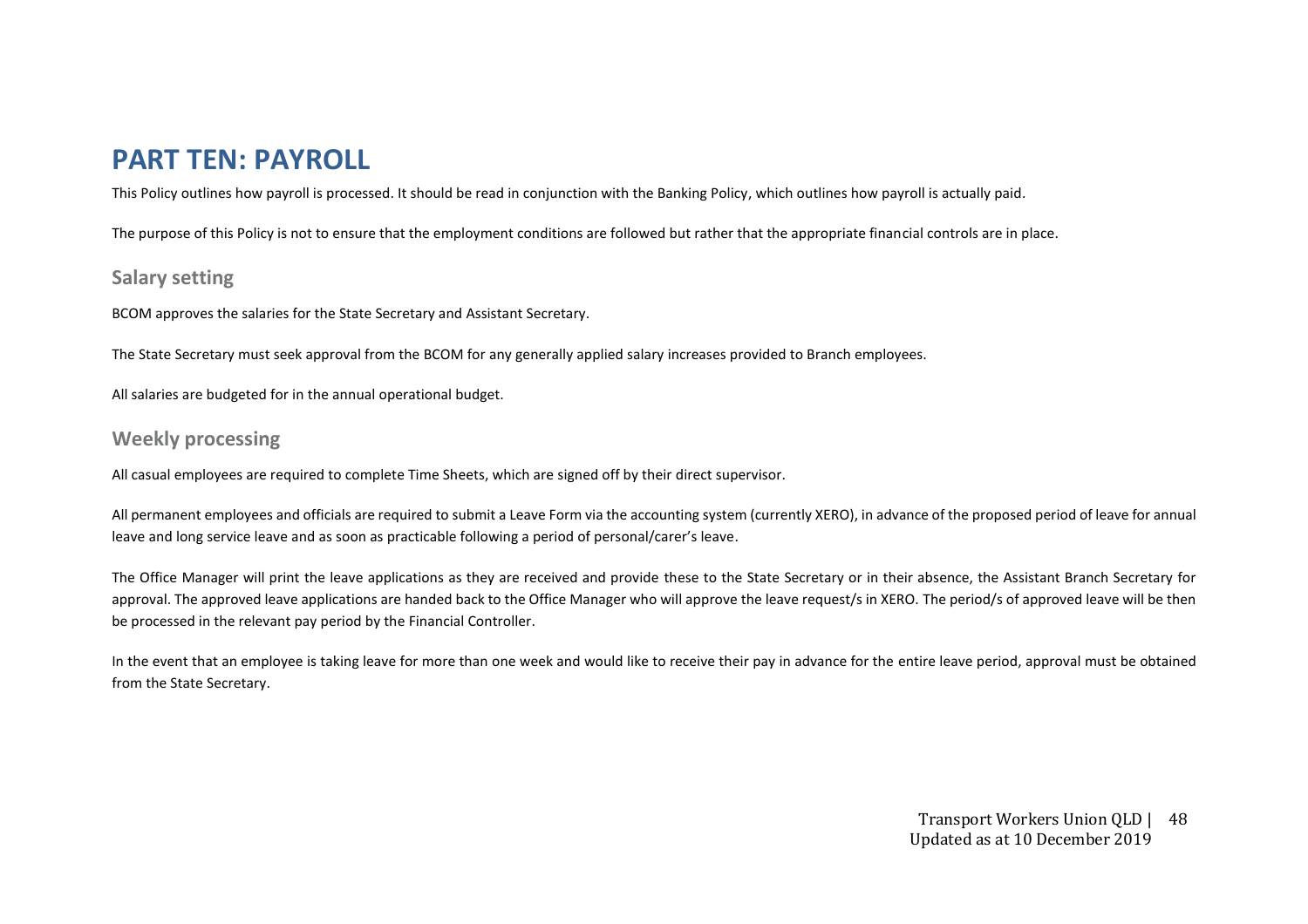# PART TEN: PAYROLL

This Policy outlines how payroll is processed. It should be read in conjunction with the Banking Policy, which outlines how payroll is actually paid.

The purpose of this Policy is not to ensure that the employment conditions are followed but rather that the appropriate financial controls are in place.

## Salary setting

BCOM approves the salaries for the State Secretary and Assistant Secretary.

The State Secretary must seek approval from the BCOM for any generally applied salary increases provided to Branch employees.

All salaries are budgeted for in the annual operational budget.

## Weekly processing

All casual employees are required to complete Time Sheets, which are signed off by their direct supervisor.

All permanent employees and officials are required to submit a Leave Form via the accounting system (currently XERO), in advance of the proposed period of leave for annual leave and long service leave and as soon as practicable following a period of personal/carer's leave.

The Office Manager will print the leave applications as they are received and provide these to the State Secretary or in their absence, the Assistant Branch Secretary for approval. The approved leave applications are handed back to the Office Manager who will approve the leave request/s in XERO. The period/s of approved leave will be then be processed in the relevant pay period by the Financial Controller.

In the event that an employee is taking leave for more than one week and would like to receive their pay in advance for the entire leave period, approval must be obtained from the State Secretary.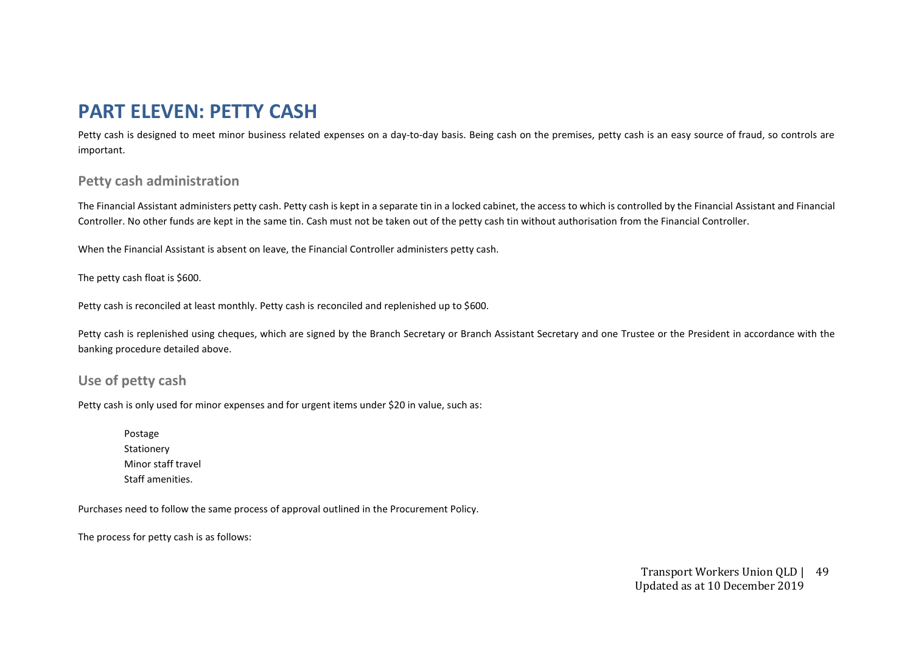# PART ELEVEN: PETTY CASH

Petty cash is designed to meet minor business related expenses on a day-to-day basis. Being cash on the premises, petty cash is an easy source of fraud, so controls are important.

## Petty cash administration

The Financial Assistant administers petty cash. Petty cash is kept in a separate tin in a locked cabinet, the access to which is controlled by the Financial Assistant and Financial Controller. No other funds are kept in the same tin. Cash must not be taken out of the petty cash tin without authorisation from the Financial Controller.

When the Financial Assistant is absent on leave, the Financial Controller administers petty cash.

The petty cash float is $600.

Petty cash is reconciled at least monthly. Petty cash is reconciled and replenished up to $600.

Petty cash is replenished using cheques, which are signed by the Branch Secretary or Branch Assistant Secretary and one Trustee or the President in accordance with the banking procedure detailed above.

## Use of petty cash

Petty cash is only used for minor expenses and for urgent items under $20 in value, such as:

- Postage
- Stationery
- Minor staff travel
- Staff amenities.

Purchases need to follow the same process of approval outlined in the Procurement Policy.

The process for petty cash is as follows: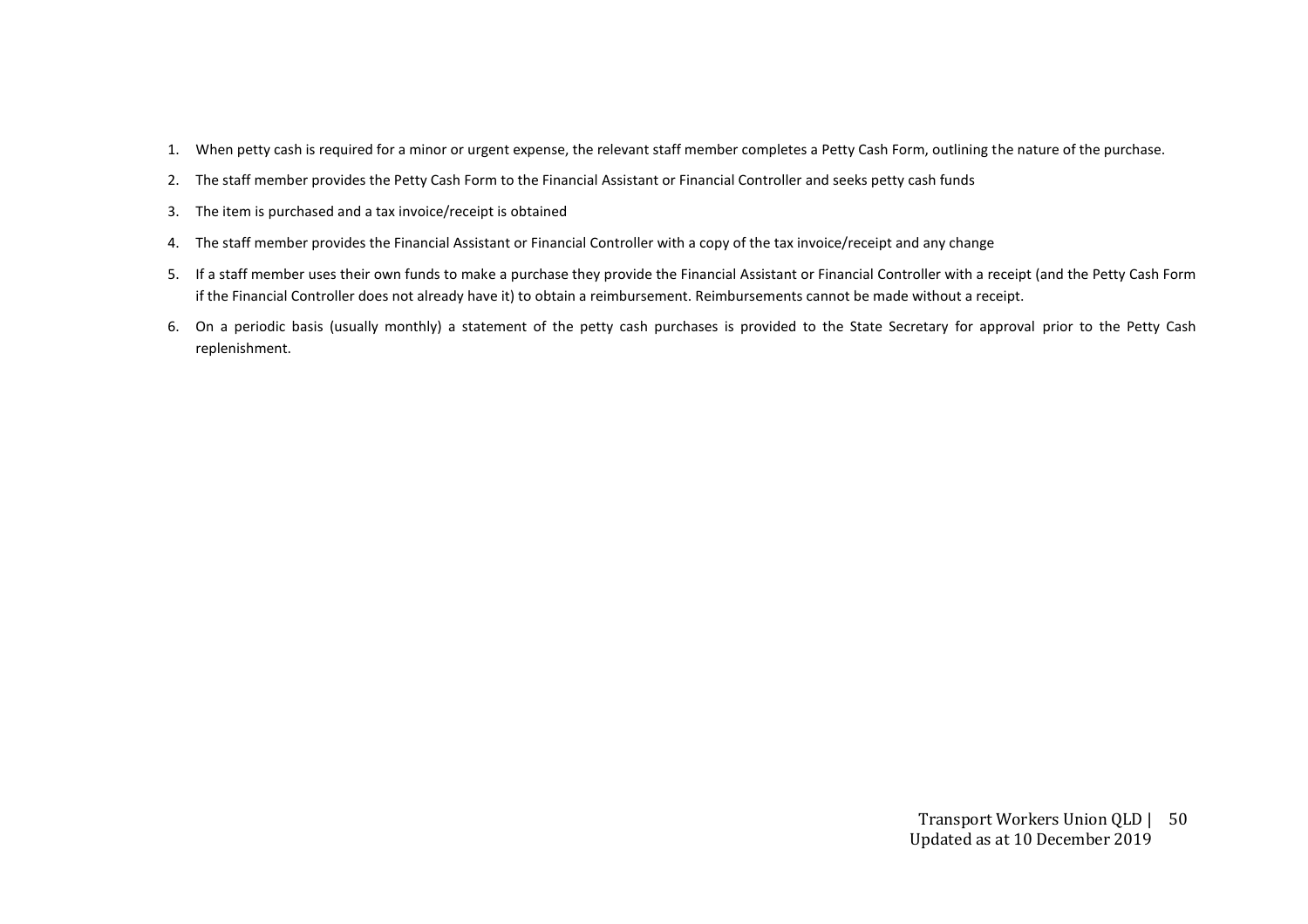1. When petty cash is required for a minor or urgent expense, the relevant staff member completes a Petty Cash Form, outlining the nature of the purchase.
2. The staff member provides the Petty Cash Form to the Financial Assistant or Financial Controller and seeks petty cash funds
3. The item is purchased and a tax invoice/receipt is obtained
4. The staff member provides the Financial Assistant or Financial Controller with a copy of the tax invoice/receipt and any change
5. If a staff member uses their own funds to make a purchase they provide the Financial Assistant or Financial Controller with a receipt (and the Petty Cash Form if the Financial Controller does not already have it) to obtain a reimbursement. Reimbursements cannot be made without a receipt.
6. On a periodic basis (usually monthly) a statement of the petty cash purchases is provided to the State Secretary for approval prior to the Petty Cash replenishment.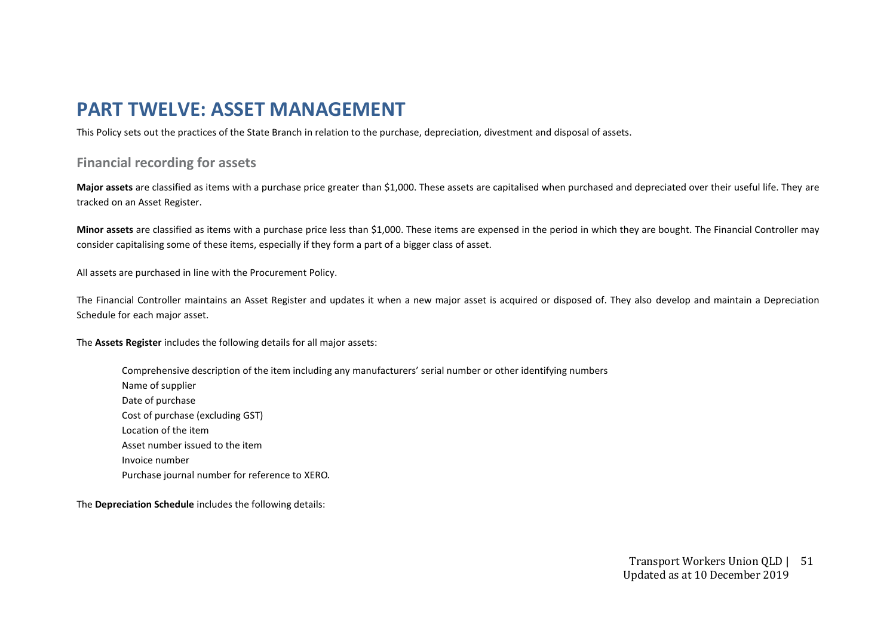# PART TWELVE: ASSET MANAGEMENT

This Policy sets out the practices of the State Branch in relation to the purchase, depreciation, divestment and disposal of assets.

## Financial recording for assets

**Major assets** are classified as items with a purchase price greater than $1,000. These assets are capitalised when purchased and depreciated over their useful life. They are tracked on an Asset Register.

**Minor assets** are classified as items with a purchase price less than $1,000. These items are expensed in the period in which they are bought. The Financial Controller may consider capitalising some of these items, especially if they form a part of a bigger class of asset.

All assets are purchased in line with the Procurement Policy.

The Financial Controller maintains an Asset Register and updates it when a new major asset is acquired or disposed of. They also develop and maintain a Depreciation Schedule for each major asset.

The **Assets Register** includes the following details for all major assets:

- Comprehensive description of the item including any manufacturers' serial number or other identifying numbers
- Name of supplier
- Date of purchase
- Cost of purchase (excluding GST)
- Location of the item
- Asset number issued to the item
- Invoice number
- Purchase journal number for reference to XERO.

The **Depreciation Schedule** includes the following details: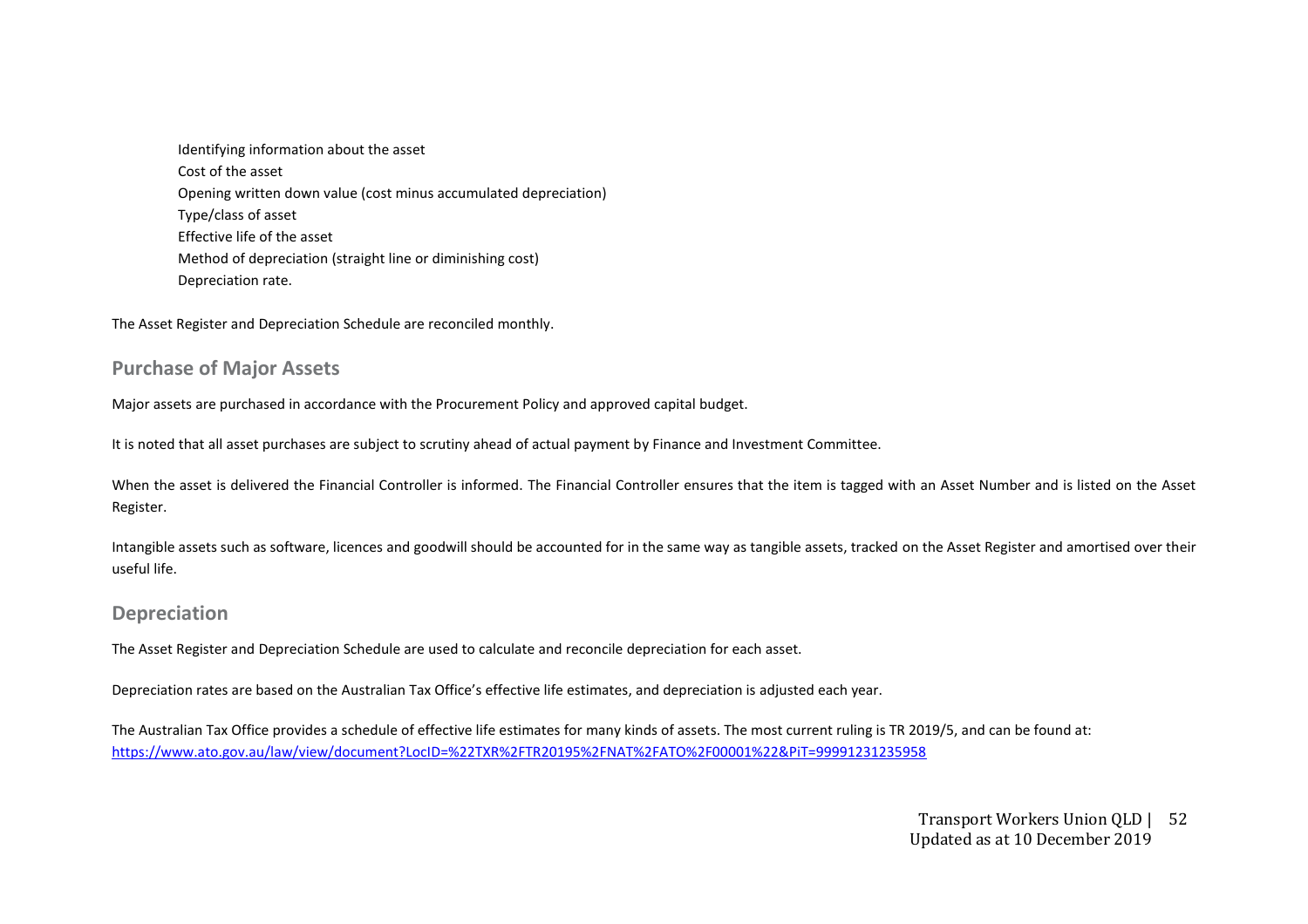- Identifying information about the asset
- Cost of the asset
- Opening written down value (cost minus accumulated depreciation)
- Type/class of asset
- Effective life of the asset
- Method of depreciation (straight line or diminishing cost)
- Depreciation rate.

The Asset Register and Depreciation Schedule are reconciled monthly.

## Purchase of Major Assets

Major assets are purchased in accordance with the Procurement Policy and approved capital budget.

It is noted that all asset purchases are subject to scrutiny ahead of actual payment by Finance and Investment Committee.

When the asset is delivered the Financial Controller is informed. The Financial Controller ensures that the item is tagged with an Asset Number and is listed on the Asset Register.

Intangible assets such as software, licences and goodwill should be accounted for in the same way as tangible assets, tracked on the Asset Register and amortised over their useful life.

## Depreciation

The Asset Register and Depreciation Schedule are used to calculate and reconcile depreciation for each asset.

Depreciation rates are based on the Australian Tax Office's effective life estimates, and depreciation is adjusted each year.

The Australian Tax Office provides a schedule of effective life estimates for many kinds of assets. The most current ruling is TR 2019/5, and can be found at:
https://www.ato.gov.au/law/view/document?LocID=%22TXR%2FTR20195%2FNAT%2FATO%2F00001%22&PiT=99991231235958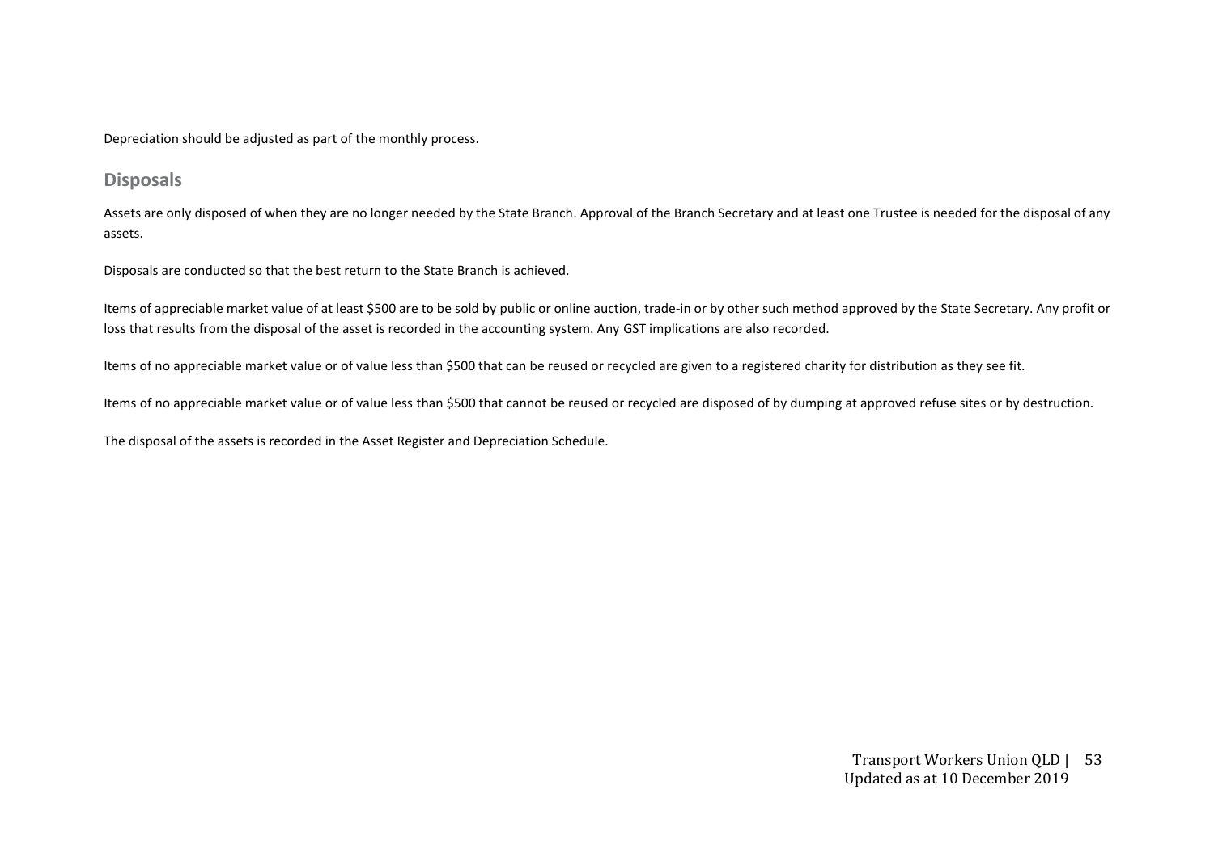Depreciation should be adjusted as part of the monthly process.

## Disposals

Assets are only disposed of when they are no longer needed by the State Branch. Approval of the Branch Secretary and at least one Trustee is needed for the disposal of any assets.

Disposals are conducted so that the best return to the State Branch is achieved.

Items of appreciable market value of at least $500 are to be sold by public or online auction, trade-in or by other such method approved by the State Secretary. Any profit or loss that results from the disposal of the asset is recorded in the accounting system. Any GST implications are also recorded.

Items of no appreciable market value or of value less than $500 that can be reused or recycled are given to a registered charity for distribution as they see fit.

Items of no appreciable market value or of value less than $500 that cannot be reused or recycled are disposed of by dumping at approved refuse sites or by destruction.

The disposal of the assets is recorded in the Asset Register and Depreciation Schedule.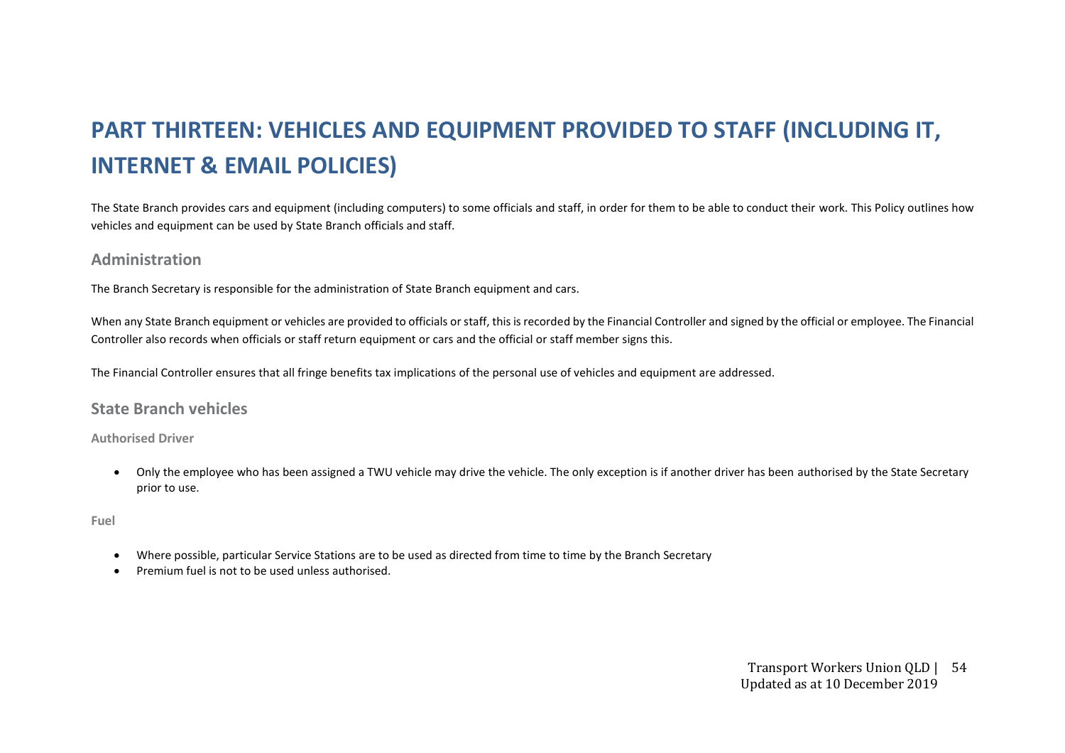# PART THIRTEEN: VEHICLES AND EQUIPMENT PROVIDED TO STAFF (INCLUDING IT, INTERNET & EMAIL POLICIES)

The State Branch provides cars and equipment (including computers) to some officials and staff, in order for them to be able to conduct their work. This Policy outlines how vehicles and equipment can be used by State Branch officials and staff.

## Administration

The Branch Secretary is responsible for the administration of State Branch equipment and cars.

When any State Branch equipment or vehicles are provided to officials or staff, this is recorded by the Financial Controller and signed by the official or employee. The Financial Controller also records when officials or staff return equipment or cars and the official or staff member signs this.

The Financial Controller ensures that all fringe benefits tax implications of the personal use of vehicles and equipment are addressed.

## State Branch vehicles

### Authorised Driver

- Only the employee who has been assigned a TWU vehicle may drive the vehicle. The only exception is if another driver has been authorised by the State Secretary prior to use.

### Fuel

- Where possible, particular Service Stations are to be used as directed from time to time by the Branch Secretary
- Premium fuel is not to be used unless authorised.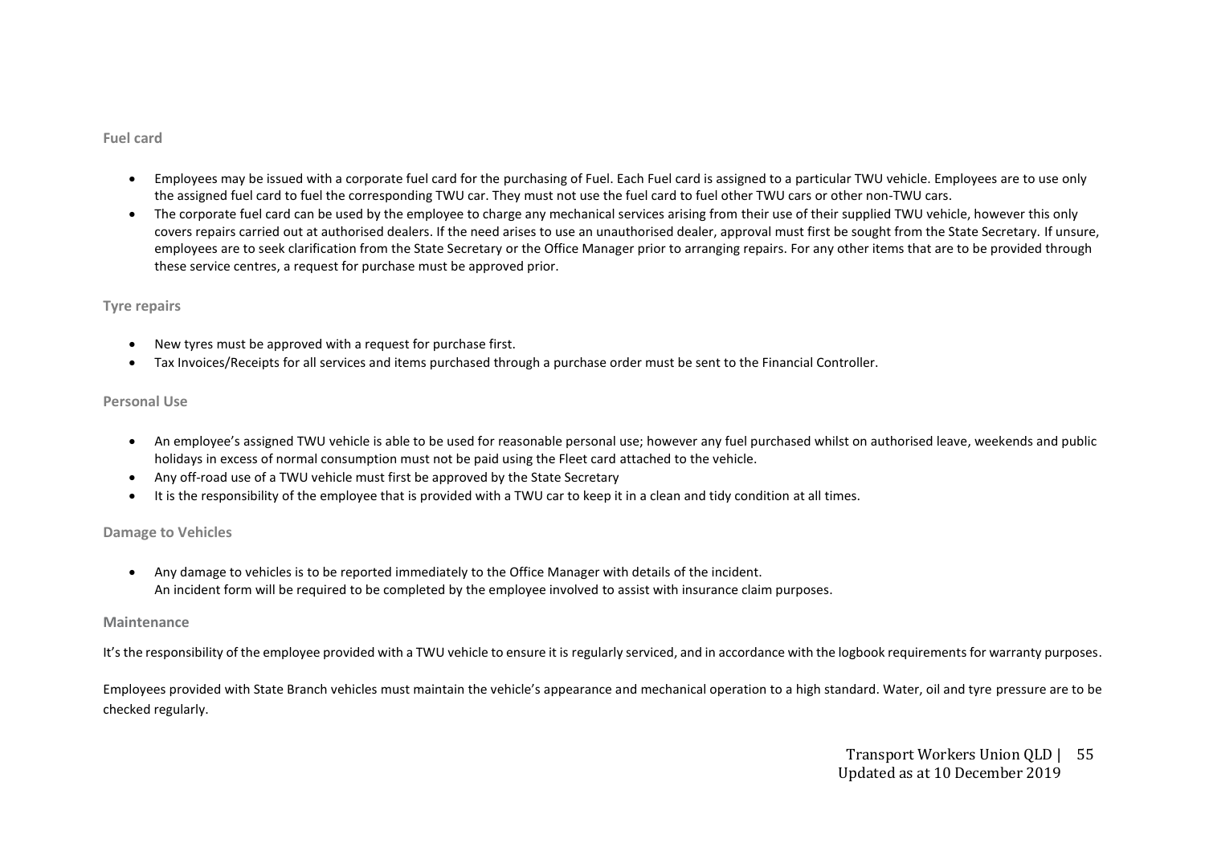### Fuel card

- Employees may be issued with a corporate fuel card for the purchasing of Fuel. Each Fuel card is assigned to a particular TWU vehicle. Employees are to use only the assigned fuel card to fuel the corresponding TWU car. They must not use the fuel card to fuel other TWU cars or other non-TWU cars.
- The corporate fuel card can be used by the employee to charge any mechanical services arising from their use of their supplied TWU vehicle, however this only covers repairs carried out at authorised dealers. If the need arises to use an unauthorised dealer, approval must first be sought from the State Secretary. If unsure, employees are to seek clarification from the State Secretary or the Office Manager prior to arranging repairs. For any other items that are to be provided through these service centres, a request for purchase must be approved prior.

### Tyre repairs

- New tyres must be approved with a request for purchase first.
- Tax Invoices/Receipts for all services and items purchased through a purchase order must be sent to the Financial Controller.

### Personal Use

- An employee's assigned TWU vehicle is able to be used for reasonable personal use; however any fuel purchased whilst on authorised leave, weekends and public holidays in excess of normal consumption must not be paid using the Fleet card attached to the vehicle.
- Any off-road use of a TWU vehicle must first be approved by the State Secretary
- It is the responsibility of the employee that is provided with a TWU car to keep it in a clean and tidy condition at all times.

### Damage to Vehicles

- Any damage to vehicles is to be reported immediately to the Office Manager with details of the incident.
  An incident form will be required to be completed by the employee involved to assist with insurance claim purposes.

### Maintenance

It's the responsibility of the employee provided with a TWU vehicle to ensure it is regularly serviced, and in accordance with the logbook requirements for warranty purposes.

Employees provided with State Branch vehicles must maintain the vehicle's appearance and mechanical operation to a high standard. Water, oil and tyre pressure are to be checked regularly.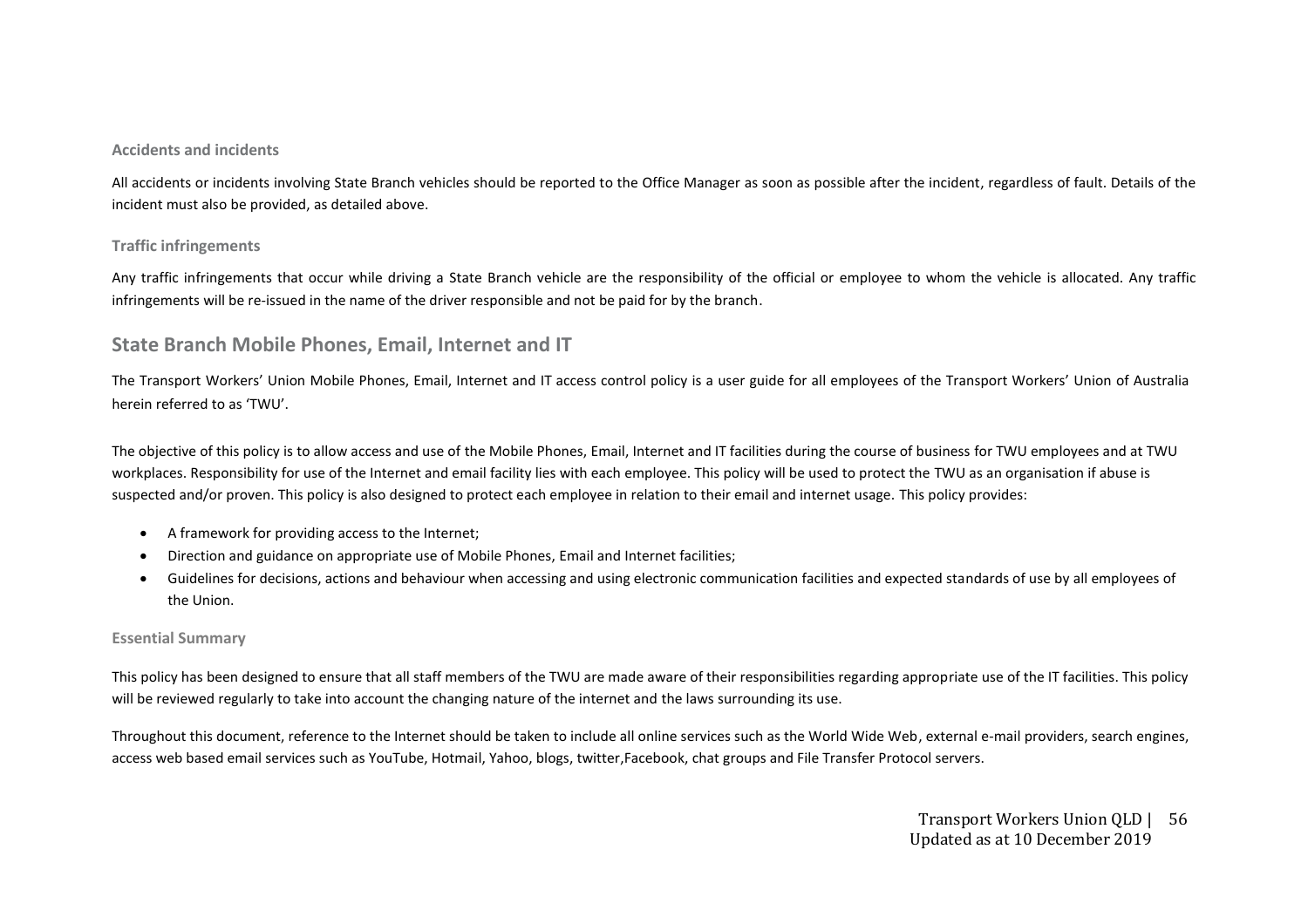### Accidents and incidents

All accidents or incidents involving State Branch vehicles should be reported to the Office Manager as soon as possible after the incident, regardless of fault. Details of the incident must also be provided, as detailed above.

### Traffic infringements

Any traffic infringements that occur while driving a State Branch vehicle are the responsibility of the official or employee to whom the vehicle is allocated. Any traffic infringements will be re-issued in the name of the driver responsible and not be paid for by the branch.

## State Branch Mobile Phones, Email, Internet and IT

The Transport Workers' Union Mobile Phones, Email, Internet and IT access control policy is a user guide for all employees of the Transport Workers' Union of Australia herein referred to as 'TWU'.

The objective of this policy is to allow access and use of the Mobile Phones, Email, Internet and IT facilities during the course of business for TWU employees and at TWU workplaces. Responsibility for use of the Internet and email facility lies with each employee. This policy will be used to protect the TWU as an organisation if abuse is suspected and/or proven. This policy is also designed to protect each employee in relation to their email and internet usage. This policy provides:

- A framework for providing access to the Internet;
- Direction and guidance on appropriate use of Mobile Phones, Email and Internet facilities;
- Guidelines for decisions, actions and behaviour when accessing and using electronic communication facilities and expected standards of use by all employees of the Union.

### Essential Summary

This policy has been designed to ensure that all staff members of the TWU are made aware of their responsibilities regarding appropriate use of the IT facilities. This policy will be reviewed regularly to take into account the changing nature of the internet and the laws surrounding its use.

Throughout this document, reference to the Internet should be taken to include all online services such as the World Wide Web, external e-mail providers, search engines, access web based email services such as YouTube, Hotmail, Yahoo, blogs, twitter,Facebook, chat groups and File Transfer Protocol servers.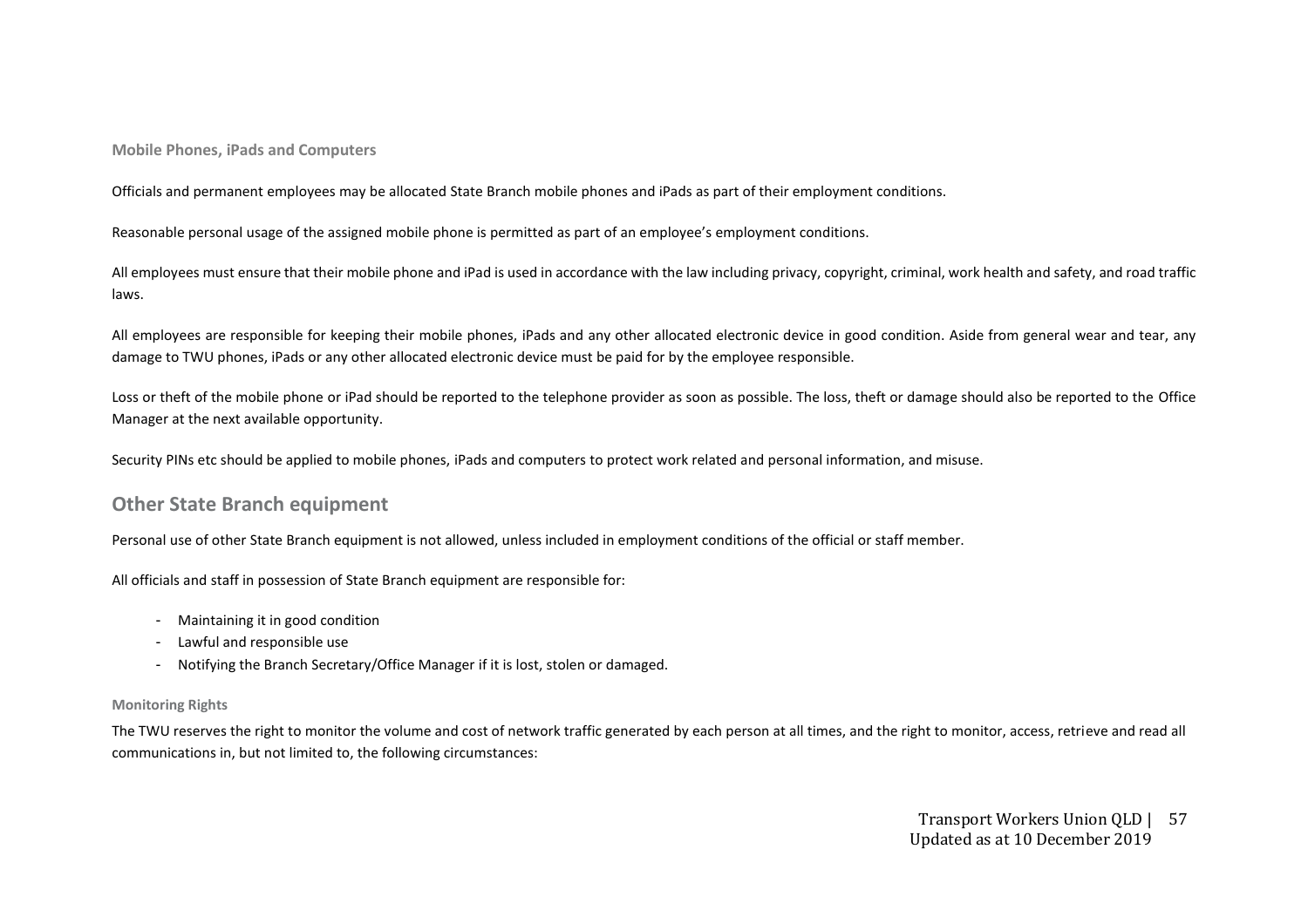### Mobile Phones, iPads and Computers

Officials and permanent employees may be allocated State Branch mobile phones and iPads as part of their employment conditions.

Reasonable personal usage of the assigned mobile phone is permitted as part of an employee's employment conditions.

All employees must ensure that their mobile phone and iPad is used in accordance with the law including privacy, copyright, criminal, work health and safety, and road traffic laws.

All employees are responsible for keeping their mobile phones, iPads and any other allocated electronic device in good condition. Aside from general wear and tear, any damage to TWU phones, iPads or any other allocated electronic device must be paid for by the employee responsible.

Loss or theft of the mobile phone or iPad should be reported to the telephone provider as soon as possible. The loss, theft or damage should also be reported to the Office Manager at the next available opportunity.

Security PINs etc should be applied to mobile phones, iPads and computers to protect work related and personal information, and misuse.

## Other State Branch equipment

Personal use of other State Branch equipment is not allowed, unless included in employment conditions of the official or staff member.

All officials and staff in possession of State Branch equipment are responsible for:

- Maintaining it in good condition
- Lawful and responsible use
- Notifying the Branch Secretary/Office Manager if it is lost, stolen or damaged.

#### Monitoring Rights

The TWU reserves the right to monitor the volume and cost of network traffic generated by each person at all times, and the right to monitor, access, retrieve and read all communications in, but not limited to, the following circumstances: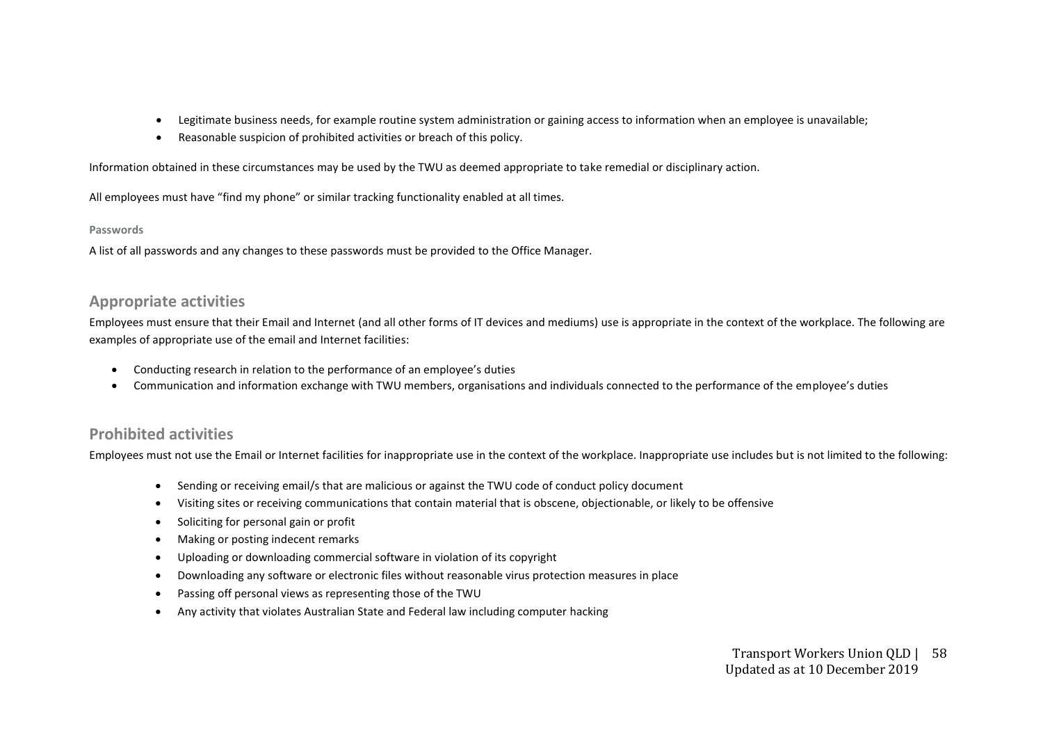- Legitimate business needs, for example routine system administration or gaining access to information when an employee is unavailable;
- Reasonable suspicion of prohibited activities or breach of this policy.

Information obtained in these circumstances may be used by the TWU as deemed appropriate to take remedial or disciplinary action.

All employees must have "find my phone" or similar tracking functionality enabled at all times.

#### Passwords

A list of all passwords and any changes to these passwords must be provided to the Office Manager.

## Appropriate activities

Employees must ensure that their Email and Internet (and all other forms of IT devices and mediums) use is appropriate in the context of the workplace. The following are examples of appropriate use of the email and Internet facilities:

- Conducting research in relation to the performance of an employee's duties
- Communication and information exchange with TWU members, organisations and individuals connected to the performance of the employee's duties

## Prohibited activities

Employees must not use the Email or Internet facilities for inappropriate use in the context of the workplace. Inappropriate use includes but is not limited to the following:

- Sending or receiving email/s that are malicious or against the TWU code of conduct policy document
- Visiting sites or receiving communications that contain material that is obscene, objectionable, or likely to be offensive
- Soliciting for personal gain or profit
- Making or posting indecent remarks
- Uploading or downloading commercial software in violation of its copyright
- Downloading any software or electronic files without reasonable virus protection measures in place
- Passing off personal views as representing those of the TWU
- Any activity that violates Australian State and Federal law including computer hacking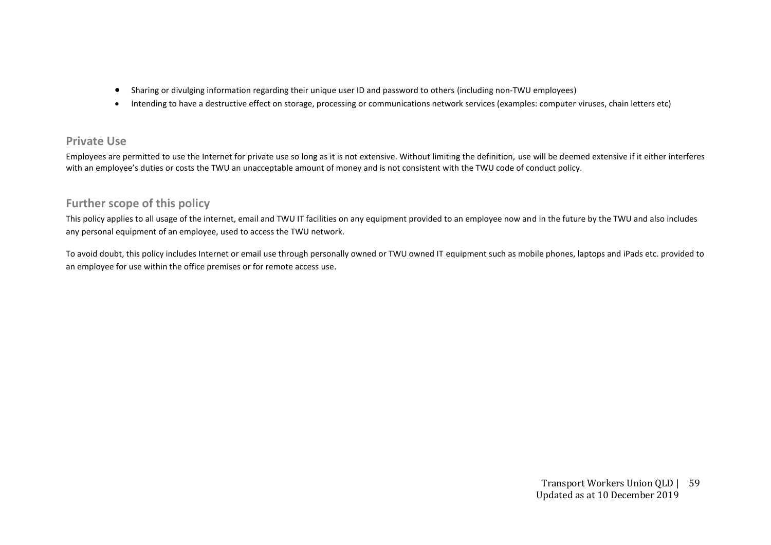- Sharing or divulging information regarding their unique user ID and password to others (including non-TWU employees)
- Intending to have a destructive effect on storage, processing or communications network services (examples: computer viruses, chain letters etc)

## Private Use

Employees are permitted to use the Internet for private use so long as it is not extensive. Without limiting the definition, use will be deemed extensive if it either interferes with an employee's duties or costs the TWU an unacceptable amount of money and is not consistent with the TWU code of conduct policy.

## Further scope of this policy

This policy applies to all usage of the internet, email and TWU IT facilities on any equipment provided to an employee now and in the future by the TWU and also includes any personal equipment of an employee, used to access the TWU network.

To avoid doubt, this policy includes Internet or email use through personally owned or TWU owned IT equipment such as mobile phones, laptops and iPads etc. provided to an employee for use within the office premises or for remote access use.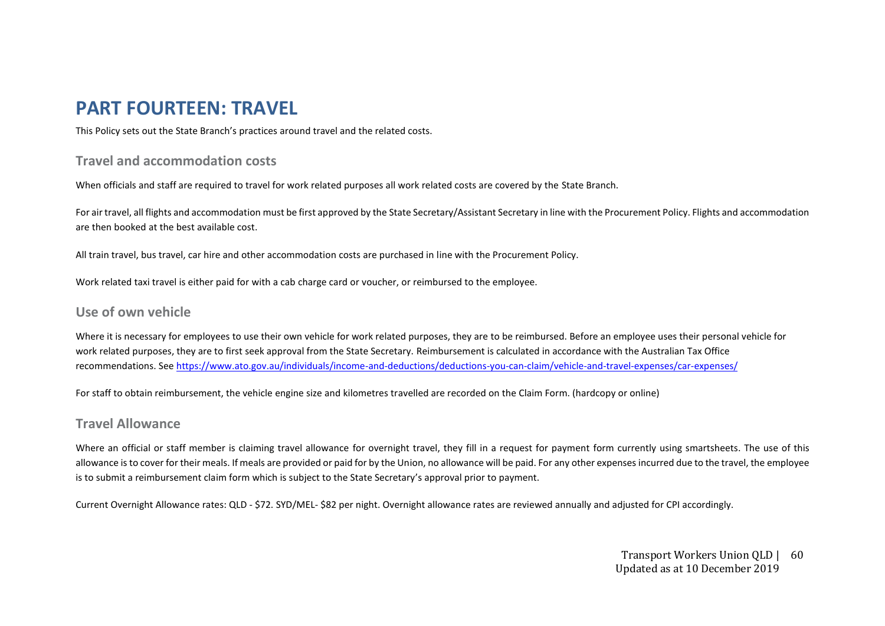# PART FOURTEEN: TRAVEL

This Policy sets out the State Branch's practices around travel and the related costs.

## Travel and accommodation costs

When officials and staff are required to travel for work related purposes all work related costs are covered by the State Branch.

For air travel, all flights and accommodation must be first approved by the State Secretary/Assistant Secretary in line with the Procurement Policy. Flights and accommodation are then booked at the best available cost.

All train travel, bus travel, car hire and other accommodation costs are purchased in line with the Procurement Policy.

Work related taxi travel is either paid for with a cab charge card or voucher, or reimbursed to the employee.

## Use of own vehicle

Where it is necessary for employees to use their own vehicle for work related purposes, they are to be reimbursed. Before an employee uses their personal vehicle for work related purposes, they are to first seek approval from the State Secretary. Reimbursement is calculated in accordance with the Australian Tax Office recommendations. See https://www.ato.gov.au/individuals/income-and-deductions/deductions-you-can-claim/vehicle-and-travel-expenses/car-expenses/

For staff to obtain reimbursement, the vehicle engine size and kilometres travelled are recorded on the Claim Form. (hardcopy or online)

## Travel Allowance

Where an official or staff member is claiming travel allowance for overnight travel, they fill in a request for payment form currently using smartsheets. The use of this allowance is to cover for their meals. If meals are provided or paid for by the Union, no allowance will be paid. For any other expenses incurred due to the travel, the employee is to submit a reimbursement claim form which is subject to the State Secretary's approval prior to payment.

Current Overnight Allowance rates: QLD - $72. SYD/MEL- $82 per night. Overnight allowance rates are reviewed annually and adjusted for CPI accordingly.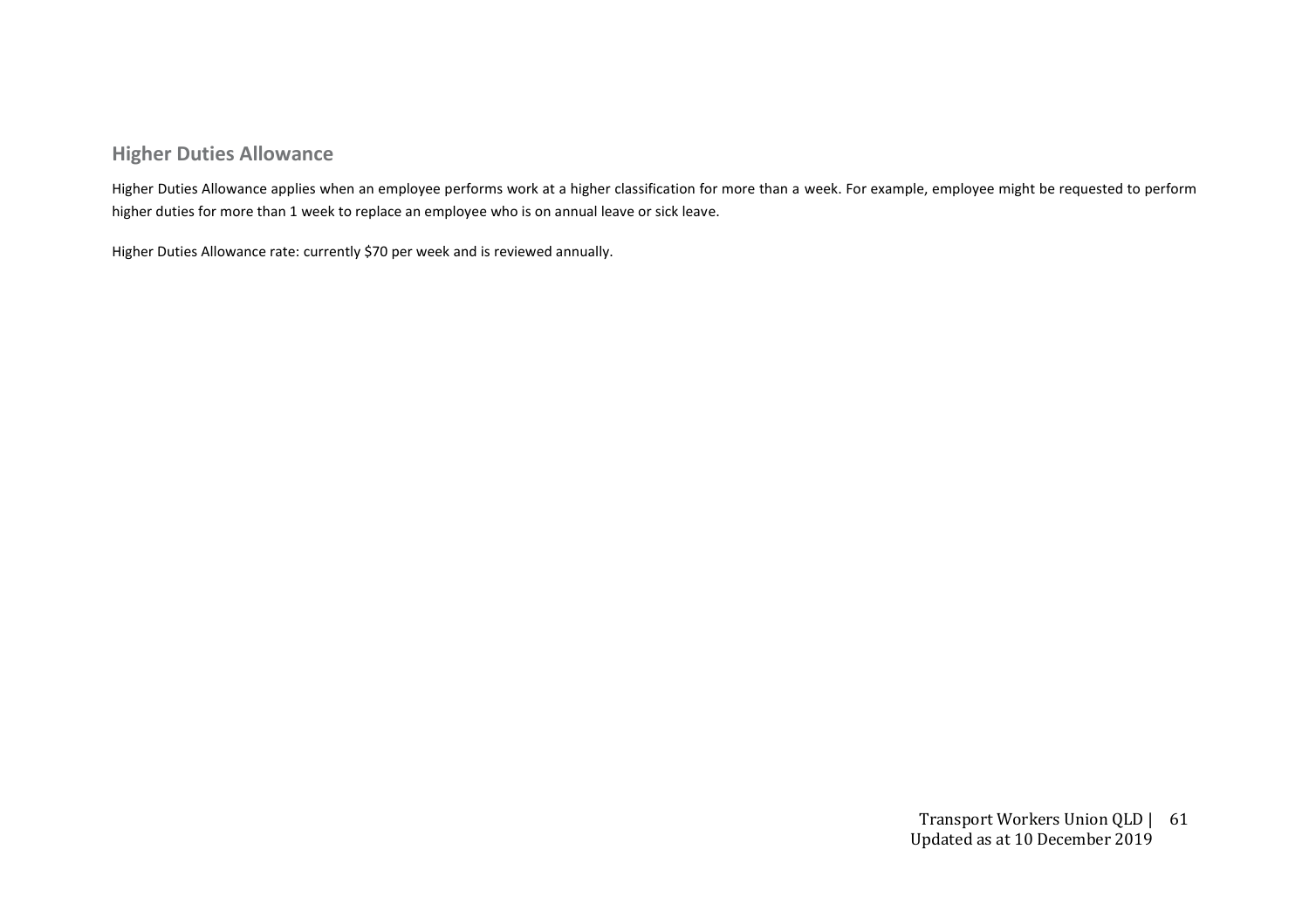## Higher Duties Allowance

Higher Duties Allowance applies when an employee performs work at a higher classification for more than a week. For example, employee might be requested to perform higher duties for more than 1 week to replace an employee who is on annual leave or sick leave.

Higher Duties Allowance rate: currently $70 per week and is reviewed annually.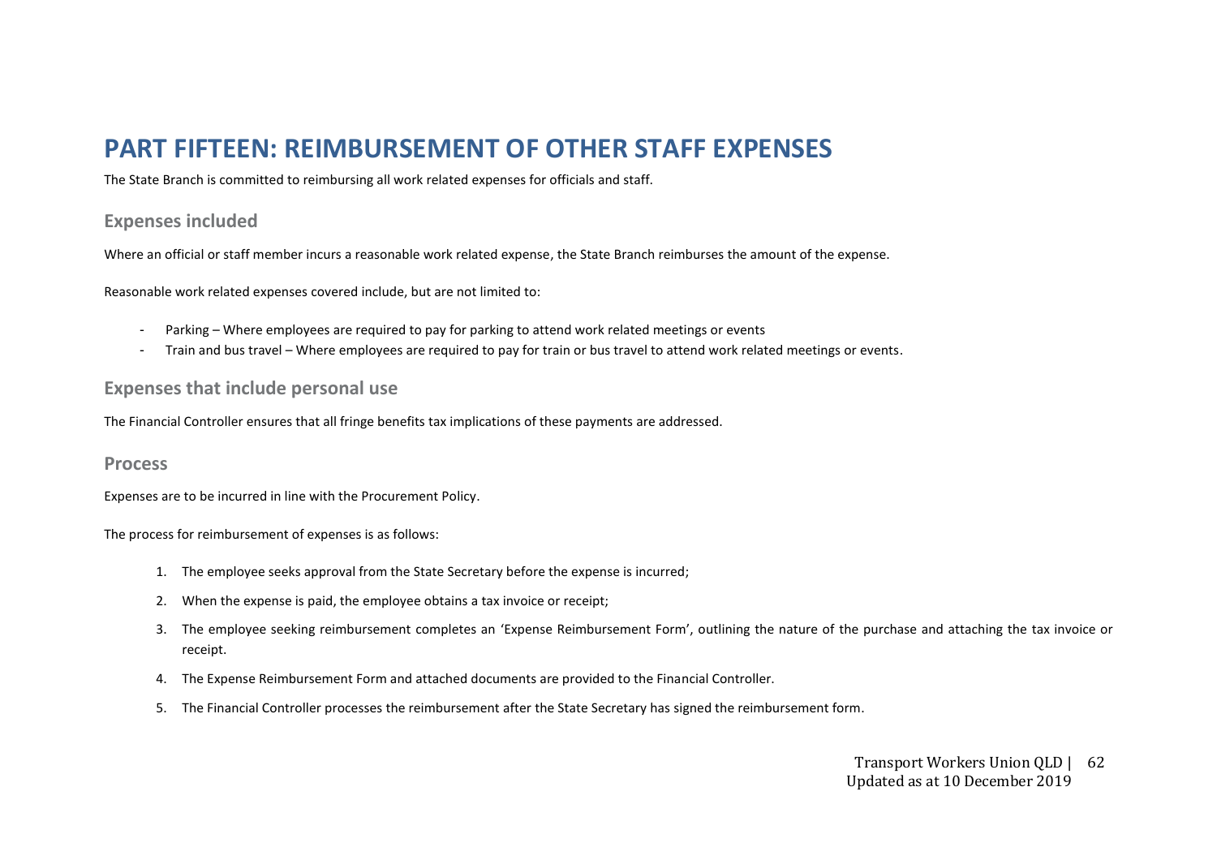# PART FIFTEEN: REIMBURSEMENT OF OTHER STAFF EXPENSES

The State Branch is committed to reimbursing all work related expenses for officials and staff.

## Expenses included

Where an official or staff member incurs a reasonable work related expense, the State Branch reimburses the amount of the expense.

Reasonable work related expenses covered include, but are not limited to:

- Parking – Where employees are required to pay for parking to attend work related meetings or events
- Train and bus travel – Where employees are required to pay for train or bus travel to attend work related meetings or events.

## Expenses that include personal use

The Financial Controller ensures that all fringe benefits tax implications of these payments are addressed.

## Process

Expenses are to be incurred in line with the Procurement Policy.

The process for reimbursement of expenses is as follows:

1. The employee seeks approval from the State Secretary before the expense is incurred;
2. When the expense is paid, the employee obtains a tax invoice or receipt;
3. The employee seeking reimbursement completes an 'Expense Reimbursement Form', outlining the nature of the purchase and attaching the tax invoice or receipt.
4. The Expense Reimbursement Form and attached documents are provided to the Financial Controller.
5. The Financial Controller processes the reimbursement after the State Secretary has signed the reimbursement form.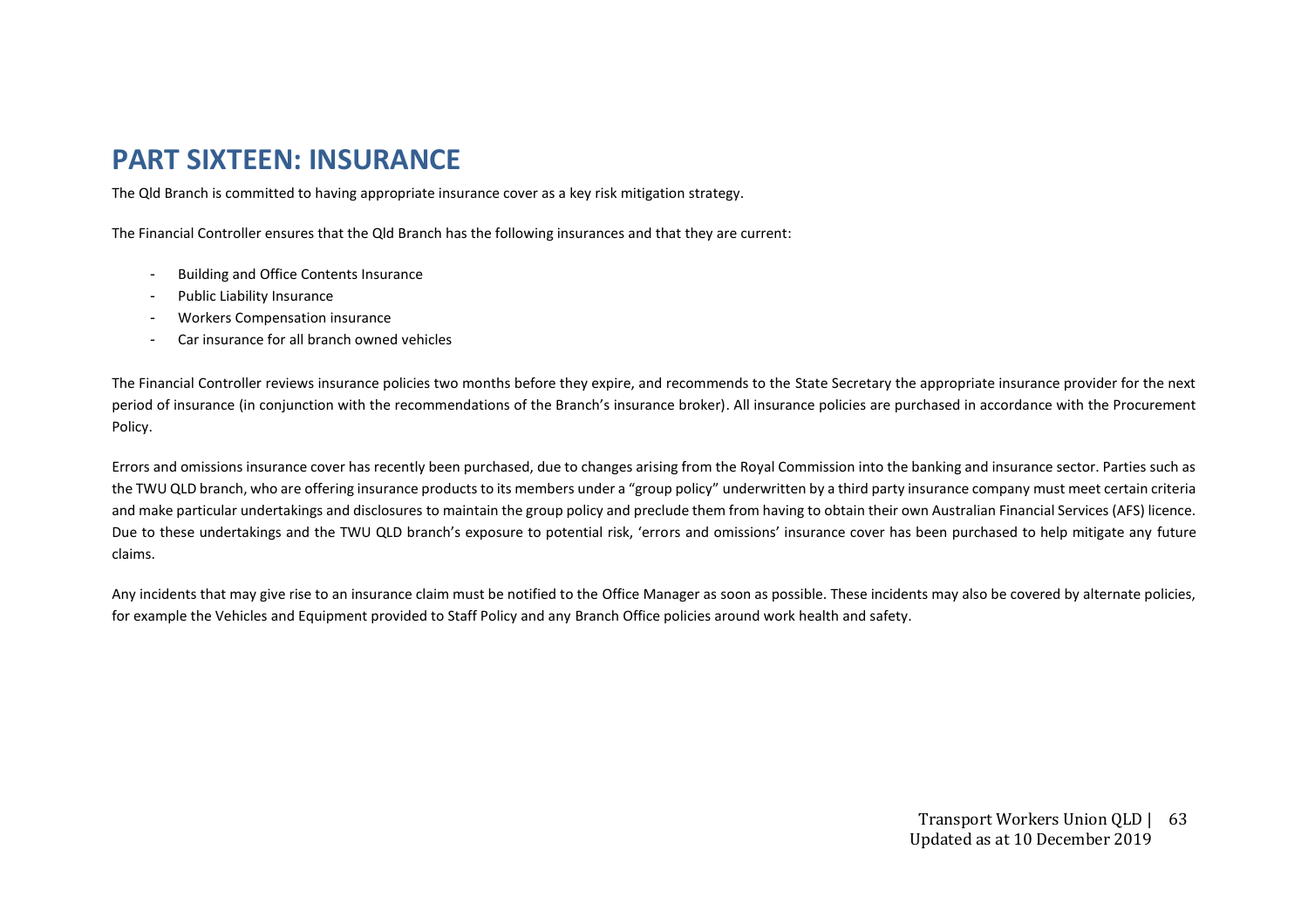# PART SIXTEEN: INSURANCE

The Qld Branch is committed to having appropriate insurance cover as a key risk mitigation strategy.

The Financial Controller ensures that the Qld Branch has the following insurances and that they are current:

- Building and Office Contents Insurance
- Public Liability Insurance
- Workers Compensation insurance
- Car insurance for all branch owned vehicles

The Financial Controller reviews insurance policies two months before they expire, and recommends to the State Secretary the appropriate insurance provider for the next period of insurance (in conjunction with the recommendations of the Branch's insurance broker). All insurance policies are purchased in accordance with the Procurement Policy.

Errors and omissions insurance cover has recently been purchased, due to changes arising from the Royal Commission into the banking and insurance sector. Parties such as the TWU QLD branch, who are offering insurance products to its members under a "group policy" underwritten by a third party insurance company must meet certain criteria and make particular undertakings and disclosures to maintain the group policy and preclude them from having to obtain their own Australian Financial Services (AFS) licence. Due to these undertakings and the TWU QLD branch's exposure to potential risk, 'errors and omissions' insurance cover has been purchased to help mitigate any future claims.

Any incidents that may give rise to an insurance claim must be notified to the Office Manager as soon as possible. These incidents may also be covered by alternate policies, for example the Vehicles and Equipment provided to Staff Policy and any Branch Office policies around work health and safety.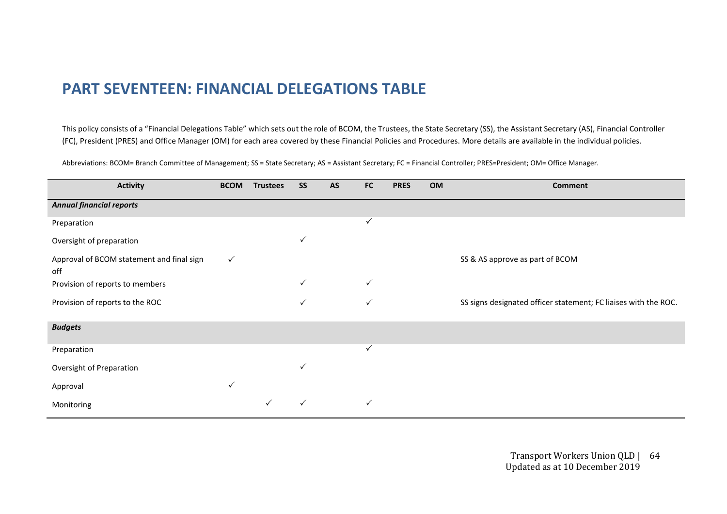# PART SEVENTEEN: FINANCIAL DELEGATIONS TABLE

This policy consists of a "Financial Delegations Table" which sets out the role of BCOM, the Trustees, the State Secretary (SS), the Assistant Secretary (AS), Financial Controller (FC), President (PRES) and Office Manager (OM) for each area covered by these Financial Policies and Procedures. More details are available in the individual policies.

Abbreviations: BCOM= Branch Committee of Management; SS = State Secretary; AS = Assistant Secretary; FC = Financial Controller; PRES=President; OM= Office Manager.

| Activity | BCOM | Trustees | SS | AS | FC | PRES | OM | Comment |
|---|---|---|---|---|---|---|---|---|
| ***Annual financial reports*** | | | | | | | | |
| Preparation | | | | | ✓ | | | |
| Oversight of preparation | | | ✓ | | | | | |
| Approval of BCOM statement and final sign off | ✓ | | | | | | | SS & AS approve as part of BCOM |
| Provision of reports to members | | | ✓ | | ✓ | | | |
| Provision of reports to the ROC | | | ✓ | | ✓ | | | SS signs designated officer statement; FC liaises with the ROC. |
| ***Budgets*** | | | | | | | | |
| Preparation | | | | | ✓ | | | |
| Oversight of Preparation | | | ✓ | | | | | |
| Approval | ✓ | | | | | | | |
| Monitoring | | ✓ | ✓ | | ✓ | | | |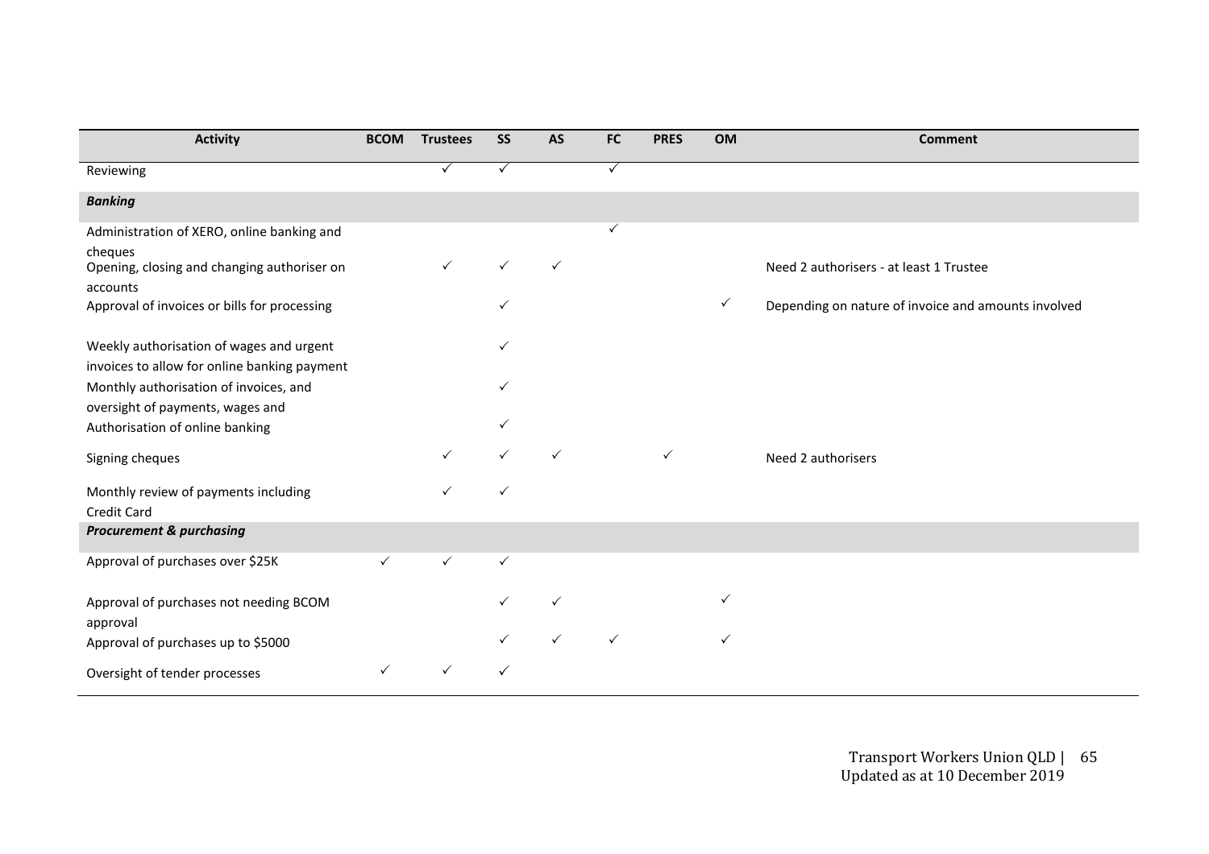| Activity | BCOM | Trustees | SS | AS | FC | PRES | OM | Comment |
|---|---|---|---|---|---|---|---|---|
| Reviewing | | ✓ | ✓ | | ✓ | | | |
| ***Banking*** | | | | | | | | |
| Administration of XERO, online banking and cheques | | | | | ✓ | | | |
| Opening, closing and changing authoriser on accounts | | ✓ | ✓ | ✓ | | | | Need 2 authorisers - at least 1 Trustee |
| Approval of invoices or bills for processing | | | ✓ | | | | ✓ | Depending on nature of invoice and amounts involved |
| Weekly authorisation of wages and urgent invoices to allow for online banking payment | | | ✓ | | | | | |
| Monthly authorisation of invoices, and oversight of payments, wages and | | | ✓ | | | | | |
| Authorisation of online banking | | | ✓ | | | | | |
| Signing cheques | | ✓ | ✓ | ✓ | | ✓ | | Need 2 authorisers |
| Monthly review of payments including Credit Card | | ✓ | ✓ | | | | | |
| ***Procurement & purchasing*** | | | | | | | | |
| Approval of purchases over $25K | ✓ | ✓ | ✓ | | | | | |
| Approval of purchases not needing BCOM approval | | | ✓ | ✓ | | | ✓ | |
| Approval of purchases up to $5000 | | | ✓ | ✓ | ✓ | | ✓ | |
| Oversight of tender processes | ✓ | ✓ | ✓ | | | | | |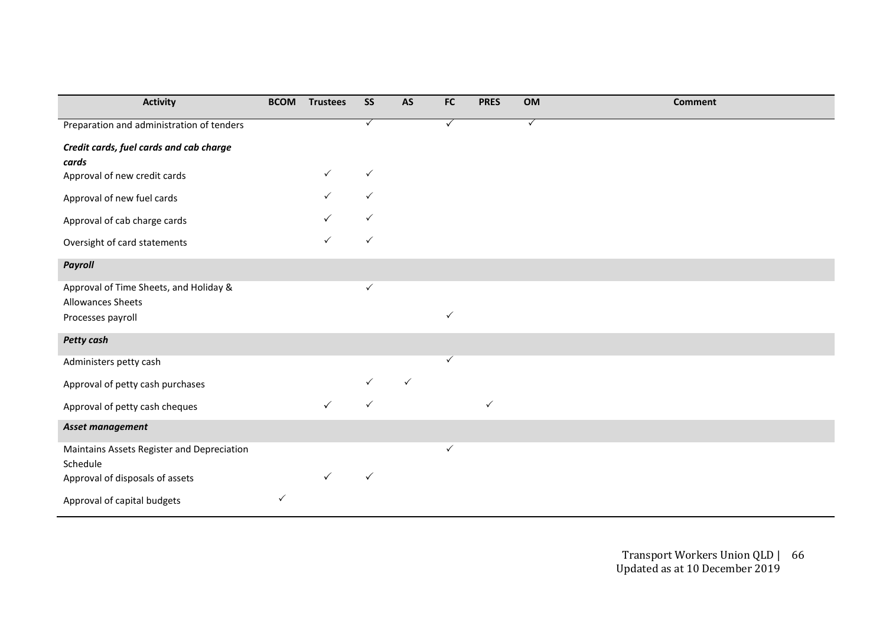| Activity | BCOM | Trustees | SS | AS | FC | PRES | OM | Comment |
|---|---|---|---|---|---|---|---|---|
| Preparation and administration of tenders | | | ✓ | | ✓ | | ✓ | |
| ***Credit cards, fuel cards and cab charge cards*** | | | | | | | | |
| Approval of new credit cards | | ✓ | ✓ | | | | | |
| Approval of new fuel cards | | ✓ | ✓ | | | | | |
| Approval of cab charge cards | | ✓ | ✓ | | | | | |
| Oversight of card statements | | ✓ | ✓ | | | | | |
| ***Payroll*** | | | | | | | | |
| Approval of Time Sheets, and Holiday & Allowances Sheets | | | ✓ | | | | | |
| Processes payroll | | | | | ✓ | | | |
| ***Petty cash*** | | | | | | | | |
| Administers petty cash | | | | | ✓ | | | |
| Approval of petty cash purchases | | | ✓ | ✓ | | | | |
| Approval of petty cash cheques | | ✓ | ✓ | | | ✓ | | |
| ***Asset management*** | | | | | | | | |
| Maintains Assets Register and Depreciation Schedule | | | | | ✓ | | | |
| Approval of disposals of assets | | ✓ | ✓ | | | | | |
| Approval of capital budgets | ✓ | | | | | | | |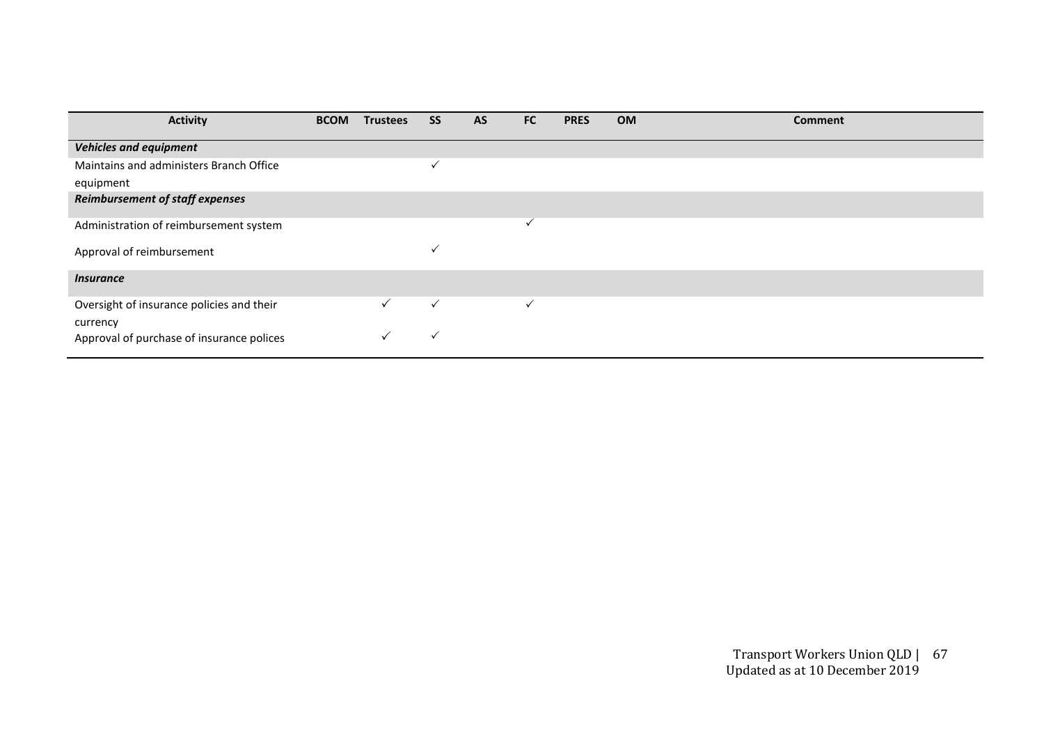| Activity | BCOM | Trustees | SS | AS | FC | PRES | OM | Comment |
|---|---|---|---|---|---|---|---|---|
| ***Vehicles and equipment*** | | | | | | | | |
| Maintains and administers Branch Office equipment | | | ✓ | | | | | |
| ***Reimbursement of staff expenses*** | | | | | | | | |
| Administration of reimbursement system | | | | | ✓ | | | |
| Approval of reimbursement | | | ✓ | | | | | |
| ***Insurance*** | | | | | | | | |
| Oversight of insurance policies and their currency | | ✓ | ✓ | | ✓ | | | |
| Approval of purchase of insurance polices | | ✓ | ✓ | | | | | |